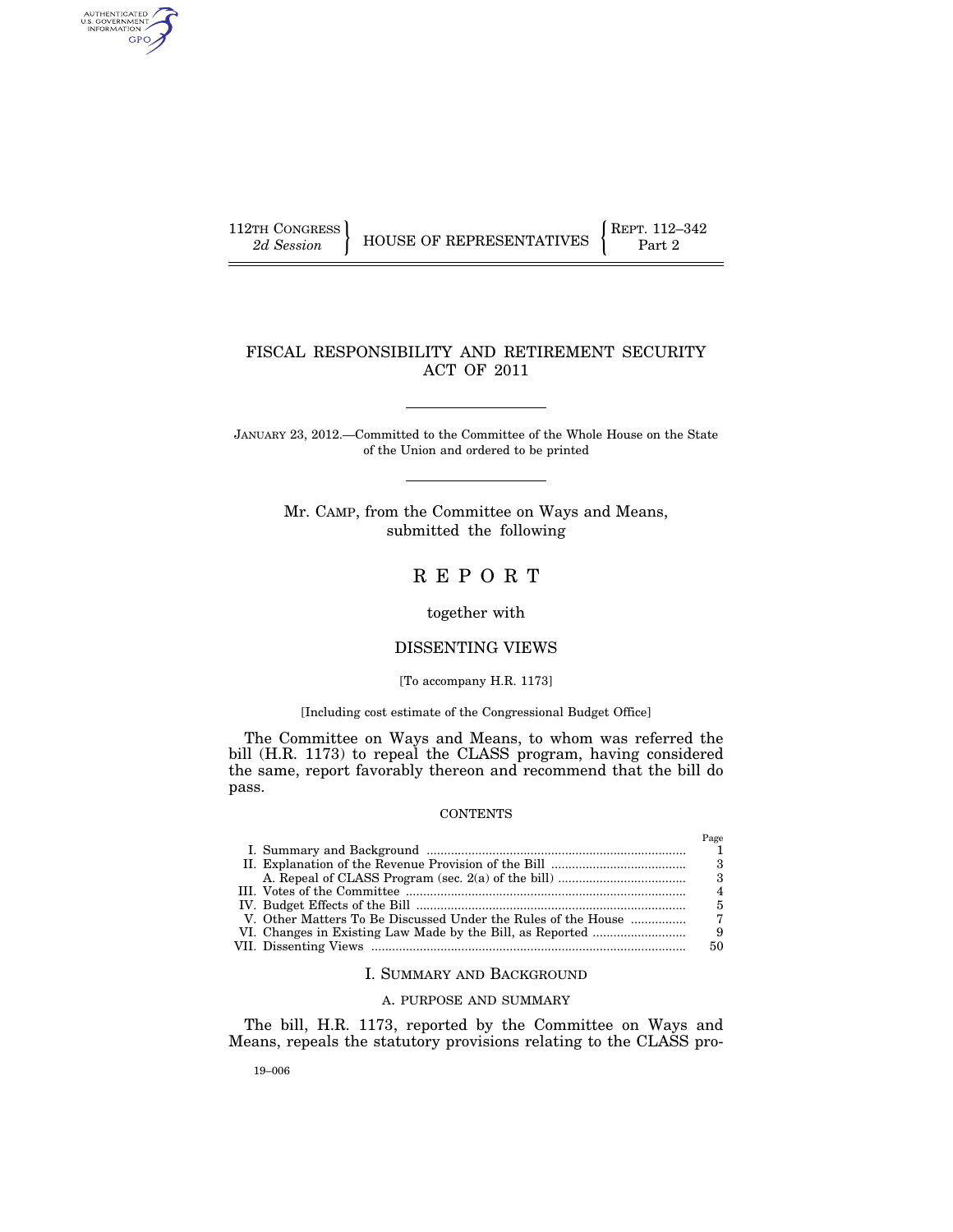112TH CONGRESS
*2d Session*

HOUSE OF REPRESENTATIVES

REPT. 112–342
Part 2

# FISCAL RESPONSIBILITY AND RETIREMENT SECURITY ACT OF 2011

JANUARY 23, 2012.—Committed to the Committee of the Whole House on the State of the Union and ordered to be printed

Mr. CAMP, from the Committee on Ways and Means, submitted the following

## R E P O R T

together with

## DISSENTING VIEWS

[To accompany H.R. 1173]

[Including cost estimate of the Congressional Budget Office]

The Committee on Ways and Means, to whom was referred the bill (H.R. 1173) to repeal the CLASS program, having considered the same, report favorably thereon and recommend that the bill do pass.

CONTENTS

| | Page |
|---|---|
| I. Summary and Background | 1 |
| II. Explanation of the Revenue Provision of the Bill | 3 |
| A. Repeal of CLASS Program (sec. 2(a) of the bill) | 3 |
| III. Votes of the Committee | 4 |
| IV. Budget Effects of the Bill | 5 |
| V. Other Matters To Be Discussed Under the Rules of the House | 7 |
| VI. Changes in Existing Law Made by the Bill, as Reported | 9 |
| VII. Dissenting Views | 50 |

## I. SUMMARY AND BACKGROUND

### A. PURPOSE AND SUMMARY

The bill, H.R. 1173, reported by the Committee on Ways and Means, repeals the statutory provisions relating to the CLASS pro-

19–006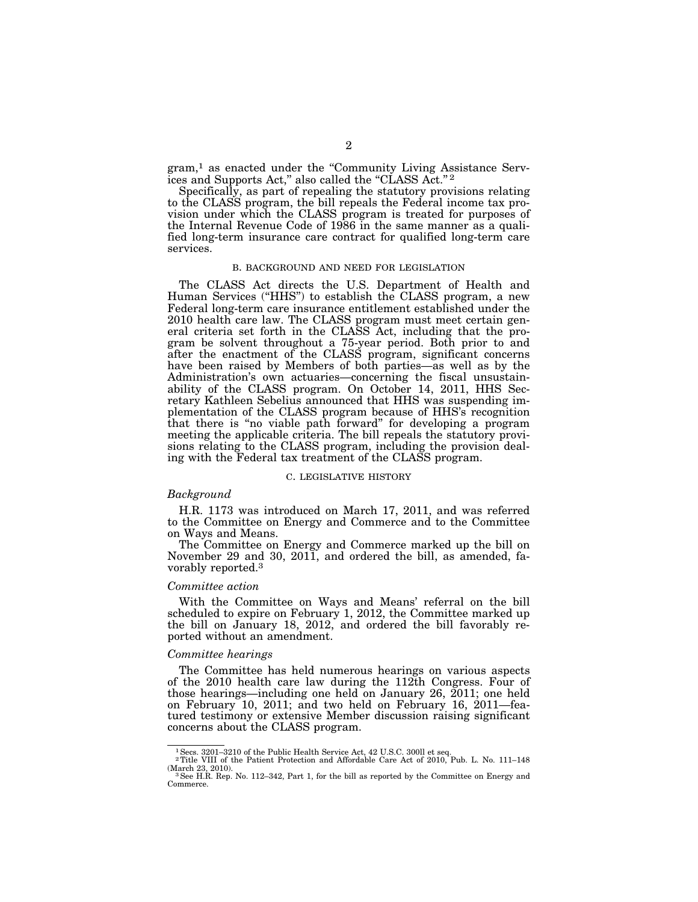gram,[1] as enacted under the "Community Living Assistance Services and Supports Act," also called the "CLASS Act."[2]

Specifically, as part of repealing the statutory provisions relating to the CLASS program, the bill repeals the Federal income tax provision under which the CLASS program is treated for purposes of the Internal Revenue Code of 1986 in the same manner as a qualified long-term insurance care contract for qualified long-term care services.

## B. BACKGROUND AND NEED FOR LEGISLATION

The CLASS Act directs the U.S. Department of Health and Human Services ("HHS") to establish the CLASS program, a new Federal long-term care insurance entitlement established under the 2010 health care law. The CLASS program must meet certain general criteria set forth in the CLASS Act, including that the program be solvent throughout a 75-year period. Both prior to and after the enactment of the CLASS program, significant concerns have been raised by Members of both parties—as well as by the Administration's own actuaries—concerning the fiscal unsustainability of the CLASS program. On October 14, 2011, HHS Secretary Kathleen Sebelius announced that HHS was suspending implementation of the CLASS program because of HHS's recognition that there is "no viable path forward" for developing a program meeting the applicable criteria. The bill repeals the statutory provisions relating to the CLASS program, including the provision dealing with the Federal tax treatment of the CLASS program.

## C. LEGISLATIVE HISTORY

### *Background*

H.R. 1173 was introduced on March 17, 2011, and was referred to the Committee on Energy and Commerce and to the Committee on Ways and Means.

The Committee on Energy and Commerce marked up the bill on November 29 and 30, 2011, and ordered the bill, as amended, favorably reported.[3]

### *Committee action*

With the Committee on Ways and Means' referral on the bill scheduled to expire on February 1, 2012, the Committee marked up the bill on January 18, 2012, and ordered the bill favorably reported without an amendment.

### *Committee hearings*

The Committee has held numerous hearings on various aspects of the 2010 health care law during the 112th Congress. Four of those hearings—including one held on January 26, 2011; one held on February 10, 2011; and two held on February 16, 2011—featured testimony or extensive Member discussion raising significant concerns about the CLASS program.

---

[1] Secs. 3201–3210 of the Public Health Service Act, 42 U.S.C. 300ll et seq.

[2] Title VIII of the Patient Protection and Affordable Care Act of 2010, Pub. L. No. 111–148 (March 23, 2010).

[3] See H.R. Rep. No. 112–342, Part 1, for the bill as reported by the Committee on Energy and Commerce.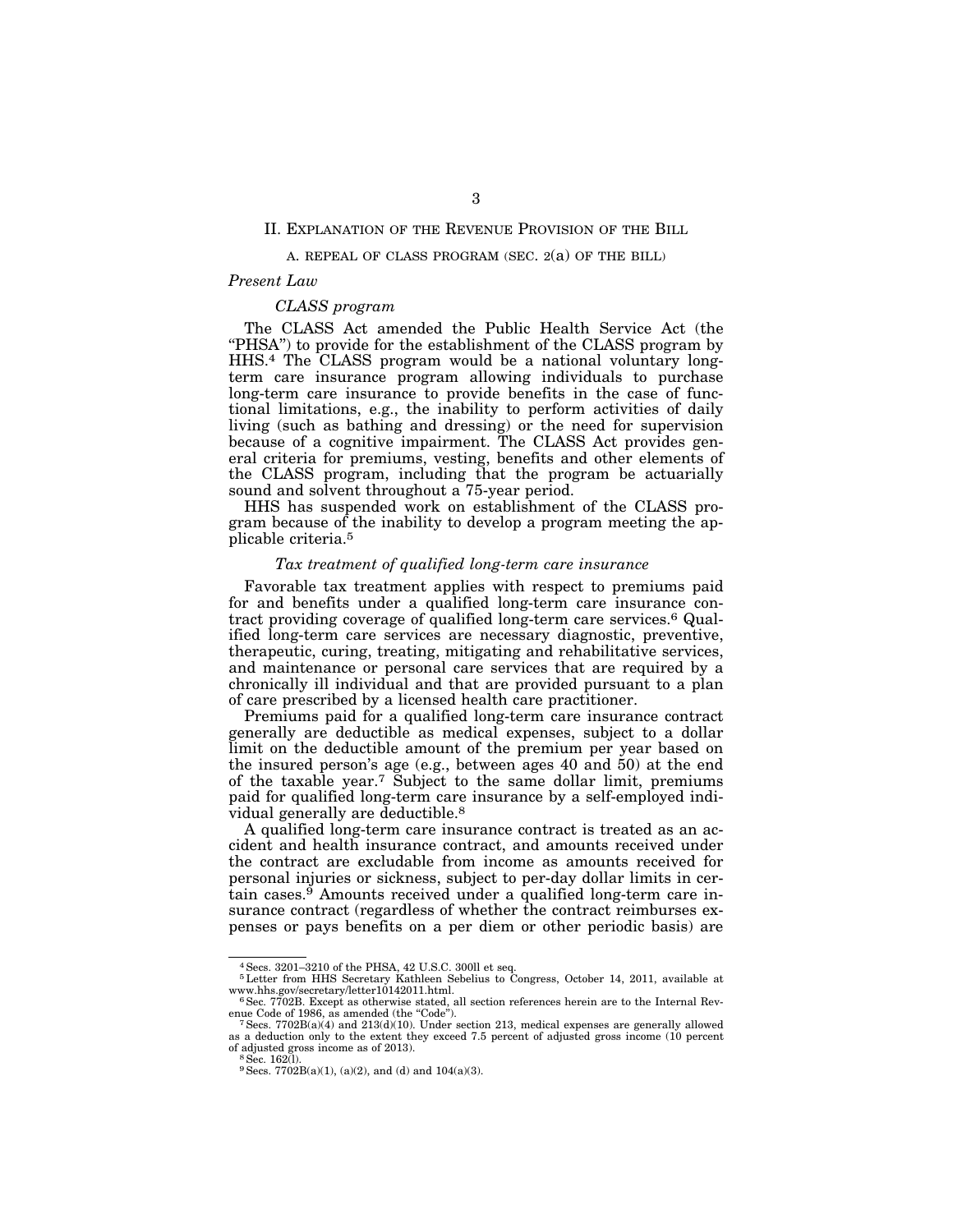## II. Explanation of the Revenue Provision of the Bill

### A. Repeal of CLASS Program (Sec. 2(a) of the Bill)

*Present Law*

*CLASS program*

The CLASS Act amended the Public Health Service Act (the "PHSA") to provide for the establishment of the CLASS program by HHS.[4] The CLASS program would be a national voluntary long-term care insurance program allowing individuals to purchase long-term care insurance to provide benefits in the case of functional limitations, e.g., the inability to perform activities of daily living (such as bathing and dressing) or the need for supervision because of a cognitive impairment. The CLASS Act provides general criteria for premiums, vesting, benefits and other elements of the CLASS program, including that the program be actuarially sound and solvent throughout a 75-year period.

HHS has suspended work on establishment of the CLASS program because of the inability to develop a program meeting the applicable criteria.[5]

*Tax treatment of qualified long-term care insurance*

Favorable tax treatment applies with respect to premiums paid for and benefits under a qualified long-term care insurance contract providing coverage of qualified long-term care services.[6] Qualified long-term care services are necessary diagnostic, preventive, therapeutic, curing, treating, mitigating and rehabilitative services, and maintenance or personal care services that are required by a chronically ill individual and that are provided pursuant to a plan of care prescribed by a licensed health care practitioner.

Premiums paid for a qualified long-term care insurance contract generally are deductible as medical expenses, subject to a dollar limit on the deductible amount of the premium per year based on the insured person's age (e.g., between ages 40 and 50) at the end of the taxable year.[7] Subject to the same dollar limit, premiums paid for qualified long-term care insurance by a self-employed individual generally are deductible.[8]

A qualified long-term care insurance contract is treated as an accident and health insurance contract, and amounts received under the contract are excludable from income as amounts received for personal injuries or sickness, subject to per-day dollar limits in certain cases.[9] Amounts received under a qualified long-term care insurance contract (regardless of whether the contract reimburses expenses or pays benefits on a per diem or other periodic basis) are

---

[4] Secs. 3201–3210 of the PHSA, 42 U.S.C. 300ll et seq.

[5] Letter from HHS Secretary Kathleen Sebelius to Congress, October 14, 2011, available at www.hhs.gov/secretary/letter10142011.html.

[6] Sec. 7702B. Except as otherwise stated, all section references herein are to the Internal Revenue Code of 1986, as amended (the "Code").

[7] Secs. 7702B(a)(4) and 213(d)(10). Under section 213, medical expenses are generally allowed as a deduction only to the extent they exceed 7.5 percent of adjusted gross income (10 percent of adjusted gross income as of 2013).

[8] Sec. 162(l).

[9] Secs. 7702B(a)(1), (a)(2), and (d) and 104(a)(3).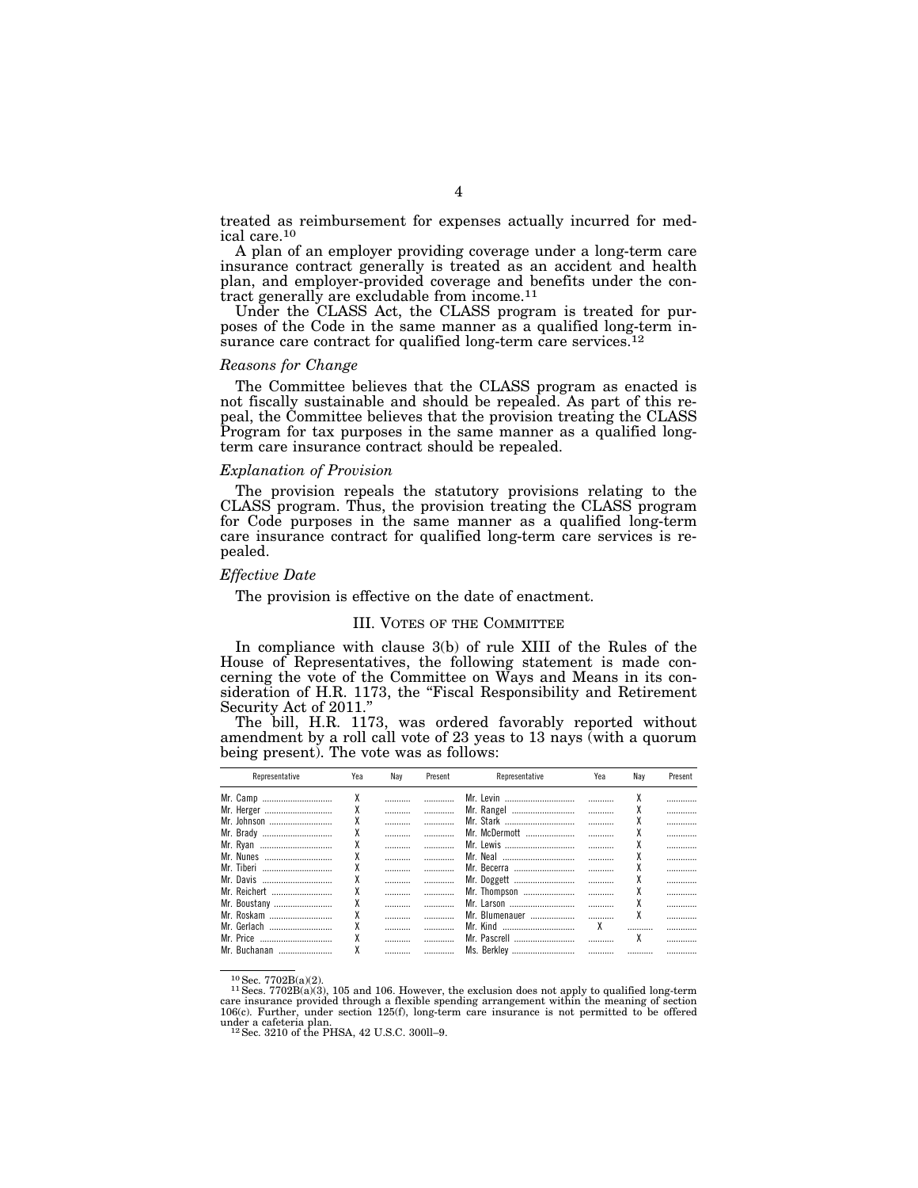treated as reimbursement for expenses actually incurred for medical care.[10]

A plan of an employer providing coverage under a long-term care insurance contract generally is treated as an accident and health plan, and employer-provided coverage and benefits under the contract generally are excludable from income.[11]

Under the CLASS Act, the CLASS program is treated for purposes of the Code in the same manner as a qualified long-term insurance care contract for qualified long-term care services.[12]

*Reasons for Change*

The Committee believes that the CLASS program as enacted is not fiscally sustainable and should be repealed. As part of this repeal, the Committee believes that the provision treating the CLASS Program for tax purposes in the same manner as a qualified long-term care insurance contract should be repealed.

*Explanation of Provision*

The provision repeals the statutory provisions relating to the CLASS program. Thus, the provision treating the CLASS program for Code purposes in the same manner as a qualified long-term care insurance contract for qualified long-term care services is repealed.

*Effective Date*

The provision is effective on the date of enactment.

## III. VOTES OF THE COMMITTEE

In compliance with clause 3(b) of rule XIII of the Rules of the House of Representatives, the following statement is made concerning the vote of the Committee on Ways and Means in its consideration of H.R. 1173, the "Fiscal Responsibility and Retirement Security Act of 2011."

The bill, H.R. 1173, was ordered favorably reported without amendment by a roll call vote of 23 yeas to 13 nays (with a quorum being present). The vote was as follows:

| Representative | Yea | Nay | Present | Representative | Yea | Nay | Present |
|---|---|---|---|---|---|---|---|
| Mr. Camp | X | | | Mr. Levin | | X | |
| Mr. Herger | X | | | Mr. Rangel | | X | |
| Mr. Johnson | X | | | Mr. Stark | | X | |
| Mr. Brady | X | | | Mr. McDermott | | X | |
| Mr. Ryan | X | | | Mr. Lewis | | X | |
| Mr. Nunes | X | | | Mr. Neal | | X | |
| Mr. Tiberi | X | | | Mr. Becerra | | X | |
| Mr. Davis | X | | | Mr. Doggett | | X | |
| Mr. Reichert | X | | | Mr. Thompson | | X | |
| Mr. Boustany | X | | | Mr. Larson | | X | |
| Mr. Roskam | X | | | Mr. Blumenauer | | X | |
| Mr. Gerlach | X | | | Mr. Kind | X | | |
| Mr. Price | X | | | Mr. Pascrell | | X | |
| Mr. Buchanan | X | | | Ms. Berkley | | | |

[10] Sec. 7702B(a)(2).

[11] Secs. 7702B(a)(3), 105 and 106. However, the exclusion does not apply to qualified long-term care insurance provided through a flexible spending arrangement within the meaning of section 106(c). Further, under section 125(f), long-term care insurance is not permitted to be offered under a cafeteria plan.

[12] Sec. 3210 of the PHSA, 42 U.S.C. 300ll–9.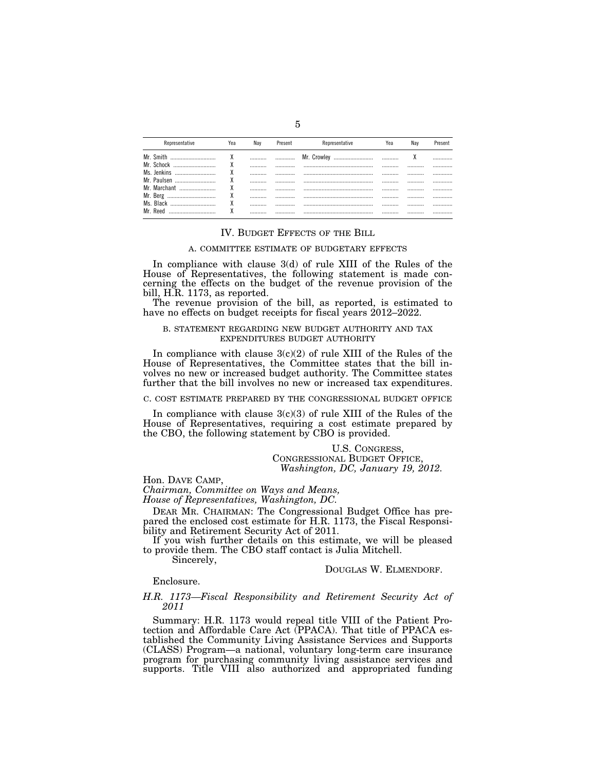| Representative | Yea | Nay | Present | Representative | Yea | Nay | Present |
|---|---|---|---|---|---|---|---|
| Mr. Smith | X | | | Mr. Crowley | | X | |
| Mr. Schock | X | | | | | | |
| Ms. Jenkins | X | | | | | | |
| Mr. Paulsen | X | | | | | | |
| Mr. Marchant | X | | | | | | |
| Mr. Berg | X | | | | | | |
| Ms. Black | X | | | | | | |
| Mr. Reed | X | | | | | | |

## IV. BUDGET EFFECTS OF THE BILL

### A. COMMITTEE ESTIMATE OF BUDGETARY EFFECTS

In compliance with clause 3(d) of rule XIII of the Rules of the House of Representatives, the following statement is made concerning the effects on the budget of the revenue provision of the bill, H.R. 1173, as reported.

The revenue provision of the bill, as reported, is estimated to have no effects on budget receipts for fiscal years 2012–2022.

### B. STATEMENT REGARDING NEW BUDGET AUTHORITY AND TAX EXPENDITURES BUDGET AUTHORITY

In compliance with clause 3(c)(2) of rule XIII of the Rules of the House of Representatives, the Committee states that the bill involves no new or increased budget authority. The Committee states further that the bill involves no new or increased tax expenditures.

### C. COST ESTIMATE PREPARED BY THE CONGRESSIONAL BUDGET OFFICE

In compliance with clause 3(c)(3) of rule XIII of the Rules of the House of Representatives, requiring a cost estimate prepared by the CBO, the following statement by CBO is provided.

U.S. CONGRESS,
CONGRESSIONAL BUDGET OFFICE,
*Washington, DC, January 19, 2012.*

Hon. DAVE CAMP,
*Chairman, Committee on Ways and Means,*
*House of Representatives, Washington, DC.*

DEAR MR. CHAIRMAN: The Congressional Budget Office has prepared the enclosed cost estimate for H.R. 1173, the Fiscal Responsibility and Retirement Security Act of 2011.

If you wish further details on this estimate, we will be pleased to provide them. The CBO staff contact is Julia Mitchell.

Sincerely,

DOUGLAS W. ELMENDORF.

Enclosure.

*H.R. 1173—Fiscal Responsibility and Retirement Security Act of 2011*

Summary: H.R. 1173 would repeal title VIII of the Patient Protection and Affordable Care Act (PPACA). That title of PPACA established the Community Living Assistance Services and Supports (CLASS) Program—a national, voluntary long-term care insurance program for purchasing community living assistance services and supports. Title VIII also authorized and appropriated funding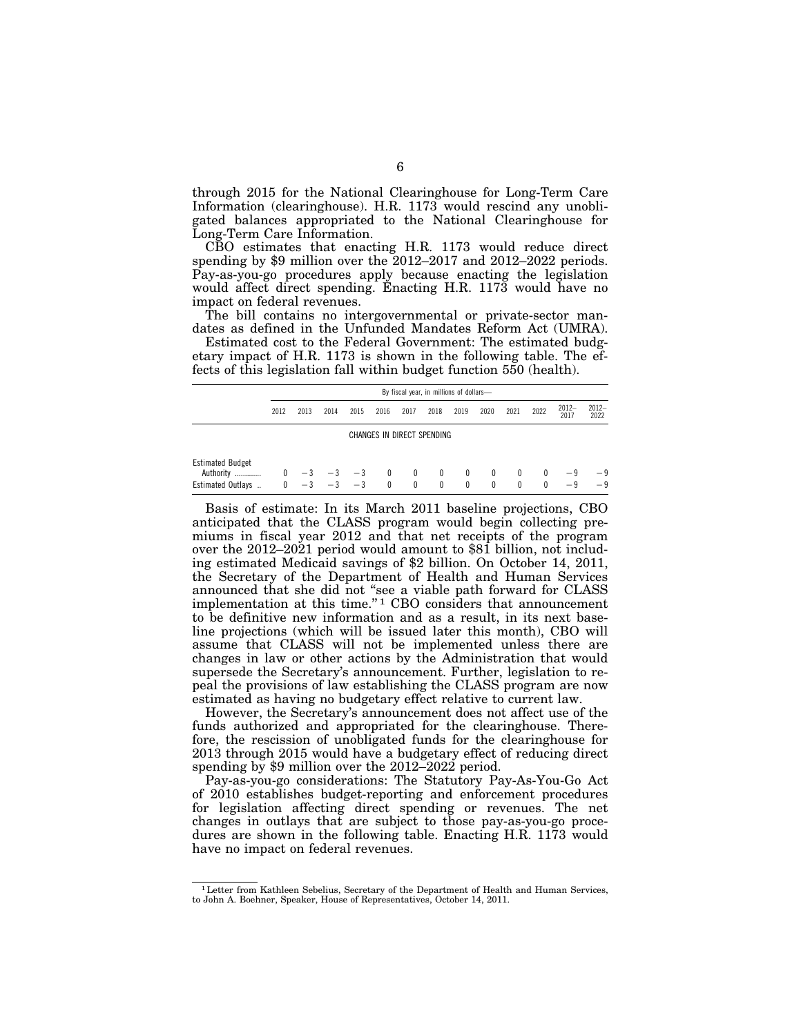through 2015 for the National Clearinghouse for Long-Term Care Information (clearinghouse). H.R. 1173 would rescind any unobligated balances appropriated to the National Clearinghouse for Long-Term Care Information.

CBO estimates that enacting H.R. 1173 would reduce direct spending by $9 million over the 2012–2017 and 2012–2022 periods. Pay-as-you-go procedures apply because enacting the legislation would affect direct spending. Enacting H.R. 1173 would have no impact on federal revenues.

The bill contains no intergovernmental or private-sector mandates as defined in the Unfunded Mandates Reform Act (UMRA).

Estimated cost to the Federal Government: The estimated budgetary impact of H.R. 1173 is shown in the following table. The effects of this legislation fall within budget function 550 (health).

| | By fiscal year, in millions of dollars— | | | | | | | | | | | | |
|---|---|---|---|---|---|---|---|---|---|---|---|---|---|
| | 2012 | 2013 | 2014 | 2015 | 2016 | 2017 | 2018 | 2019 | 2020 | 2021 | 2022 | 2012–2017 | 2012–2022 |
| CHANGES IN DIRECT SPENDING | | | | | | | | | | | | | |
| Estimated Budget Authority | 0 | −3 | −3 | −3 | 0 | 0 | 0 | 0 | 0 | 0 | 0 | −9 | −9 |
| Estimated Outlays | 0 | −3 | −3 | −3 | 0 | 0 | 0 | 0 | 0 | 0 | 0 | −9 | −9 |

Basis of estimate: In its March 2011 baseline projections, CBO anticipated that the CLASS program would begin collecting premiums in fiscal year 2012 and that net receipts of the program over the 2012–2021 period would amount to $81 billion, not including estimated Medicaid savings of $2 billion. On October 14, 2011, the Secretary of the Department of Health and Human Services announced that she did not "see a viable path forward for CLASS implementation at this time."[1] CBO considers that announcement to be definitive new information and as a result, in its next baseline projections (which will be issued later this month), CBO will assume that CLASS will not be implemented unless there are changes in law or other actions by the Administration that would supersede the Secretary's announcement. Further, legislation to repeal the provisions of law establishing the CLASS program are now estimated as having no budgetary effect relative to current law.

However, the Secretary's announcement does not affect use of the funds authorized and appropriated for the clearinghouse. Therefore, the rescission of unobligated funds for the clearinghouse for 2013 through 2015 would have a budgetary effect of reducing direct spending by $9 million over the 2012–2022 period.

Pay-as-you-go considerations: The Statutory Pay-As-You-Go Act of 2010 establishes budget-reporting and enforcement procedures for legislation affecting direct spending or revenues. The net changes in outlays that are subject to those pay-as-you-go procedures are shown in the following table. Enacting H.R. 1173 would have no impact on federal revenues.

[1] Letter from Kathleen Sebelius, Secretary of the Department of Health and Human Services, to John A. Boehner, Speaker, House of Representatives, October 14, 2011.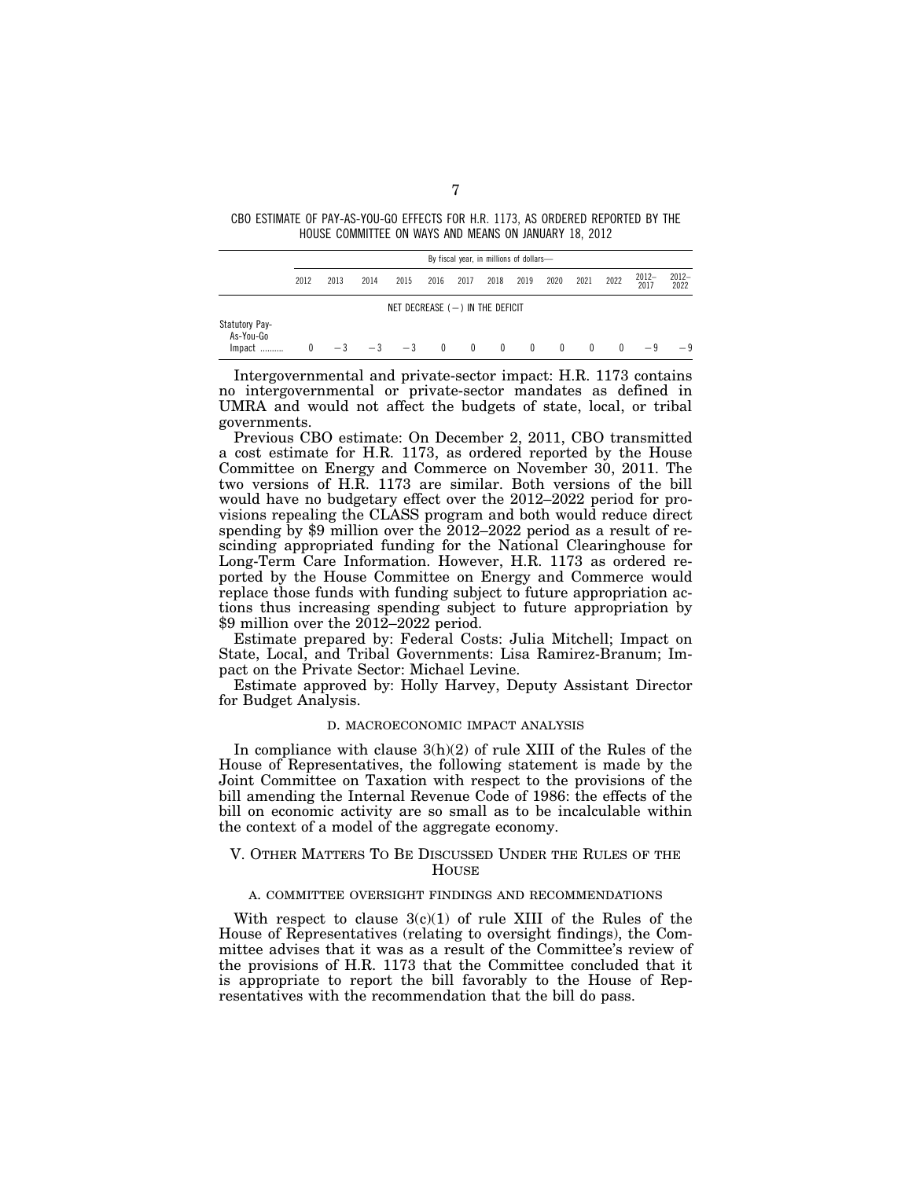CBO ESTIMATE OF PAY-AS-YOU-GO EFFECTS FOR H.R. 1173, AS ORDERED REPORTED BY THE HOUSE COMMITTEE ON WAYS AND MEANS ON JANUARY 18, 2012

| | By fiscal year, in millions of dollars— | | | | | | | | | | | | |
|---|---|---|---|---|---|---|---|---|---|---|---|---|---|
| | 2012 | 2013 | 2014 | 2015 | 2016 | 2017 | 2018 | 2019 | 2020 | 2021 | 2022 | 2012–2017 | 2012–2022 |
| | NET DECREASE (−) IN THE DEFICIT | | | | | | | | | | | | |
| Statutory Pay-As-You-Go Impact .......... | 0 | −3 | −3 | −3 | 0 | 0 | 0 | 0 | 0 | 0 | 0 | −9 | −9 |

Intergovernmental and private-sector impact: H.R. 1173 contains no intergovernmental or private-sector mandates as defined in UMRA and would not affect the budgets of state, local, or tribal governments.

Previous CBO estimate: On December 2, 2011, CBO transmitted a cost estimate for H.R. 1173, as ordered reported by the House Committee on Energy and Commerce on November 30, 2011. The two versions of H.R. 1173 are similar. Both versions of the bill would have no budgetary effect over the 2012–2022 period for provisions repealing the CLASS program and both would reduce direct spending by $9 million over the 2012–2022 period as a result of rescinding appropriated funding for the National Clearinghouse for Long-Term Care Information. However, H.R. 1173 as ordered reported by the House Committee on Energy and Commerce would replace those funds with funding subject to future appropriation actions thus increasing spending subject to future appropriation by $9 million over the 2012–2022 period.

Estimate prepared by: Federal Costs: Julia Mitchell; Impact on State, Local, and Tribal Governments: Lisa Ramirez-Branum; Impact on the Private Sector: Michael Levine.

Estimate approved by: Holly Harvey, Deputy Assistant Director for Budget Analysis.

### D. MACROECONOMIC IMPACT ANALYSIS

In compliance with clause 3(h)(2) of rule XIII of the Rules of the House of Representatives, the following statement is made by the Joint Committee on Taxation with respect to the provisions of the bill amending the Internal Revenue Code of 1986: the effects of the bill on economic activity are so small as to be incalculable within the context of a model of the aggregate economy.

## V. OTHER MATTERS TO BE DISCUSSED UNDER THE RULES OF THE HOUSE

### A. COMMITTEE OVERSIGHT FINDINGS AND RECOMMENDATIONS

With respect to clause 3(c)(1) of rule XIII of the Rules of the House of Representatives (relating to oversight findings), the Committee advises that it was as a result of the Committee's review of the provisions of H.R. 1173 that the Committee concluded that it is appropriate to report the bill favorably to the House of Representatives with the recommendation that the bill do pass.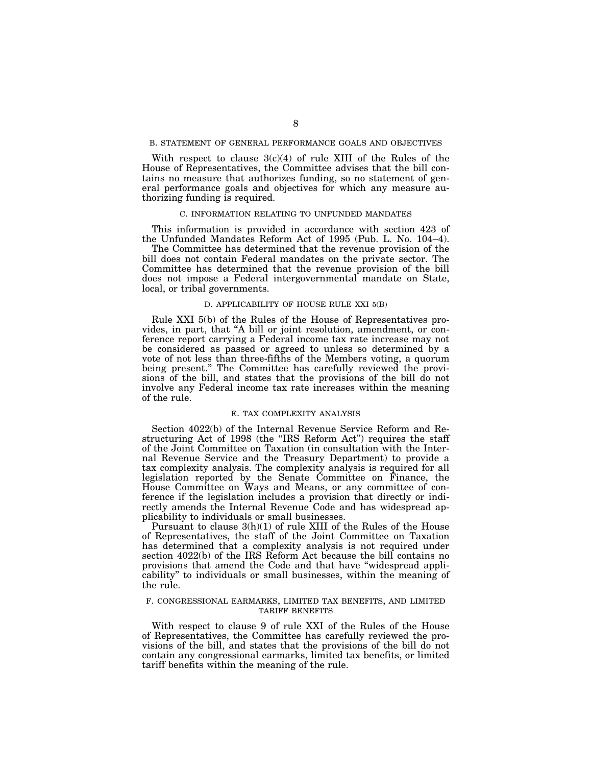### B. STATEMENT OF GENERAL PERFORMANCE GOALS AND OBJECTIVES

With respect to clause 3(c)(4) of rule XIII of the Rules of the House of Representatives, the Committee advises that the bill contains no measure that authorizes funding, so no statement of general performance goals and objectives for which any measure authorizing funding is required.

### C. INFORMATION RELATING TO UNFUNDED MANDATES

This information is provided in accordance with section 423 of the Unfunded Mandates Reform Act of 1995 (Pub. L. No. 104–4).

The Committee has determined that the revenue provision of the bill does not contain Federal mandates on the private sector. The Committee has determined that the revenue provision of the bill does not impose a Federal intergovernmental mandate on State, local, or tribal governments.

### D. APPLICABILITY OF HOUSE RULE XXI 5(B)

Rule XXI 5(b) of the Rules of the House of Representatives provides, in part, that "A bill or joint resolution, amendment, or conference report carrying a Federal income tax rate increase may not be considered as passed or agreed to unless so determined by a vote of not less than three-fifths of the Members voting, a quorum being present." The Committee has carefully reviewed the provisions of the bill, and states that the provisions of the bill do not involve any Federal income tax rate increases within the meaning of the rule.

### E. TAX COMPLEXITY ANALYSIS

Section 4022(b) of the Internal Revenue Service Reform and Restructuring Act of 1998 (the "IRS Reform Act") requires the staff of the Joint Committee on Taxation (in consultation with the Internal Revenue Service and the Treasury Department) to provide a tax complexity analysis. The complexity analysis is required for all legislation reported by the Senate Committee on Finance, the House Committee on Ways and Means, or any committee of conference if the legislation includes a provision that directly or indirectly amends the Internal Revenue Code and has widespread applicability to individuals or small businesses.

Pursuant to clause 3(h)(1) of rule XIII of the Rules of the House of Representatives, the staff of the Joint Committee on Taxation has determined that a complexity analysis is not required under section 4022(b) of the IRS Reform Act because the bill contains no provisions that amend the Code and that have "widespread applicability" to individuals or small businesses, within the meaning of the rule.

### F. CONGRESSIONAL EARMARKS, LIMITED TAX BENEFITS, AND LIMITED TARIFF BENEFITS

With respect to clause 9 of rule XXI of the Rules of the House of Representatives, the Committee has carefully reviewed the provisions of the bill, and states that the provisions of the bill do not contain any congressional earmarks, limited tax benefits, or limited tariff benefits within the meaning of the rule.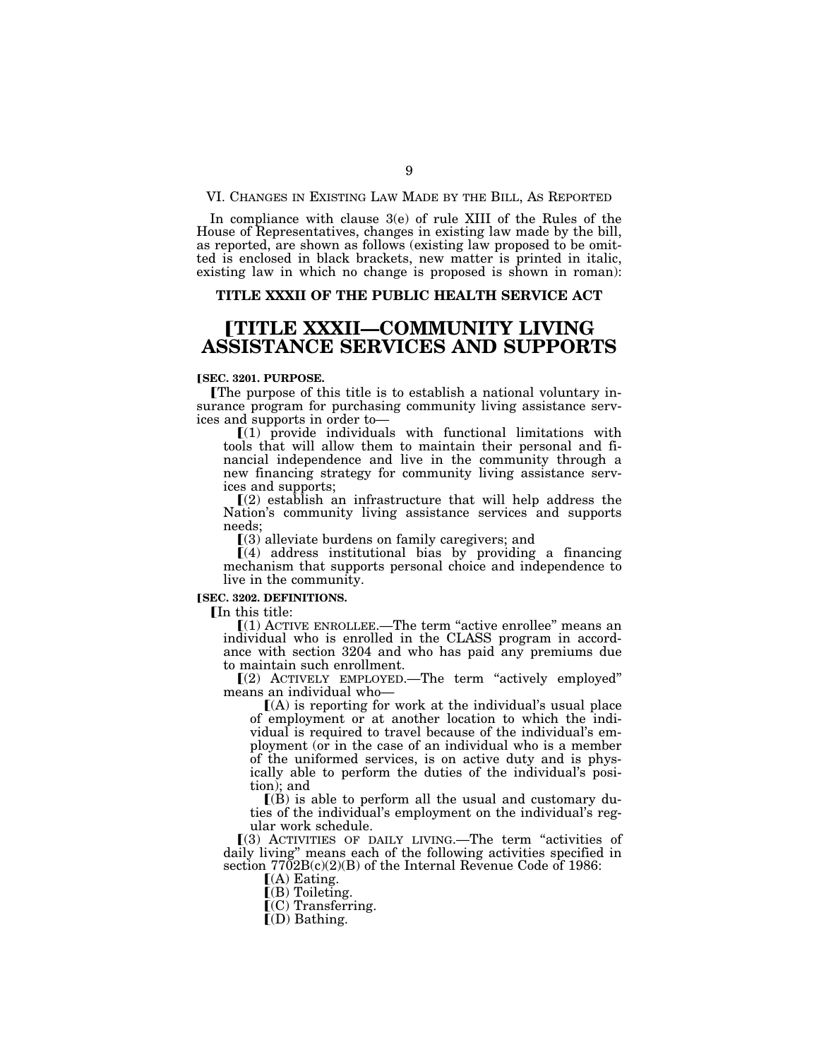VI. CHANGES IN EXISTING LAW MADE BY THE BILL, AS REPORTED

In compliance with clause 3(e) of rule XIII of the Rules of the House of Representatives, changes in existing law made by the bill, as reported, are shown as follows (existing law proposed to be omitted is enclosed in black brackets, new matter is printed in italic, existing law in which no change is proposed is shown in roman):

## TITLE XXXII OF THE PUBLIC HEALTH SERVICE ACT

# ⟦TITLE XXXII—COMMUNITY LIVING ASSISTANCE SERVICES AND SUPPORTS

**⟦SEC. 3201. PURPOSE.**

⟦The purpose of this title is to establish a national voluntary insurance program for purchasing community living assistance services and supports in order to—

⟦(1) provide individuals with functional limitations with tools that will allow them to maintain their personal and financial independence and live in the community through a new financing strategy for community living assistance services and supports;

⟦(2) establish an infrastructure that will help address the Nation's community living assistance services and supports needs;

⟦(3) alleviate burdens on family caregivers; and

⟦(4) address institutional bias by providing a financing mechanism that supports personal choice and independence to live in the community.

**⟦SEC. 3202. DEFINITIONS.**

⟦In this title:

⟦(1) ACTIVE ENROLLEE.—The term "active enrollee" means an individual who is enrolled in the CLASS program in accordance with section 3204 and who has paid any premiums due to maintain such enrollment.

⟦(2) ACTIVELY EMPLOYED.—The term "actively employed" means an individual who—

⟦(A) is reporting for work at the individual's usual place of employment or at another location to which the individual is required to travel because of the individual's employment (or in the case of an individual who is a member of the uniformed services, is on active duty and is physically able to perform the duties of the individual's position); and

⟦(B) is able to perform all the usual and customary duties of the individual's employment on the individual's regular work schedule.

⟦(3) ACTIVITIES OF DAILY LIVING.—The term "activities of daily living" means each of the following activities specified in section 7702B(c)(2)(B) of the Internal Revenue Code of 1986:

⟦(A) Eating.

⟦(B) Toileting.

⟦(C) Transferring.

⟦(D) Bathing.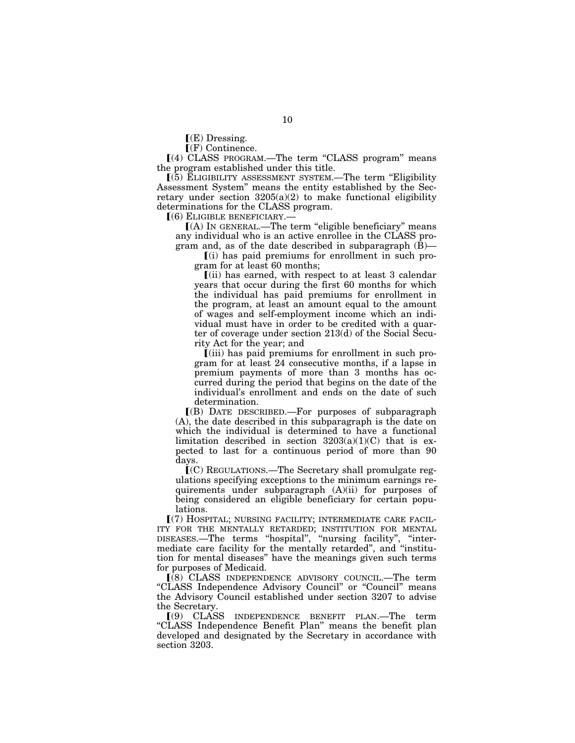⟦(E) Dressing.

⟦(F) Continence.

⟦(4) CLASS PROGRAM.—The term "CLASS program" means the program established under this title.

⟦(5) ELIGIBILITY ASSESSMENT SYSTEM.—The term "Eligibility Assessment System" means the entity established by the Secretary under section 3205(a)(2) to make functional eligibility determinations for the CLASS program.

⟦(6) ELIGIBLE BENEFICIARY.—

⟦(A) IN GENERAL.—The term "eligible beneficiary" means any individual who is an active enrollee in the CLASS program and, as of the date described in subparagraph (B)—

⟦(i) has paid premiums for enrollment in such program for at least 60 months;

⟦(ii) has earned, with respect to at least 3 calendar years that occur during the first 60 months for which the individual has paid premiums for enrollment in the program, at least an amount equal to the amount of wages and self-employment income which an individual must have in order to be credited with a quarter of coverage under section 213(d) of the Social Security Act for the year; and

⟦(iii) has paid premiums for enrollment in such program for at least 24 consecutive months, if a lapse in premium payments of more than 3 months has occurred during the period that begins on the date of the individual's enrollment and ends on the date of such determination.

⟦(B) DATE DESCRIBED.—For purposes of subparagraph (A), the date described in this subparagraph is the date on which the individual is determined to have a functional limitation described in section 3203(a)(1)(C) that is expected to last for a continuous period of more than 90 days.

⟦(C) REGULATIONS.—The Secretary shall promulgate regulations specifying exceptions to the minimum earnings requirements under subparagraph (A)(ii) for purposes of being considered an eligible beneficiary for certain populations.

⟦(7) HOSPITAL; NURSING FACILITY; INTERMEDIATE CARE FACILITY FOR THE MENTALLY RETARDED; INSTITUTION FOR MENTAL DISEASES.—The terms "hospital", "nursing facility", "intermediate care facility for the mentally retarded", and "institution for mental diseases" have the meanings given such terms for purposes of Medicaid.

⟦(8) CLASS INDEPENDENCE ADVISORY COUNCIL.—The term "CLASS Independence Advisory Council" or "Council" means the Advisory Council established under section 3207 to advise the Secretary.

⟦(9) CLASS INDEPENDENCE BENEFIT PLAN.—The term "CLASS Independence Benefit Plan" means the benefit plan developed and designated by the Secretary in accordance with section 3203.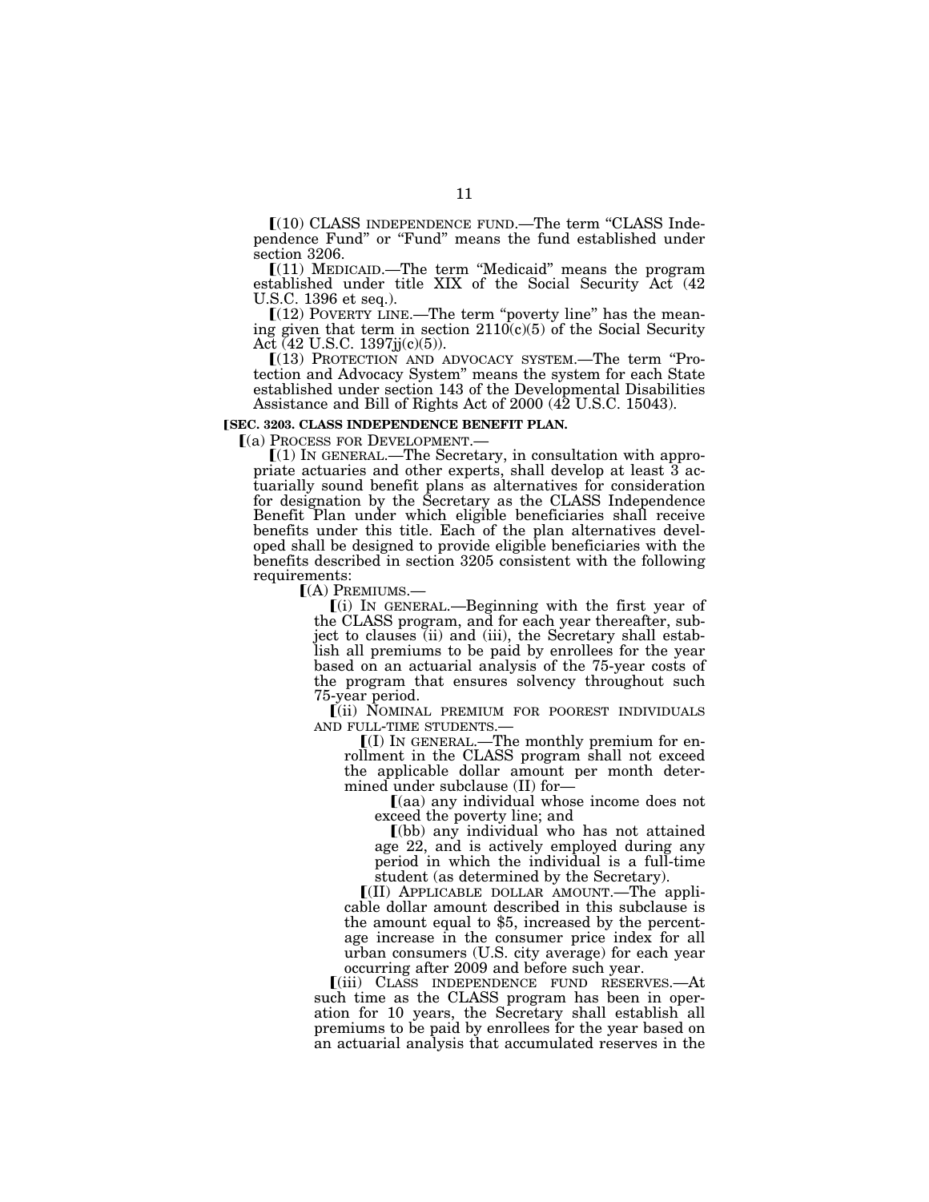⟦(10) CLASS INDEPENDENCE FUND.—The term "CLASS Independence Fund" or "Fund" means the fund established under section 3206.

⟦(11) MEDICAID.—The term "Medicaid" means the program established under title XIX of the Social Security Act (42 U.S.C. 1396 et seq.).

⟦(12) POVERTY LINE.—The term "poverty line" has the meaning given that term in section 2110(c)(5) of the Social Security Act (42 U.S.C. 1397jj(c)(5)).

⟦(13) PROTECTION AND ADVOCACY SYSTEM.—The term "Protection and Advocacy System" means the system for each State established under section 143 of the Developmental Disabilities Assistance and Bill of Rights Act of 2000 (42 U.S.C. 15043).

**⟦SEC. 3203. CLASS INDEPENDENCE BENEFIT PLAN.**

⟦(a) PROCESS FOR DEVELOPMENT.—

⟦(1) IN GENERAL.—The Secretary, in consultation with appropriate actuaries and other experts, shall develop at least 3 actuarially sound benefit plans as alternatives for consideration for designation by the Secretary as the CLASS Independence Benefit Plan under which eligible beneficiaries shall receive benefits under this title. Each of the plan alternatives developed shall be designed to provide eligible beneficiaries with the benefits described in section 3205 consistent with the following requirements:

⟦(A) PREMIUMS.—

⟦(i) IN GENERAL.—Beginning with the first year of the CLASS program, and for each year thereafter, subject to clauses (ii) and (iii), the Secretary shall establish all premiums to be paid by enrollees for the year based on an actuarial analysis of the 75-year costs of the program that ensures solvency throughout such 75-year period.

⟦(ii) NOMINAL PREMIUM FOR POOREST INDIVIDUALS AND FULL-TIME STUDENTS.—

⟦(I) IN GENERAL.—The monthly premium for enrollment in the CLASS program shall not exceed the applicable dollar amount per month determined under subclause (II) for—

⟦(aa) any individual whose income does not exceed the poverty line; and

⟦(bb) any individual who has not attained age 22, and is actively employed during any period in which the individual is a full-time student (as determined by the Secretary).

⟦(II) APPLICABLE DOLLAR AMOUNT.—The applicable dollar amount described in this subclause is the amount equal to $5, increased by the percentage increase in the consumer price index for all urban consumers (U.S. city average) for each year occurring after 2009 and before such year.

⟦(iii) CLASS INDEPENDENCE FUND RESERVES.—At such time as the CLASS program has been in operation for 10 years, the Secretary shall establish all premiums to be paid by enrollees for the year based on an actuarial analysis that accumulated reserves in the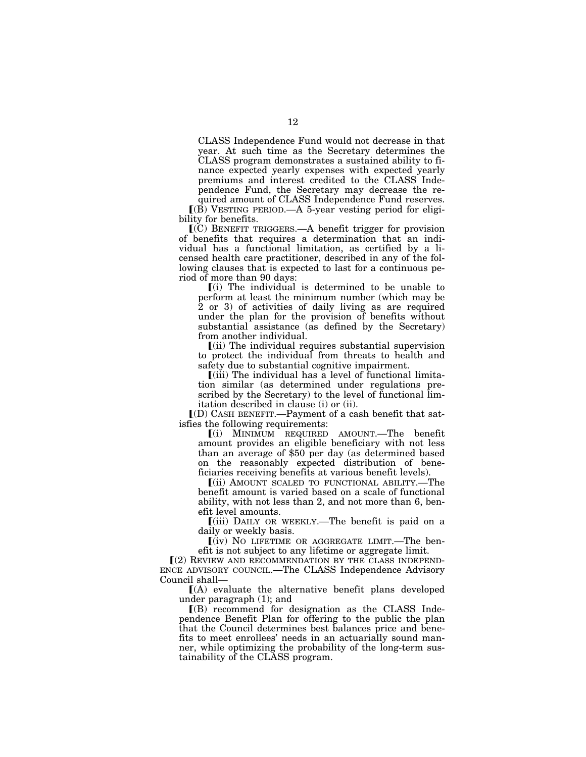CLASS Independence Fund would not decrease in that year. At such time as the Secretary determines the CLASS program demonstrates a sustained ability to finance expected yearly expenses with expected yearly premiums and interest credited to the CLASS Independence Fund, the Secretary may decrease the required amount of CLASS Independence Fund reserves.

⟦(B) VESTING PERIOD.—A 5-year vesting period for eligibility for benefits.

⟦(C) BENEFIT TRIGGERS.—A benefit trigger for provision of benefits that requires a determination that an individual has a functional limitation, as certified by a licensed health care practitioner, described in any of the following clauses that is expected to last for a continuous period of more than 90 days:

⟦(i) The individual is determined to be unable to perform at least the minimum number (which may be 2 or 3) of activities of daily living as are required under the plan for the provision of benefits without substantial assistance (as defined by the Secretary) from another individual.

⟦(ii) The individual requires substantial supervision to protect the individual from threats to health and safety due to substantial cognitive impairment.

⟦(iii) The individual has a level of functional limitation similar (as determined under regulations prescribed by the Secretary) to the level of functional limitation described in clause (i) or (ii).

⟦(D) CASH BENEFIT.—Payment of a cash benefit that satisfies the following requirements:

⟦(i) MINIMUM REQUIRED AMOUNT.—The benefit amount provides an eligible beneficiary with not less than an average of $50 per day (as determined based on the reasonably expected distribution of beneficiaries receiving benefits at various benefit levels).

⟦(ii) AMOUNT SCALED TO FUNCTIONAL ABILITY.—The benefit amount is varied based on a scale of functional ability, with not less than 2, and not more than 6, benefit level amounts.

⟦(iii) DAILY OR WEEKLY.—The benefit is paid on a daily or weekly basis.

⟦(iv) NO LIFETIME OR AGGREGATE LIMIT.—The benefit is not subject to any lifetime or aggregate limit.

⟦(2) REVIEW AND RECOMMENDATION BY THE CLASS INDEPENDENCE ADVISORY COUNCIL.—The CLASS Independence Advisory Council shall—

⟦(A) evaluate the alternative benefit plans developed under paragraph (1); and

⟦(B) recommend for designation as the CLASS Independence Benefit Plan for offering to the public the plan that the Council determines best balances price and benefits to meet enrollees' needs in an actuarially sound manner, while optimizing the probability of the long-term sustainability of the CLASS program.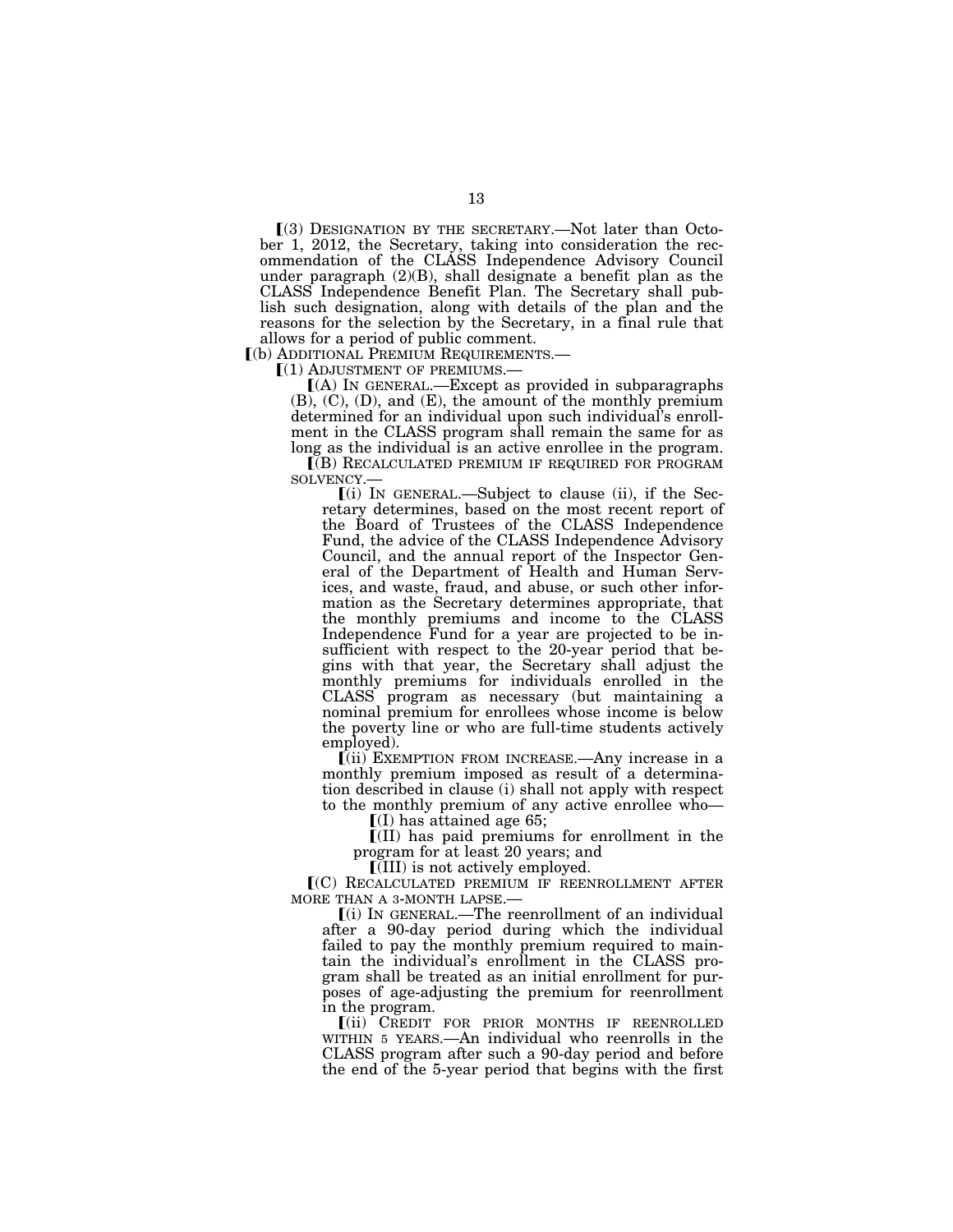⟦(3) DESIGNATION BY THE SECRETARY.—Not later than October 1, 2012, the Secretary, taking into consideration the recommendation of the CLASS Independence Advisory Council under paragraph (2)(B), shall designate a benefit plan as the CLASS Independence Benefit Plan. The Secretary shall publish such designation, along with details of the plan and the reasons for the selection by the Secretary, in a final rule that allows for a period of public comment.

⟦(b) ADDITIONAL PREMIUM REQUIREMENTS.—

⟦(1) ADJUSTMENT OF PREMIUMS.—

⟦(A) IN GENERAL.—Except as provided in subparagraphs (B), (C), (D), and (E), the amount of the monthly premium determined for an individual upon such individual's enrollment in the CLASS program shall remain the same for as long as the individual is an active enrollee in the program.

⟦(B) RECALCULATED PREMIUM IF REQUIRED FOR PROGRAM SOLVENCY.—

⟦(i) IN GENERAL.—Subject to clause (ii), if the Secretary determines, based on the most recent report of the Board of Trustees of the CLASS Independence Fund, the advice of the CLASS Independence Advisory Council, and the annual report of the Inspector General of the Department of Health and Human Services, and waste, fraud, and abuse, or such other information as the Secretary determines appropriate, that the monthly premiums and income to the CLASS Independence Fund for a year are projected to be insufficient with respect to the 20-year period that begins with that year, the Secretary shall adjust the monthly premiums for individuals enrolled in the CLASS program as necessary (but maintaining a nominal premium for enrollees whose income is below the poverty line or who are full-time students actively employed).

⟦(ii) EXEMPTION FROM INCREASE.—Any increase in a monthly premium imposed as result of a determination described in clause (i) shall not apply with respect to the monthly premium of any active enrollee who—

⟦(I) has attained age 65;

⟦(II) has paid premiums for enrollment in the program for at least 20 years; and

⟦(III) is not actively employed.

⟦(C) RECALCULATED PREMIUM IF REENROLLMENT AFTER MORE THAN A 3-MONTH LAPSE.—

⟦(i) IN GENERAL.—The reenrollment of an individual after a 90-day period during which the individual failed to pay the monthly premium required to maintain the individual's enrollment in the CLASS program shall be treated as an initial enrollment for purposes of age-adjusting the premium for reenrollment in the program.

⟦(ii) CREDIT FOR PRIOR MONTHS IF REENROLLED WITHIN 5 YEARS.—An individual who reenrolls in the CLASS program after such a 90-day period and before the end of the 5-year period that begins with the first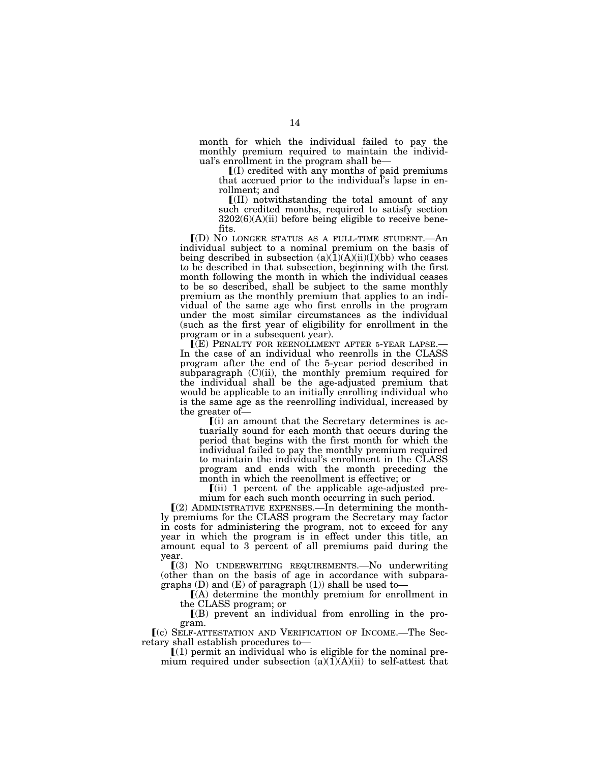month for which the individual failed to pay the monthly premium required to maintain the individual's enrollment in the program shall be—

⟦(I) credited with any months of paid premiums that accrued prior to the individual's lapse in enrollment; and

⟦(II) notwithstanding the total amount of any such credited months, required to satisfy section 3202(6)(A)(ii) before being eligible to receive benefits.

⟦(D) NO LONGER STATUS AS A FULL-TIME STUDENT.—An individual subject to a nominal premium on the basis of being described in subsection (a)(1)(A)(ii)(I)(bb) who ceases to be described in that subsection, beginning with the first month following the month in which the individual ceases to be so described, shall be subject to the same monthly premium as the monthly premium that applies to an individual of the same age who first enrolls in the program under the most similar circumstances as the individual (such as the first year of eligibility for enrollment in the program or in a subsequent year).

⟦(E) PENALTY FOR REENOLLMENT AFTER 5-YEAR LAPSE.—In the case of an individual who reenrolls in the CLASS program after the end of the 5-year period described in subparagraph (C)(ii), the monthly premium required for the individual shall be the age-adjusted premium that would be applicable to an initially enrolling individual who is the same age as the reenrolling individual, increased by the greater of—

⟦(i) an amount that the Secretary determines is actuarially sound for each month that occurs during the period that begins with the first month for which the individual failed to pay the monthly premium required to maintain the individual's enrollment in the CLASS program and ends with the month preceding the month in which the reenollment is effective; or

⟦(ii) 1 percent of the applicable age-adjusted premium for each such month occurring in such period.

⟦(2) ADMINISTRATIVE EXPENSES.—In determining the monthly premiums for the CLASS program the Secretary may factor in costs for administering the program, not to exceed for any year in which the program is in effect under this title, an amount equal to 3 percent of all premiums paid during the year.

⟦(3) NO UNDERWRITING REQUIREMENTS.—No underwriting (other than on the basis of age in accordance with subparagraphs (D) and (E) of paragraph (1)) shall be used to—

⟦(A) determine the monthly premium for enrollment in the CLASS program; or

⟦(B) prevent an individual from enrolling in the program.

⟦(c) SELF-ATTESTATION AND VERIFICATION OF INCOME.—The Secretary shall establish procedures to—

⟦(1) permit an individual who is eligible for the nominal premium required under subsection (a)(1)(A)(ii) to self-attest that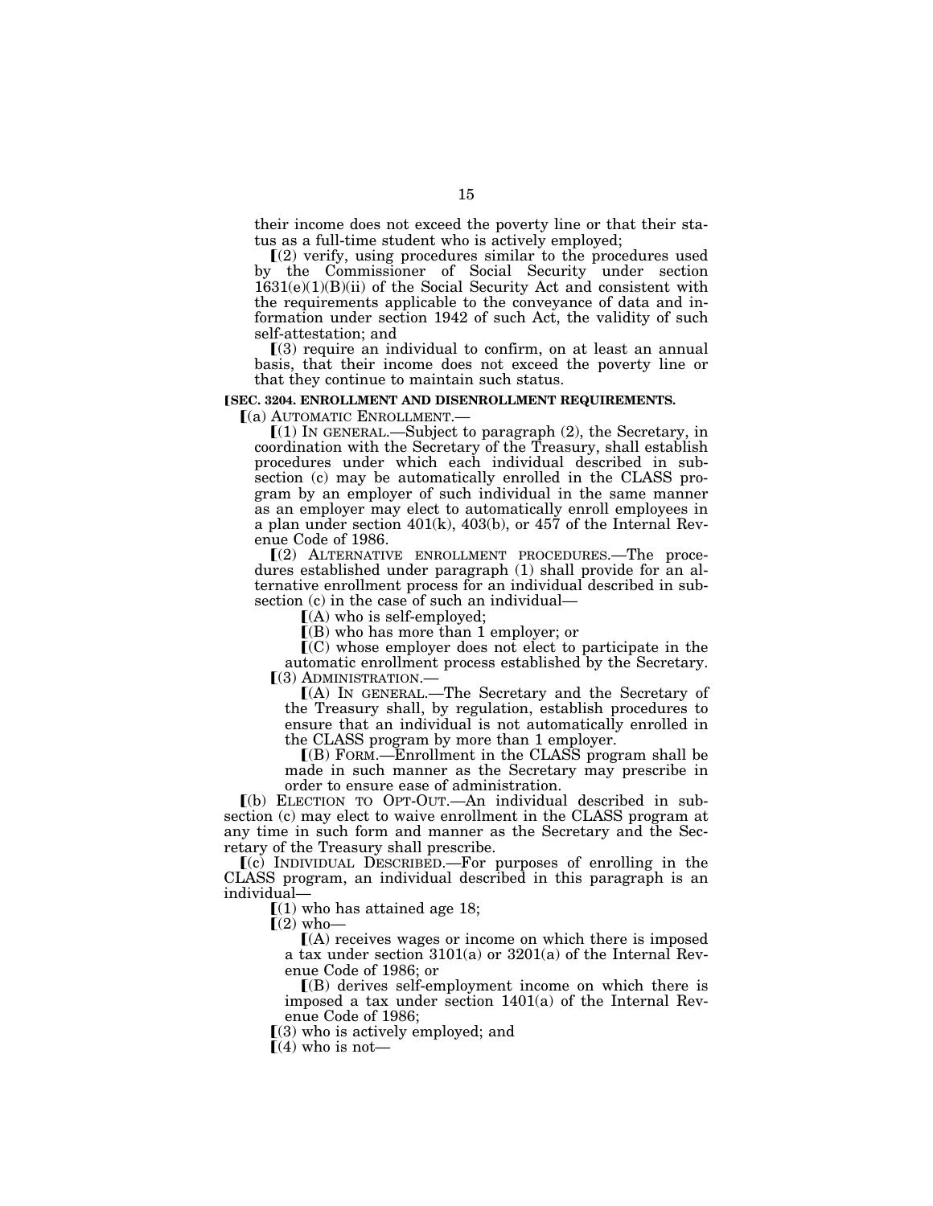their income does not exceed the poverty line or that their status as a full-time student who is actively employed;

⟦(2) verify, using procedures similar to the procedures used by the Commissioner of Social Security under section 1631(e)(1)(B)(ii) of the Social Security Act and consistent with the requirements applicable to the conveyance of data and information under section 1942 of such Act, the validity of such self-attestation; and

⟦(3) require an individual to confirm, on at least an annual basis, that their income does not exceed the poverty line or that they continue to maintain such status.

**⟦SEC. 3204. ENROLLMENT AND DISENROLLMENT REQUIREMENTS.**

⟦(a) AUTOMATIC ENROLLMENT.—

⟦(1) IN GENERAL.—Subject to paragraph (2), the Secretary, in coordination with the Secretary of the Treasury, shall establish procedures under which each individual described in subsection (c) may be automatically enrolled in the CLASS program by an employer of such individual in the same manner as an employer may elect to automatically enroll employees in a plan under section 401(k), 403(b), or 457 of the Internal Revenue Code of 1986.

⟦(2) ALTERNATIVE ENROLLMENT PROCEDURES.—The procedures established under paragraph (1) shall provide for an alternative enrollment process for an individual described in subsection (c) in the case of such an individual—

⟦(A) who is self-employed;

⟦(B) who has more than 1 employer; or

⟦(C) whose employer does not elect to participate in the automatic enrollment process established by the Secretary.

⟦(3) ADMINISTRATION.—

⟦(A) IN GENERAL.—The Secretary and the Secretary of the Treasury shall, by regulation, establish procedures to ensure that an individual is not automatically enrolled in the CLASS program by more than 1 employer.

⟦(B) FORM.—Enrollment in the CLASS program shall be made in such manner as the Secretary may prescribe in order to ensure ease of administration.

⟦(b) ELECTION TO OPT-OUT.—An individual described in subsection (c) may elect to waive enrollment in the CLASS program at any time in such form and manner as the Secretary and the Secretary of the Treasury shall prescribe.

⟦(c) INDIVIDUAL DESCRIBED.—For purposes of enrolling in the CLASS program, an individual described in this paragraph is an individual—

⟦(1) who has attained age 18;

⟦(2) who—

⟦(A) receives wages or income on which there is imposed a tax under section 3101(a) or 3201(a) of the Internal Revenue Code of 1986; or

⟦(B) derives self-employment income on which there is imposed a tax under section 1401(a) of the Internal Revenue Code of 1986;

⟦(3) who is actively employed; and

⟦(4) who is not—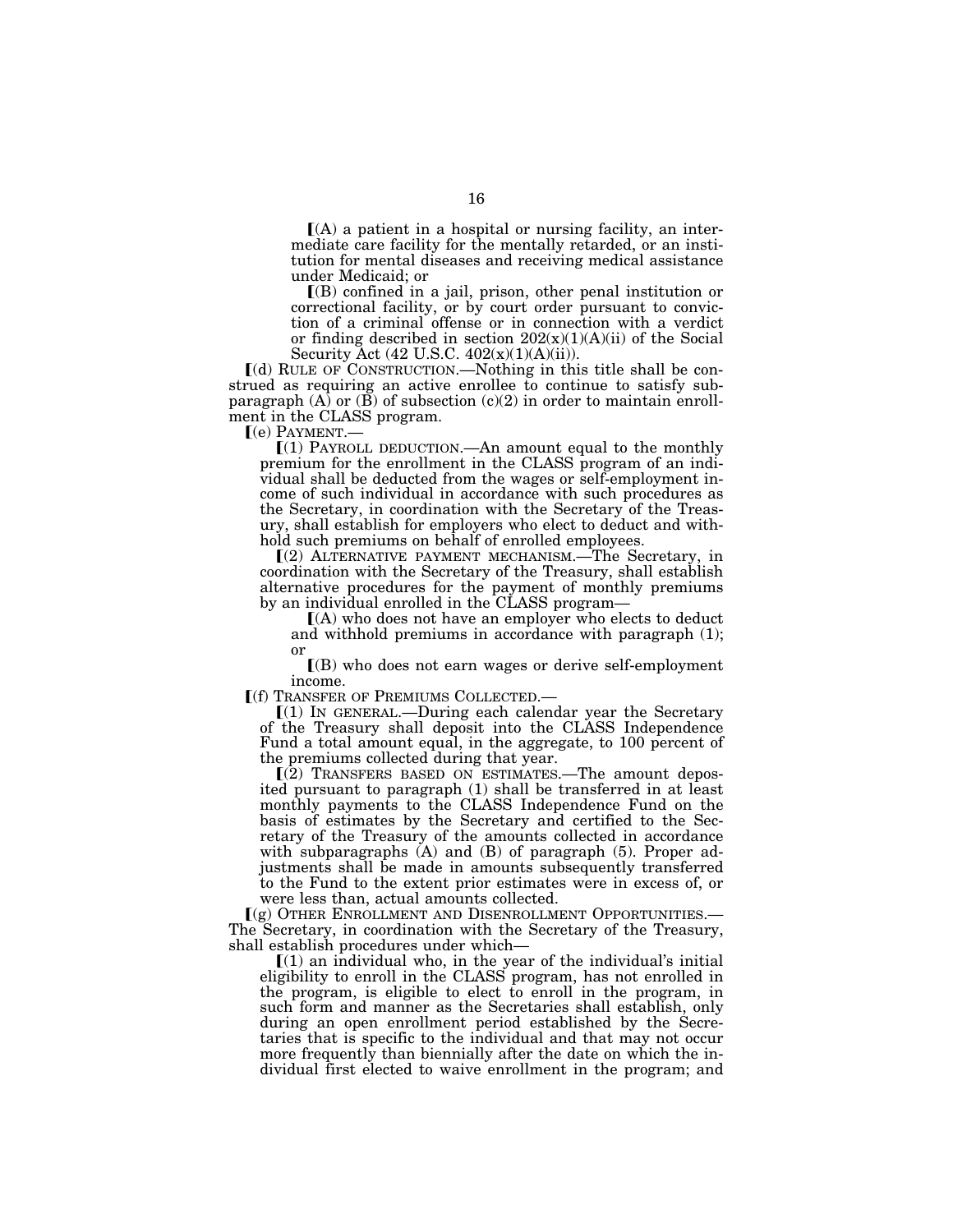⟦(A) a patient in a hospital or nursing facility, an intermediate care facility for the mentally retarded, or an institution for mental diseases and receiving medical assistance under Medicaid; or

⟦(B) confined in a jail, prison, other penal institution or correctional facility, or by court order pursuant to conviction of a criminal offense or in connection with a verdict or finding described in section 202(x)(1)(A)(ii) of the Social Security Act (42 U.S.C. 402(x)(1)(A)(ii)).

⟦(d) RULE OF CONSTRUCTION.—Nothing in this title shall be construed as requiring an active enrollee to continue to satisfy subparagraph (A) or (B) of subsection (c)(2) in order to maintain enrollment in the CLASS program.

⟦(e) PAYMENT.—

⟦(1) PAYROLL DEDUCTION.—An amount equal to the monthly premium for the enrollment in the CLASS program of an individual shall be deducted from the wages or self-employment income of such individual in accordance with such procedures as the Secretary, in coordination with the Secretary of the Treasury, shall establish for employers who elect to deduct and withhold such premiums on behalf of enrolled employees.

⟦(2) ALTERNATIVE PAYMENT MECHANISM.—The Secretary, in coordination with the Secretary of the Treasury, shall establish alternative procedures for the payment of monthly premiums by an individual enrolled in the CLASS program—

⟦(A) who does not have an employer who elects to deduct and withhold premiums in accordance with paragraph (1); or

⟦(B) who does not earn wages or derive self-employment income.

⟦(f) TRANSFER OF PREMIUMS COLLECTED.—

⟦(1) IN GENERAL.—During each calendar year the Secretary of the Treasury shall deposit into the CLASS Independence Fund a total amount equal, in the aggregate, to 100 percent of the premiums collected during that year.

⟦(2) TRANSFERS BASED ON ESTIMATES.—The amount deposited pursuant to paragraph (1) shall be transferred in at least monthly payments to the CLASS Independence Fund on the basis of estimates by the Secretary and certified to the Secretary of the Treasury of the amounts collected in accordance with subparagraphs (A) and (B) of paragraph (5). Proper adjustments shall be made in amounts subsequently transferred to the Fund to the extent prior estimates were in excess of, or were less than, actual amounts collected.

⟦(g) OTHER ENROLLMENT AND DISENROLLMENT OPPORTUNITIES.—The Secretary, in coordination with the Secretary of the Treasury, shall establish procedures under which—

⟦(1) an individual who, in the year of the individual's initial eligibility to enroll in the CLASS program, has not enrolled in the program, is eligible to elect to enroll in the program, in such form and manner as the Secretaries shall establish, only during an open enrollment period established by the Secretaries that is specific to the individual and that may not occur more frequently than biennially after the date on which the individual first elected to waive enrollment in the program; and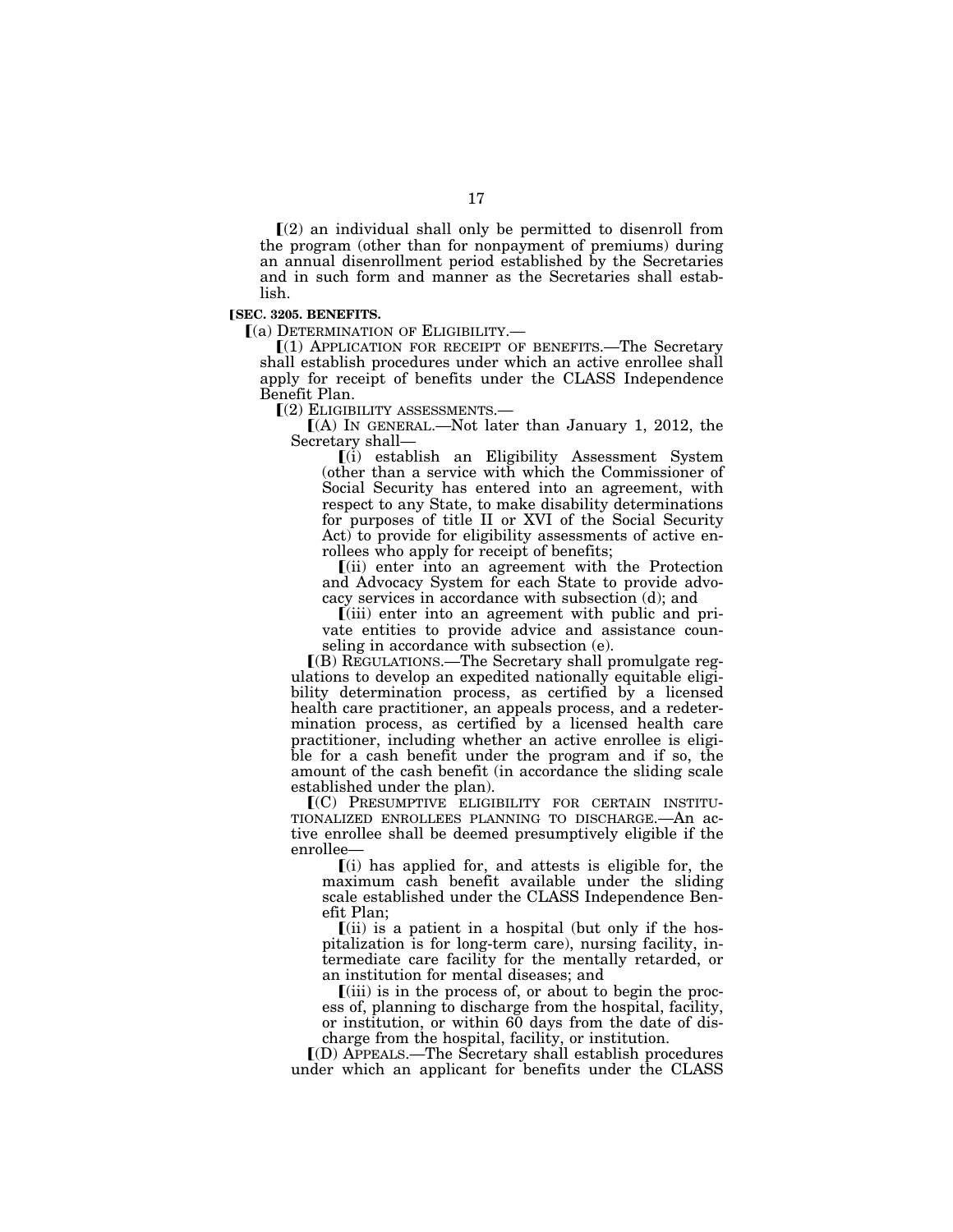⟦(2) an individual shall only be permitted to disenroll from the program (other than for nonpayment of premiums) during an annual disenrollment period established by the Secretaries and in such form and manner as the Secretaries shall establish.

⟦**SEC. 3205. BENEFITS.**

⟦(a) DETERMINATION OF ELIGIBILITY.—

⟦(1) APPLICATION FOR RECEIPT OF BENEFITS.—The Secretary shall establish procedures under which an active enrollee shall apply for receipt of benefits under the CLASS Independence Benefit Plan.

⟦(2) ELIGIBILITY ASSESSMENTS.—

⟦(A) IN GENERAL.—Not later than January 1, 2012, the Secretary shall—

⟦(i) establish an Eligibility Assessment System (other than a service with which the Commissioner of Social Security has entered into an agreement, with respect to any State, to make disability determinations for purposes of title II or XVI of the Social Security Act) to provide for eligibility assessments of active enrollees who apply for receipt of benefits;

⟦(ii) enter into an agreement with the Protection and Advocacy System for each State to provide advocacy services in accordance with subsection (d); and

⟦(iii) enter into an agreement with public and private entities to provide advice and assistance counseling in accordance with subsection (e).

⟦(B) REGULATIONS.—The Secretary shall promulgate regulations to develop an expedited nationally equitable eligibility determination process, as certified by a licensed health care practitioner, an appeals process, and a redetermination process, as certified by a licensed health care practitioner, including whether an active enrollee is eligible for a cash benefit under the program and if so, the amount of the cash benefit (in accordance the sliding scale established under the plan).

⟦(C) PRESUMPTIVE ELIGIBILITY FOR CERTAIN INSTITUTIONALIZED ENROLLEES PLANNING TO DISCHARGE.—An active enrollee shall be deemed presumptively eligible if the enrollee—

⟦(i) has applied for, and attests is eligible for, the maximum cash benefit available under the sliding scale established under the CLASS Independence Benefit Plan;

⟦(ii) is a patient in a hospital (but only if the hospitalization is for long-term care), nursing facility, intermediate care facility for the mentally retarded, or an institution for mental diseases; and

⟦(iii) is in the process of, or about to begin the process of, planning to discharge from the hospital, facility, or institution, or within 60 days from the date of discharge from the hospital, facility, or institution.

⟦(D) APPEALS.—The Secretary shall establish procedures under which an applicant for benefits under the CLASS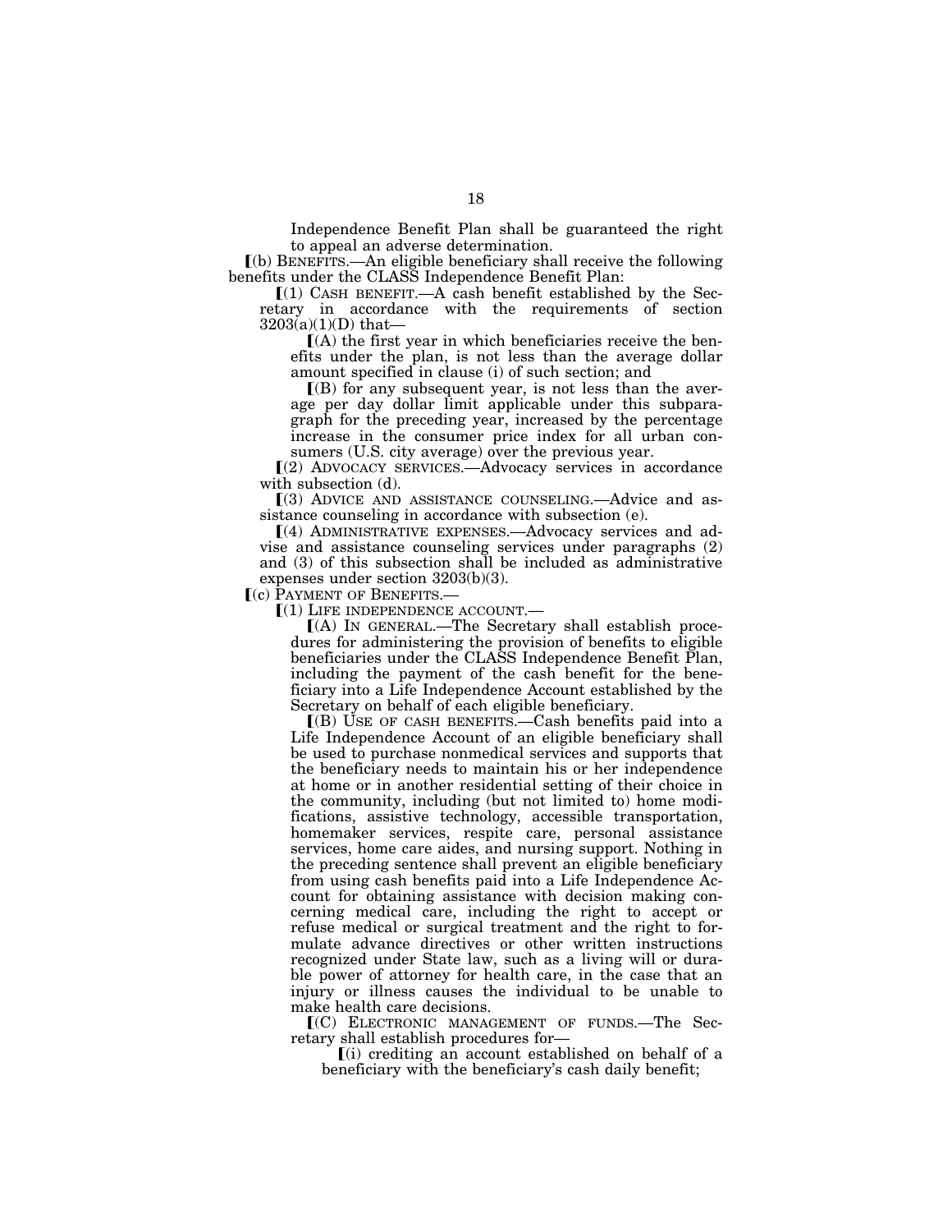Independence Benefit Plan shall be guaranteed the right to appeal an adverse determination.

⟦(b) BENEFITS.—An eligible beneficiary shall receive the following benefits under the CLASS Independence Benefit Plan:

⟦(1) CASH BENEFIT.—A cash benefit established by the Secretary in accordance with the requirements of section 3203(a)(1)(D) that—

⟦(A) the first year in which beneficiaries receive the benefits under the plan, is not less than the average dollar amount specified in clause (i) of such section; and

⟦(B) for any subsequent year, is not less than the average per day dollar limit applicable under this subparagraph for the preceding year, increased by the percentage increase in the consumer price index for all urban consumers (U.S. city average) over the previous year.

⟦(2) ADVOCACY SERVICES.—Advocacy services in accordance with subsection (d).

⟦(3) ADVICE AND ASSISTANCE COUNSELING.—Advice and assistance counseling in accordance with subsection (e).

⟦(4) ADMINISTRATIVE EXPENSES.—Advocacy services and advise and assistance counseling services under paragraphs (2) and (3) of this subsection shall be included as administrative expenses under section 3203(b)(3).

⟦(c) PAYMENT OF BENEFITS.—

⟦(1) LIFE INDEPENDENCE ACCOUNT.—

⟦(A) IN GENERAL.—The Secretary shall establish procedures for administering the provision of benefits to eligible beneficiaries under the CLASS Independence Benefit Plan, including the payment of the cash benefit for the beneficiary into a Life Independence Account established by the Secretary on behalf of each eligible beneficiary.

⟦(B) USE OF CASH BENEFITS.—Cash benefits paid into a Life Independence Account of an eligible beneficiary shall be used to purchase nonmedical services and supports that the beneficiary needs to maintain his or her independence at home or in another residential setting of their choice in the community, including (but not limited to) home modifications, assistive technology, accessible transportation, homemaker services, respite care, personal assistance services, home care aides, and nursing support. Nothing in the preceding sentence shall prevent an eligible beneficiary from using cash benefits paid into a Life Independence Account for obtaining assistance with decision making concerning medical care, including the right to accept or refuse medical or surgical treatment and the right to formulate advance directives or other written instructions recognized under State law, such as a living will or durable power of attorney for health care, in the case that an injury or illness causes the individual to be unable to make health care decisions.

⟦(C) ELECTRONIC MANAGEMENT OF FUNDS.—The Secretary shall establish procedures for—

⟦(i) crediting an account established on behalf of a beneficiary with the beneficiary's cash daily benefit;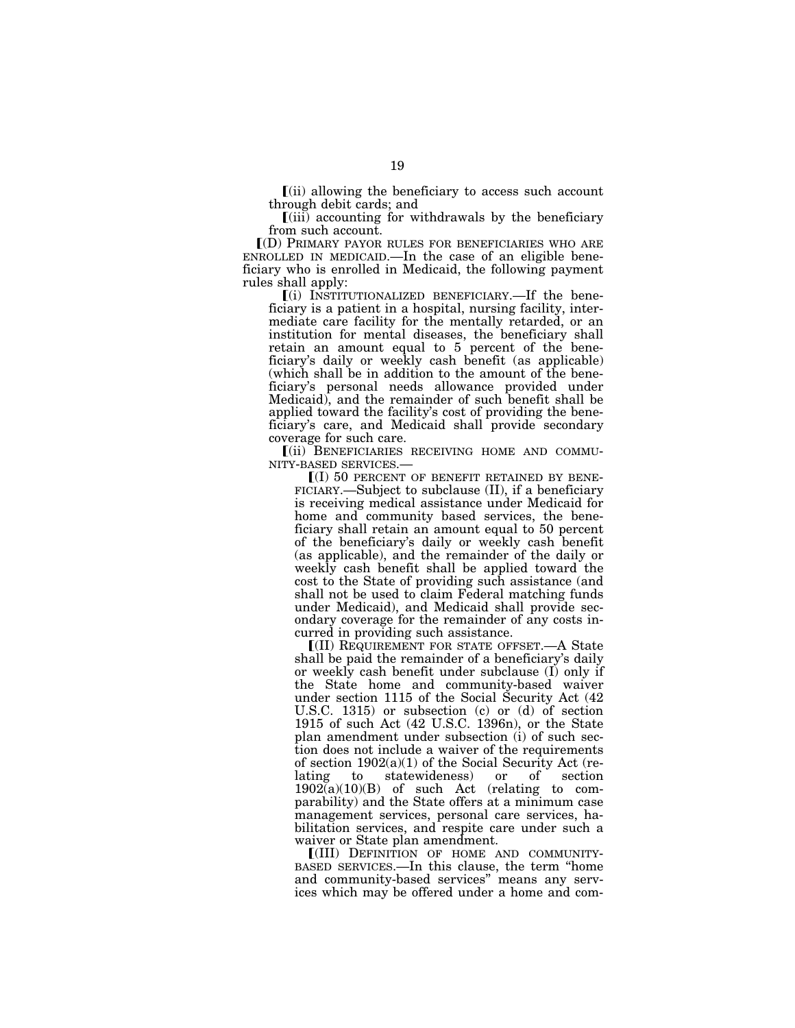⟦(ii) allowing the beneficiary to access such account through debit cards; and

⟦(iii) accounting for withdrawals by the beneficiary from such account.

⟦(D) PRIMARY PAYOR RULES FOR BENEFICIARIES WHO ARE ENROLLED IN MEDICAID.—In the case of an eligible beneficiary who is enrolled in Medicaid, the following payment rules shall apply:

⟦(i) INSTITUTIONALIZED BENEFICIARY.—If the beneficiary is a patient in a hospital, nursing facility, intermediate care facility for the mentally retarded, or an institution for mental diseases, the beneficiary shall retain an amount equal to 5 percent of the beneficiary's daily or weekly cash benefit (as applicable) (which shall be in addition to the amount of the beneficiary's personal needs allowance provided under Medicaid), and the remainder of such benefit shall be applied toward the facility's cost of providing the beneficiary's care, and Medicaid shall provide secondary coverage for such care.

⟦(ii) BENEFICIARIES RECEIVING HOME AND COMMUNITY-BASED SERVICES.—

⟦(I) 50 PERCENT OF BENEFIT RETAINED BY BENEFICIARY.—Subject to subclause (II), if a beneficiary is receiving medical assistance under Medicaid for home and community based services, the beneficiary shall retain an amount equal to 50 percent of the beneficiary's daily or weekly cash benefit (as applicable), and the remainder of the daily or weekly cash benefit shall be applied toward the cost to the State of providing such assistance (and shall not be used to claim Federal matching funds under Medicaid), and Medicaid shall provide secondary coverage for the remainder of any costs incurred in providing such assistance.

⟦(II) REQUIREMENT FOR STATE OFFSET.—A State shall be paid the remainder of a beneficiary's daily or weekly cash benefit under subclause (I) only if the State home and community-based waiver under section 1115 of the Social Security Act (42 U.S.C. 1315) or subsection (c) or (d) of section 1915 of such Act (42 U.S.C. 1396n), or the State plan amendment under subsection (i) of such section does not include a waiver of the requirements of section 1902(a)(1) of the Social Security Act (relating to statewideness) or of section 1902(a)(10)(B) of such Act (relating to comparability) and the State offers at a minimum case management services, personal care services, habilitation services, and respite care under such a waiver or State plan amendment.

⟦(III) DEFINITION OF HOME AND COMMUNITY-BASED SERVICES.—In this clause, the term "home and community-based services" means any services which may be offered under a home and com-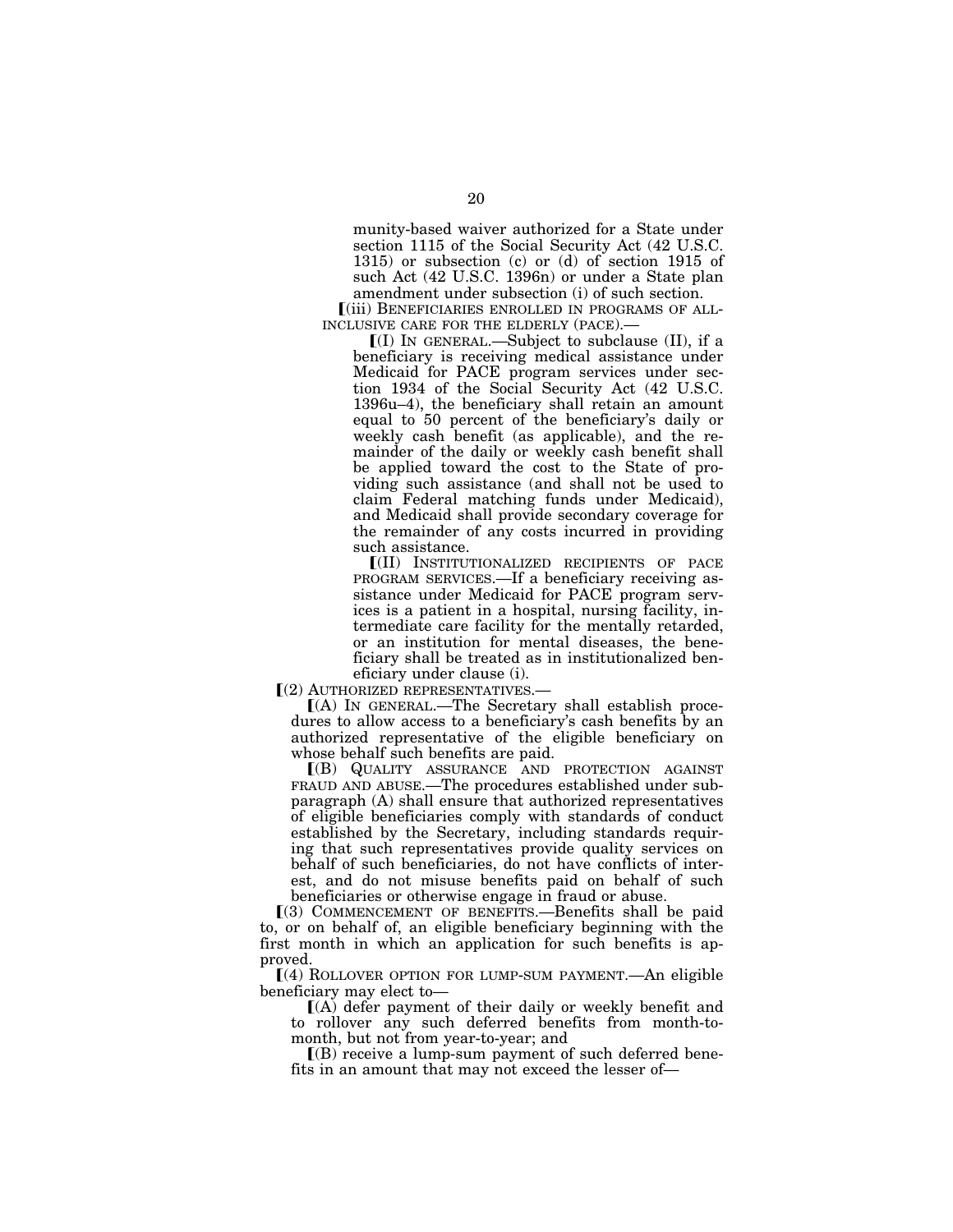munity-based waiver authorized for a State under section 1115 of the Social Security Act (42 U.S.C. 1315) or subsection (c) or (d) of section 1915 of such Act (42 U.S.C. 1396n) or under a State plan amendment under subsection (i) of such section.

⟦(iii) BENEFICIARIES ENROLLED IN PROGRAMS OF ALL-INCLUSIVE CARE FOR THE ELDERLY (PACE).—

⟦(I) IN GENERAL.—Subject to subclause (II), if a beneficiary is receiving medical assistance under Medicaid for PACE program services under section 1934 of the Social Security Act (42 U.S.C. 1396u–4), the beneficiary shall retain an amount equal to 50 percent of the beneficiary's daily or weekly cash benefit (as applicable), and the remainder of the daily or weekly cash benefit shall be applied toward the cost to the State of providing such assistance (and shall not be used to claim Federal matching funds under Medicaid), and Medicaid shall provide secondary coverage for the remainder of any costs incurred in providing such assistance.

⟦(II) INSTITUTIONALIZED RECIPIENTS OF PACE PROGRAM SERVICES.—If a beneficiary receiving assistance under Medicaid for PACE program services is a patient in a hospital, nursing facility, intermediate care facility for the mentally retarded, or an institution for mental diseases, the beneficiary shall be treated as in institutionalized beneficiary under clause (i).

⟦(2) AUTHORIZED REPRESENTATIVES.—

⟦(A) IN GENERAL.—The Secretary shall establish procedures to allow access to a beneficiary's cash benefits by an authorized representative of the eligible beneficiary on whose behalf such benefits are paid.

⟦(B) QUALITY ASSURANCE AND PROTECTION AGAINST FRAUD AND ABUSE.—The procedures established under subparagraph (A) shall ensure that authorized representatives of eligible beneficiaries comply with standards of conduct established by the Secretary, including standards requiring that such representatives provide quality services on behalf of such beneficiaries, do not have conflicts of interest, and do not misuse benefits paid on behalf of such beneficiaries or otherwise engage in fraud or abuse.

⟦(3) COMMENCEMENT OF BENEFITS.—Benefits shall be paid to, or on behalf of, an eligible beneficiary beginning with the first month in which an application for such benefits is approved.

⟦(4) ROLLOVER OPTION FOR LUMP-SUM PAYMENT.—An eligible beneficiary may elect to—

⟦(A) defer payment of their daily or weekly benefit and to rollover any such deferred benefits from month-to-month, but not from year-to-year; and

⟦(B) receive a lump-sum payment of such deferred benefits in an amount that may not exceed the lesser of—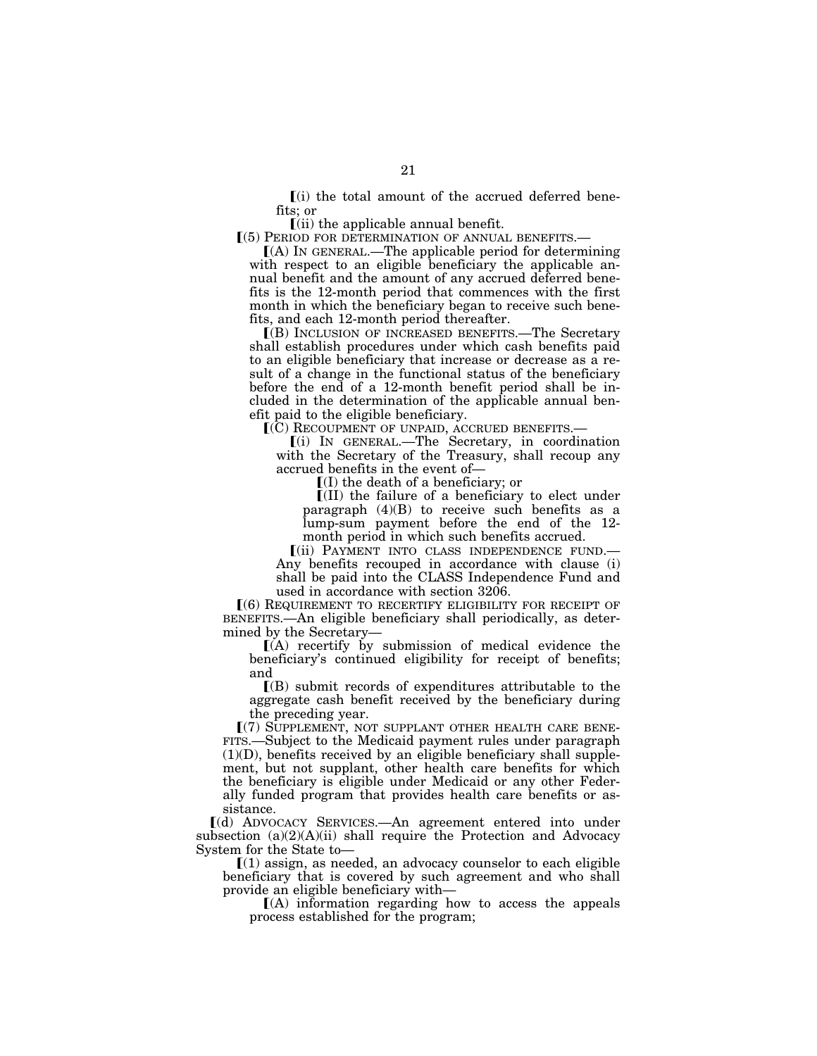⟦(i) the total amount of the accrued deferred benefits; or

⟦(ii) the applicable annual benefit.

⟦(5) PERIOD FOR DETERMINATION OF ANNUAL BENEFITS.—

⟦(A) IN GENERAL.—The applicable period for determining with respect to an eligible beneficiary the applicable annual benefit and the amount of any accrued deferred benefits is the 12-month period that commences with the first month in which the beneficiary began to receive such benefits, and each 12-month period thereafter.

⟦(B) INCLUSION OF INCREASED BENEFITS.—The Secretary shall establish procedures under which cash benefits paid to an eligible beneficiary that increase or decrease as a result of a change in the functional status of the beneficiary before the end of a 12-month benefit period shall be included in the determination of the applicable annual benefit paid to the eligible beneficiary.

⟦(C) RECOUPMENT OF UNPAID, ACCRUED BENEFITS.—

⟦(i) IN GENERAL.—The Secretary, in coordination with the Secretary of the Treasury, shall recoup any accrued benefits in the event of—

⟦(I) the death of a beneficiary; or

⟦(II) the failure of a beneficiary to elect under paragraph (4)(B) to receive such benefits as a lump-sum payment before the end of the 12-month period in which such benefits accrued.

⟦(ii) PAYMENT INTO CLASS INDEPENDENCE FUND.—Any benefits recouped in accordance with clause (i) shall be paid into the CLASS Independence Fund and used in accordance with section 3206.

⟦(6) REQUIREMENT TO RECERTIFY ELIGIBILITY FOR RECEIPT OF BENEFITS.—An eligible beneficiary shall periodically, as determined by the Secretary—

⟦(A) recertify by submission of medical evidence the beneficiary's continued eligibility for receipt of benefits; and

⟦(B) submit records of expenditures attributable to the aggregate cash benefit received by the beneficiary during the preceding year.

⟦(7) SUPPLEMENT, NOT SUPPLANT OTHER HEALTH CARE BENEFITS.—Subject to the Medicaid payment rules under paragraph (1)(D), benefits received by an eligible beneficiary shall supplement, but not supplant, other health care benefits for which the beneficiary is eligible under Medicaid or any other Federally funded program that provides health care benefits or assistance.

⟦(d) ADVOCACY SERVICES.—An agreement entered into under subsection (a)(2)(A)(ii) shall require the Protection and Advocacy System for the State to—

⟦(1) assign, as needed, an advocacy counselor to each eligible beneficiary that is covered by such agreement and who shall provide an eligible beneficiary with—

⟦(A) information regarding how to access the appeals process established for the program;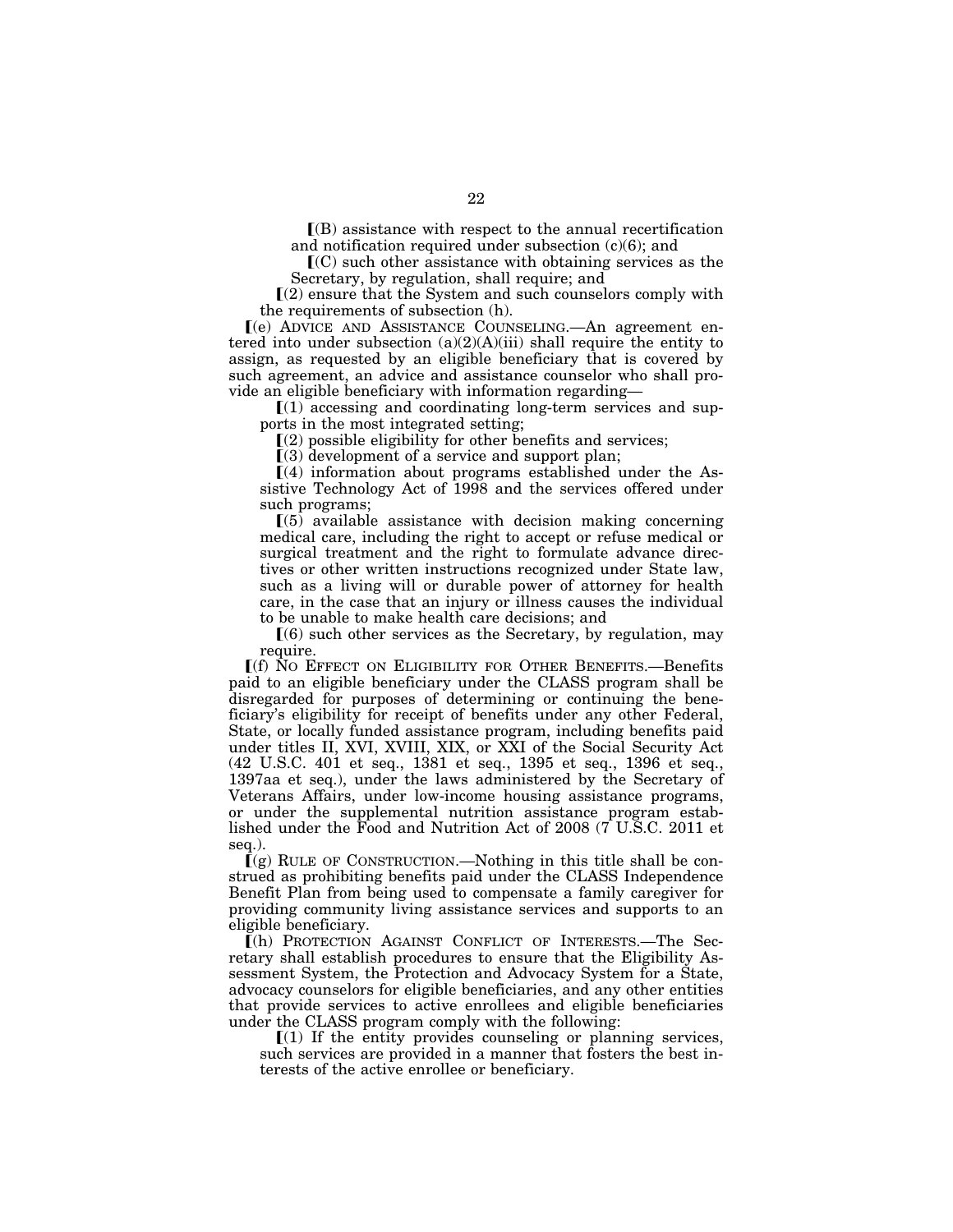⟦(B) assistance with respect to the annual recertification and notification required under subsection (c)(6); and

⟦(C) such other assistance with obtaining services as the Secretary, by regulation, shall require; and

⟦(2) ensure that the System and such counselors comply with the requirements of subsection (h).

⟦(e) ADVICE AND ASSISTANCE COUNSELING.—An agreement entered into under subsection (a)(2)(A)(iii) shall require the entity to assign, as requested by an eligible beneficiary that is covered by such agreement, an advice and assistance counselor who shall provide an eligible beneficiary with information regarding—

⟦(1) accessing and coordinating long-term services and supports in the most integrated setting;

⟦(2) possible eligibility for other benefits and services;

⟦(3) development of a service and support plan;

⟦(4) information about programs established under the Assistive Technology Act of 1998 and the services offered under such programs;

⟦(5) available assistance with decision making concerning medical care, including the right to accept or refuse medical or surgical treatment and the right to formulate advance directives or other written instructions recognized under State law, such as a living will or durable power of attorney for health care, in the case that an injury or illness causes the individual to be unable to make health care decisions; and

⟦(6) such other services as the Secretary, by regulation, may require.

⟦(f) NO EFFECT ON ELIGIBILITY FOR OTHER BENEFITS.—Benefits paid to an eligible beneficiary under the CLASS program shall be disregarded for purposes of determining or continuing the beneficiary's eligibility for receipt of benefits under any other Federal, State, or locally funded assistance program, including benefits paid under titles II, XVI, XVIII, XIX, or XXI of the Social Security Act (42 U.S.C. 401 et seq., 1381 et seq., 1395 et seq., 1396 et seq., 1397aa et seq.), under the laws administered by the Secretary of Veterans Affairs, under low-income housing assistance programs, or under the supplemental nutrition assistance program established under the Food and Nutrition Act of 2008 (7 U.S.C. 2011 et seq.).

⟦(g) RULE OF CONSTRUCTION.—Nothing in this title shall be construed as prohibiting benefits paid under the CLASS Independence Benefit Plan from being used to compensate a family caregiver for providing community living assistance services and supports to an eligible beneficiary.

⟦(h) PROTECTION AGAINST CONFLICT OF INTERESTS.—The Secretary shall establish procedures to ensure that the Eligibility Assessment System, the Protection and Advocacy System for a State, advocacy counselors for eligible beneficiaries, and any other entities that provide services to active enrollees and eligible beneficiaries under the CLASS program comply with the following:

⟦(1) If the entity provides counseling or planning services, such services are provided in a manner that fosters the best interests of the active enrollee or beneficiary.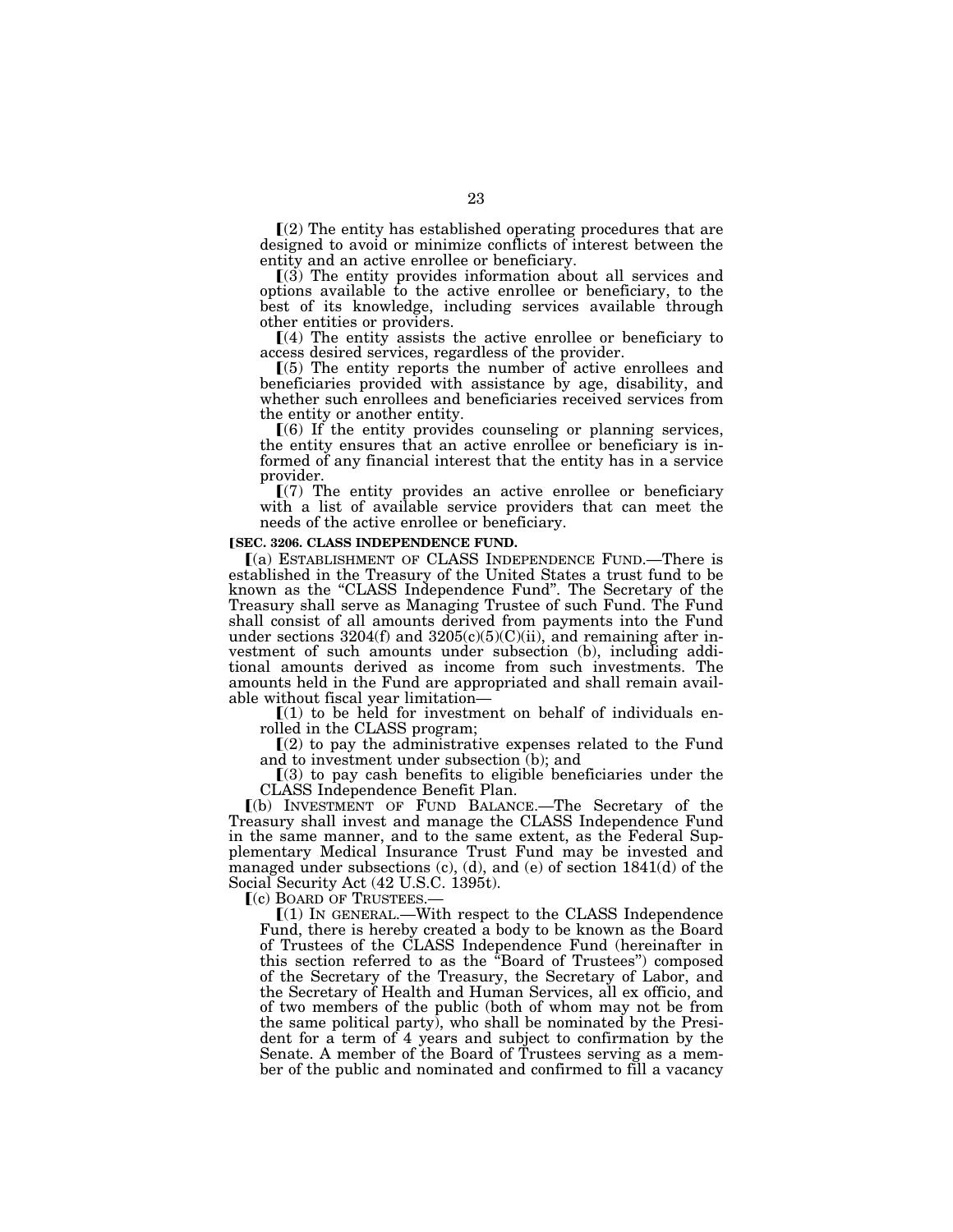⟦(2) The entity has established operating procedures that are designed to avoid or minimize conflicts of interest between the entity and an active enrollee or beneficiary.

⟦(3) The entity provides information about all services and options available to the active enrollee or beneficiary, to the best of its knowledge, including services available through other entities or providers.

⟦(4) The entity assists the active enrollee or beneficiary to access desired services, regardless of the provider.

⟦(5) The entity reports the number of active enrollees and beneficiaries provided with assistance by age, disability, and whether such enrollees and beneficiaries received services from the entity or another entity.

⟦(6) If the entity provides counseling or planning services, the entity ensures that an active enrollee or beneficiary is informed of any financial interest that the entity has in a service provider.

⟦(7) The entity provides an active enrollee or beneficiary with a list of available service providers that can meet the needs of the active enrollee or beneficiary.

**⟦SEC. 3206. CLASS INDEPENDENCE FUND.**

⟦(a) ESTABLISHMENT OF CLASS INDEPENDENCE FUND.—There is established in the Treasury of the United States a trust fund to be known as the "CLASS Independence Fund". The Secretary of the Treasury shall serve as Managing Trustee of such Fund. The Fund shall consist of all amounts derived from payments into the Fund under sections 3204(f) and 3205(c)(5)(C)(ii), and remaining after investment of such amounts under subsection (b), including additional amounts derived as income from such investments. The amounts held in the Fund are appropriated and shall remain available without fiscal year limitation—

⟦(1) to be held for investment on behalf of individuals enrolled in the CLASS program;

⟦(2) to pay the administrative expenses related to the Fund and to investment under subsection (b); and

⟦(3) to pay cash benefits to eligible beneficiaries under the CLASS Independence Benefit Plan.

⟦(b) INVESTMENT OF FUND BALANCE.—The Secretary of the Treasury shall invest and manage the CLASS Independence Fund in the same manner, and to the same extent, as the Federal Supplementary Medical Insurance Trust Fund may be invested and managed under subsections (c), (d), and (e) of section 1841(d) of the Social Security Act (42 U.S.C. 1395t).

⟦(c) BOARD OF TRUSTEES.—

⟦(1) IN GENERAL.—With respect to the CLASS Independence Fund, there is hereby created a body to be known as the Board of Trustees of the CLASS Independence Fund (hereinafter in this section referred to as the "Board of Trustees") composed of the Secretary of the Treasury, the Secretary of Labor, and the Secretary of Health and Human Services, all ex officio, and of two members of the public (both of whom may not be from the same political party), who shall be nominated by the President for a term of 4 years and subject to confirmation by the Senate. A member of the Board of Trustees serving as a member of the public and nominated and confirmed to fill a vacancy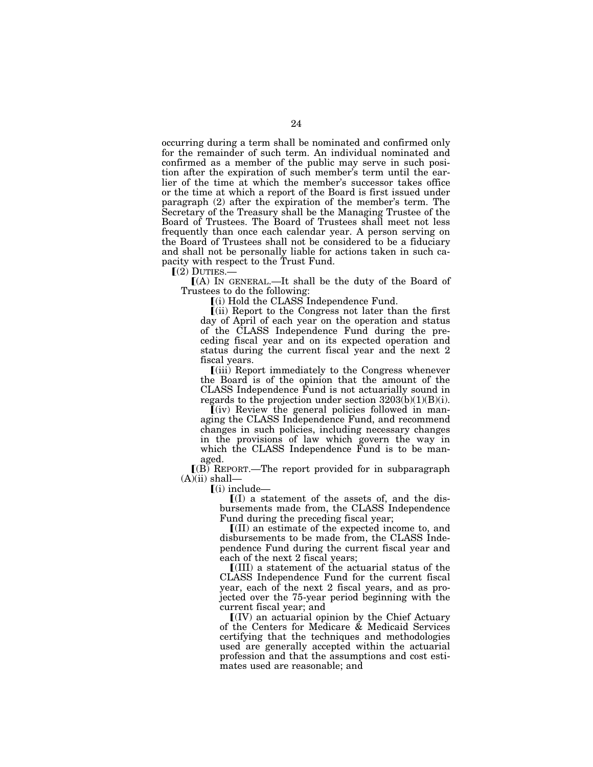occurring during a term shall be nominated and confirmed only for the remainder of such term. An individual nominated and confirmed as a member of the public may serve in such position after the expiration of such member's term until the earlier of the time at which the member's successor takes office or the time at which a report of the Board is first issued under paragraph (2) after the expiration of the member's term. The Secretary of the Treasury shall be the Managing Trustee of the Board of Trustees. The Board of Trustees shall meet not less frequently than once each calendar year. A person serving on the Board of Trustees shall not be considered to be a fiduciary and shall not be personally liable for actions taken in such capacity with respect to the Trust Fund.

⟦(2) DUTIES.—

⟦(A) IN GENERAL.—It shall be the duty of the Board of Trustees to do the following:

⟦(i) Hold the CLASS Independence Fund.

⟦(ii) Report to the Congress not later than the first day of April of each year on the operation and status of the CLASS Independence Fund during the preceding fiscal year and on its expected operation and status during the current fiscal year and the next 2 fiscal years.

⟦(iii) Report immediately to the Congress whenever the Board is of the opinion that the amount of the CLASS Independence Fund is not actuarially sound in regards to the projection under section 3203(b)(1)(B)(i).

⟦(iv) Review the general policies followed in managing the CLASS Independence Fund, and recommend changes in such policies, including necessary changes in the provisions of law which govern the way in which the CLASS Independence Fund is to be managed.

⟦(B) REPORT.—The report provided for in subparagraph (A)(ii) shall—

⟦(i) include—

⟦(I) a statement of the assets of, and the disbursements made from, the CLASS Independence Fund during the preceding fiscal year;

⟦(II) an estimate of the expected income to, and disbursements to be made from, the CLASS Independence Fund during the current fiscal year and each of the next 2 fiscal years;

⟦(III) a statement of the actuarial status of the CLASS Independence Fund for the current fiscal year, each of the next 2 fiscal years, and as projected over the 75-year period beginning with the current fiscal year; and

⟦(IV) an actuarial opinion by the Chief Actuary of the Centers for Medicare & Medicaid Services certifying that the techniques and methodologies used are generally accepted within the actuarial profession and that the assumptions and cost estimates used are reasonable; and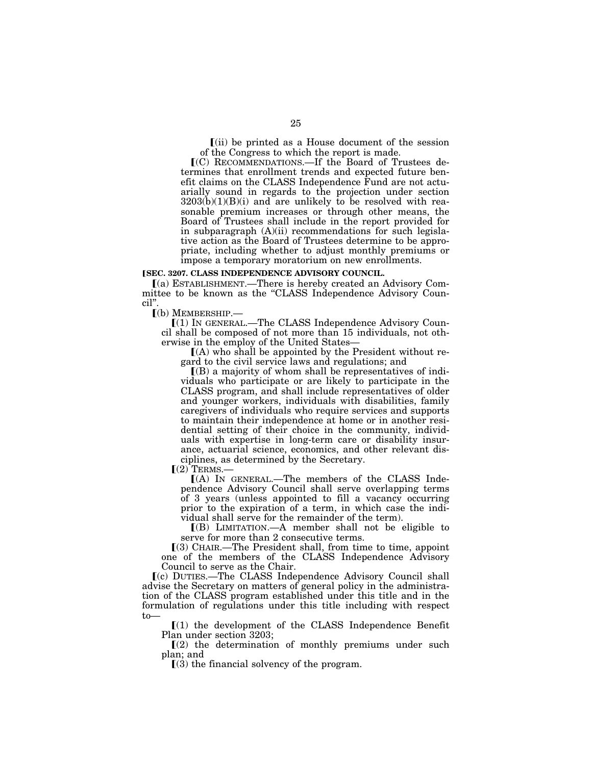⟦(ii) be printed as a House document of the session of the Congress to which the report is made.

⟦(C) RECOMMENDATIONS.—If the Board of Trustees determines that enrollment trends and expected future benefit claims on the CLASS Independence Fund are not actuarially sound in regards to the projection under section 3203(b)(1)(B)(i) and are unlikely to be resolved with reasonable premium increases or through other means, the Board of Trustees shall include in the report provided for in subparagraph (A)(ii) recommendations for such legislative action as the Board of Trustees determine to be appropriate, including whether to adjust monthly premiums or impose a temporary moratorium on new enrollments.

**⟦SEC. 3207. CLASS INDEPENDENCE ADVISORY COUNCIL.**

⟦(a) ESTABLISHMENT.—There is hereby created an Advisory Committee to be known as the "CLASS Independence Advisory Council".

⟦(b) MEMBERSHIP.—

⟦(1) IN GENERAL.—The CLASS Independence Advisory Council shall be composed of not more than 15 individuals, not otherwise in the employ of the United States—

⟦(A) who shall be appointed by the President without regard to the civil service laws and regulations; and

⟦(B) a majority of whom shall be representatives of individuals who participate or are likely to participate in the CLASS program, and shall include representatives of older and younger workers, individuals with disabilities, family caregivers of individuals who require services and supports to maintain their independence at home or in another residential setting of their choice in the community, individuals with expertise in long-term care or disability insurance, actuarial science, economics, and other relevant disciplines, as determined by the Secretary.

⟦(2) TERMS.—

⟦(A) IN GENERAL.—The members of the CLASS Independence Advisory Council shall serve overlapping terms of 3 years (unless appointed to fill a vacancy occurring prior to the expiration of a term, in which case the individual shall serve for the remainder of the term).

⟦(B) LIMITATION.—A member shall not be eligible to serve for more than 2 consecutive terms.

⟦(3) CHAIR.—The President shall, from time to time, appoint one of the members of the CLASS Independence Advisory Council to serve as the Chair.

⟦(c) DUTIES.—The CLASS Independence Advisory Council shall advise the Secretary on matters of general policy in the administration of the CLASS program established under this title and in the formulation of regulations under this title including with respect to—

⟦(1) the development of the CLASS Independence Benefit Plan under section 3203;

⟦(2) the determination of monthly premiums under such plan; and

⟦(3) the financial solvency of the program.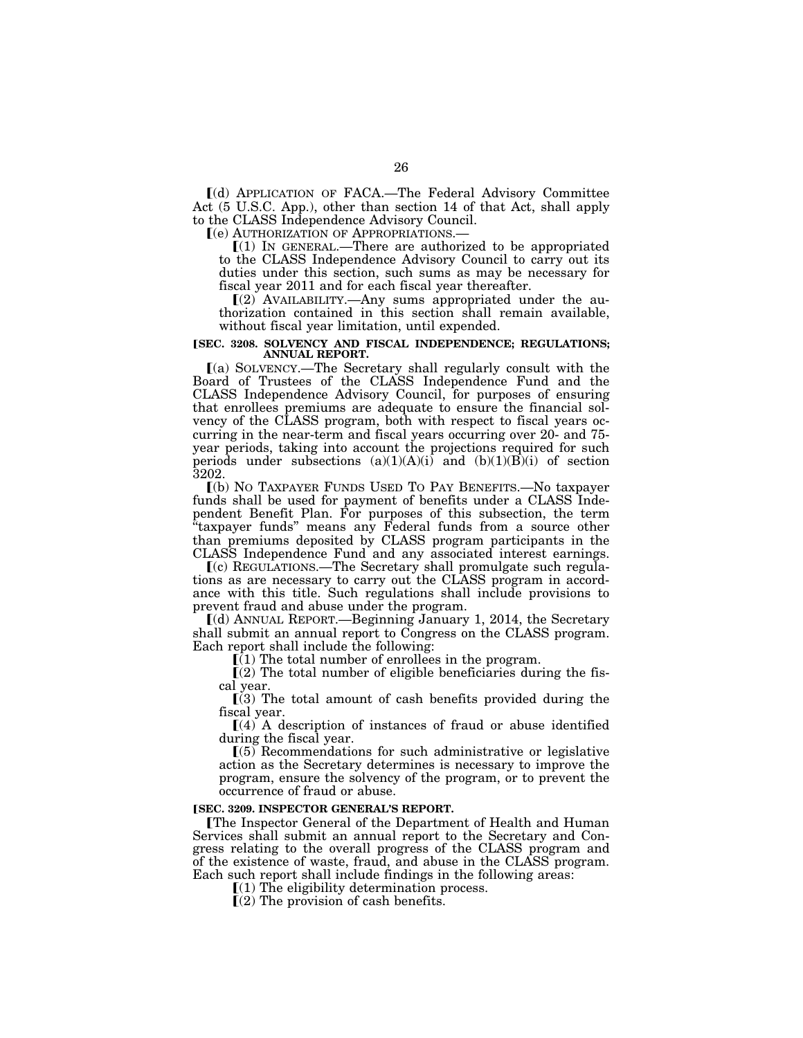⟦(d) APPLICATION OF FACA.—The Federal Advisory Committee Act (5 U.S.C. App.), other than section 14 of that Act, shall apply to the CLASS Independence Advisory Council.

⟦(e) AUTHORIZATION OF APPROPRIATIONS.—

⟦(1) IN GENERAL.—There are authorized to be appropriated to the CLASS Independence Advisory Council to carry out its duties under this section, such sums as may be necessary for fiscal year 2011 and for each fiscal year thereafter.

⟦(2) AVAILABILITY.—Any sums appropriated under the authorization contained in this section shall remain available, without fiscal year limitation, until expended.

**⟦SEC. 3208. SOLVENCY AND FISCAL INDEPENDENCE; REGULATIONS; ANNUAL REPORT.**

⟦(a) SOLVENCY.—The Secretary shall regularly consult with the Board of Trustees of the CLASS Independence Fund and the CLASS Independence Advisory Council, for purposes of ensuring that enrollees premiums are adequate to ensure the financial solvency of the CLASS program, both with respect to fiscal years occurring in the near-term and fiscal years occurring over 20- and 75-year periods, taking into account the projections required for such periods under subsections (a)(1)(A)(i) and (b)(1)(B)(i) of section 3202.

⟦(b) NO TAXPAYER FUNDS USED TO PAY BENEFITS.—No taxpayer funds shall be used for payment of benefits under a CLASS Independent Benefit Plan. For purposes of this subsection, the term "taxpayer funds" means any Federal funds from a source other than premiums deposited by CLASS program participants in the CLASS Independence Fund and any associated interest earnings.

⟦(c) REGULATIONS.—The Secretary shall promulgate such regulations as are necessary to carry out the CLASS program in accordance with this title. Such regulations shall include provisions to prevent fraud and abuse under the program.

⟦(d) ANNUAL REPORT.—Beginning January 1, 2014, the Secretary shall submit an annual report to Congress on the CLASS program. Each report shall include the following:

⟦(1) The total number of enrollees in the program.

⟦(2) The total number of eligible beneficiaries during the fiscal year.

⟦(3) The total amount of cash benefits provided during the fiscal year.

⟦(4) A description of instances of fraud or abuse identified during the fiscal year.

⟦(5) Recommendations for such administrative or legislative action as the Secretary determines is necessary to improve the program, ensure the solvency of the program, or to prevent the occurrence of fraud or abuse.

**⟦SEC. 3209. INSPECTOR GENERAL'S REPORT.**

⟦The Inspector General of the Department of Health and Human Services shall submit an annual report to the Secretary and Congress relating to the overall progress of the CLASS program and of the existence of waste, fraud, and abuse in the CLASS program. Each such report shall include findings in the following areas:

⟦(1) The eligibility determination process.

⟦(2) The provision of cash benefits.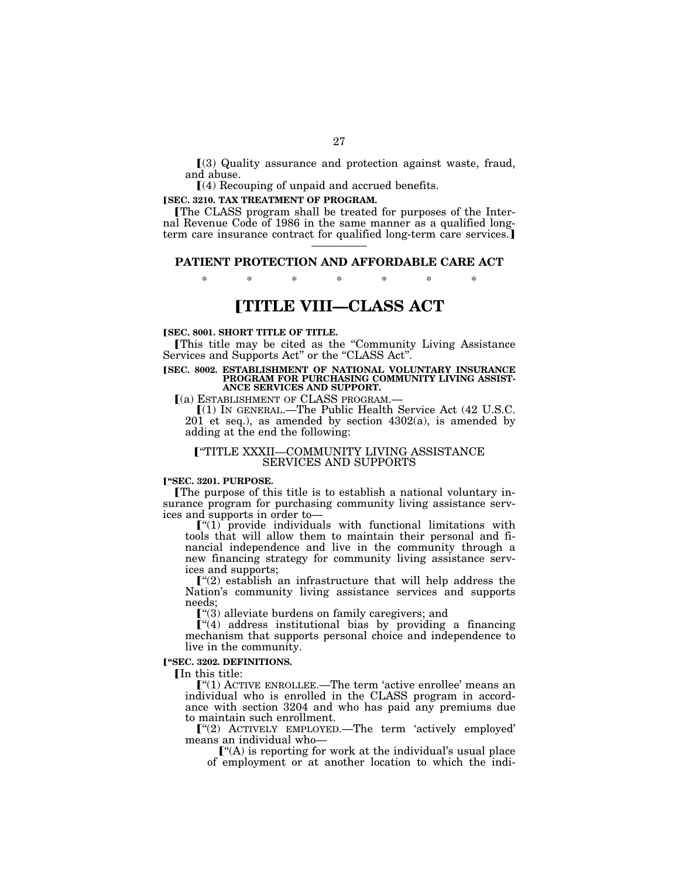⟦(3) Quality assurance and protection against waste, fraud, and abuse.

⟦(4) Recouping of unpaid and accrued benefits.

**⟦SEC. 3210. TAX TREATMENT OF PROGRAM.**

⟦The CLASS program shall be treated for purposes of the Internal Revenue Code of 1986 in the same manner as a qualified long-term care insurance contract for qualified long-term care services.⟧

---

## PATIENT PROTECTION AND AFFORDABLE CARE ACT

\* \* \* \* \* \* \*

# ⟦TITLE VIII—CLASS ACT

**⟦SEC. 8001. SHORT TITLE OF TITLE.**

⟦This title may be cited as the "Community Living Assistance Services and Supports Act" or the "CLASS Act".

**⟦SEC. 8002. ESTABLISHMENT OF NATIONAL VOLUNTARY INSURANCE PROGRAM FOR PURCHASING COMMUNITY LIVING ASSISTANCE SERVICES AND SUPPORT.**

⟦(a) ESTABLISHMENT OF CLASS PROGRAM.—

⟦(1) IN GENERAL.—The Public Health Service Act (42 U.S.C. 201 et seq.), as amended by section 4302(a), is amended by adding at the end the following:

⟦"TITLE XXXII—COMMUNITY LIVING ASSISTANCE SERVICES AND SUPPORTS

**⟦"SEC. 3201. PURPOSE.**

⟦The purpose of this title is to establish a national voluntary insurance program for purchasing community living assistance services and supports in order to—

⟦"(1) provide individuals with functional limitations with tools that will allow them to maintain their personal and financial independence and live in the community through a new financing strategy for community living assistance services and supports;

⟦"(2) establish an infrastructure that will help address the Nation's community living assistance services and supports needs;

⟦"(3) alleviate burdens on family caregivers; and

⟦"(4) address institutional bias by providing a financing mechanism that supports personal choice and independence to live in the community.

**⟦"SEC. 3202. DEFINITIONS.**

⟦In this title:

⟦"(1) ACTIVE ENROLLEE.—The term 'active enrollee' means an individual who is enrolled in the CLASS program in accordance with section 3204 and who has paid any premiums due to maintain such enrollment.

⟦"(2) ACTIVELY EMPLOYED.—The term 'actively employed' means an individual who—

⟦"(A) is reporting for work at the individual's usual place of employment or at another location to which the indi-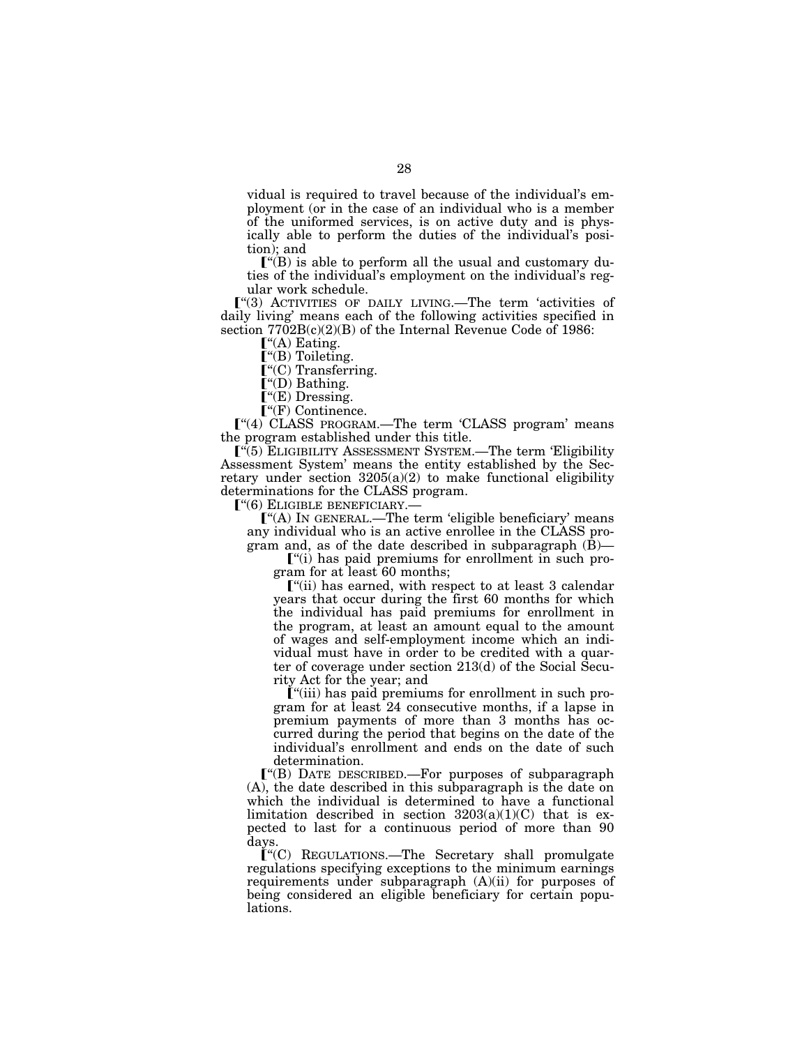vidual is required to travel because of the individual's employment (or in the case of an individual who is a member of the uniformed services, is on active duty and is physically able to perform the duties of the individual's position); and

⟦"(B) is able to perform all the usual and customary duties of the individual's employment on the individual's regular work schedule.

⟦"(3) ACTIVITIES OF DAILY LIVING.—The term 'activities of daily living' means each of the following activities specified in section 7702B(c)(2)(B) of the Internal Revenue Code of 1986:

⟦"(A) Eating.

⟦"(B) Toileting.

⟦"(C) Transferring.

⟦"(D) Bathing.

⟦"(E) Dressing.

⟦"(F) Continence.

⟦"(4) CLASS PROGRAM.—The term 'CLASS program' means the program established under this title.

⟦"(5) ELIGIBILITY ASSESSMENT SYSTEM.—The term 'Eligibility Assessment System' means the entity established by the Secretary under section 3205(a)(2) to make functional eligibility determinations for the CLASS program.

⟦"(6) ELIGIBLE BENEFICIARY.—

⟦"(A) IN GENERAL.—The term 'eligible beneficiary' means any individual who is an active enrollee in the CLASS program and, as of the date described in subparagraph (B)—

⟦"(i) has paid premiums for enrollment in such program for at least 60 months;

⟦"(ii) has earned, with respect to at least 3 calendar years that occur during the first 60 months for which the individual has paid premiums for enrollment in the program, at least an amount equal to the amount of wages and self-employment income which an individual must have in order to be credited with a quarter of coverage under section 213(d) of the Social Security Act for the year; and

⟦"(iii) has paid premiums for enrollment in such program for at least 24 consecutive months, if a lapse in premium payments of more than 3 months has occurred during the period that begins on the date of the individual's enrollment and ends on the date of such determination.

⟦"(B) DATE DESCRIBED.—For purposes of subparagraph (A), the date described in this subparagraph is the date on which the individual is determined to have a functional limitation described in section 3203(a)(1)(C) that is expected to last for a continuous period of more than 90 days.

⟦"(C) REGULATIONS.—The Secretary shall promulgate regulations specifying exceptions to the minimum earnings requirements under subparagraph (A)(ii) for purposes of being considered an eligible beneficiary for certain populations.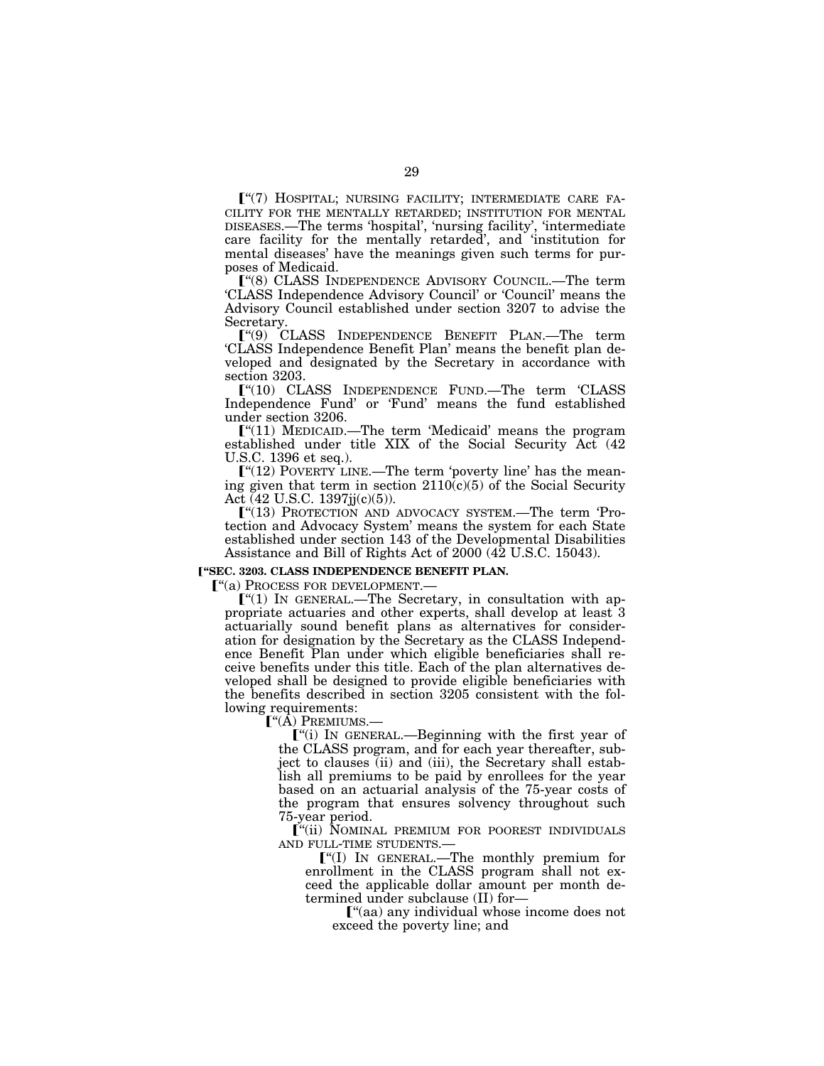❲"(7) HOSPITAL; NURSING FACILITY; INTERMEDIATE CARE FACILITY FOR THE MENTALLY RETARDED; INSTITUTION FOR MENTAL DISEASES.—The terms 'hospital', 'nursing facility', 'intermediate care facility for the mentally retarded', and 'institution for mental diseases' have the meanings given such terms for purposes of Medicaid.

❲"(8) CLASS INDEPENDENCE ADVISORY COUNCIL.—The term 'CLASS Independence Advisory Council' or 'Council' means the Advisory Council established under section 3207 to advise the Secretary.

❲"(9) CLASS INDEPENDENCE BENEFIT PLAN.—The term 'CLASS Independence Benefit Plan' means the benefit plan developed and designated by the Secretary in accordance with section 3203.

❲"(10) CLASS INDEPENDENCE FUND.—The term 'CLASS Independence Fund' or 'Fund' means the fund established under section 3206.

❲"(11) MEDICAID.—The term 'Medicaid' means the program established under title XIX of the Social Security Act (42 U.S.C. 1396 et seq.).

❲"(12) POVERTY LINE.—The term 'poverty line' has the meaning given that term in section 2110(c)(5) of the Social Security Act (42 U.S.C. 1397jj(c)(5)).

❲"(13) PROTECTION AND ADVOCACY SYSTEM.—The term 'Protection and Advocacy System' means the system for each State established under section 143 of the Developmental Disabilities Assistance and Bill of Rights Act of 2000 (42 U.S.C. 15043).

**❲"SEC. 3203. CLASS INDEPENDENCE BENEFIT PLAN.**

❲"(a) PROCESS FOR DEVELOPMENT.—

❲"(1) IN GENERAL.—The Secretary, in consultation with appropriate actuaries and other experts, shall develop at least 3 actuarially sound benefit plans as alternatives for consideration for designation by the Secretary as the CLASS Independence Benefit Plan under which eligible beneficiaries shall receive benefits under this title. Each of the plan alternatives developed shall be designed to provide eligible beneficiaries with the benefits described in section 3205 consistent with the following requirements:

❲"(A) PREMIUMS.—

❲"(i) IN GENERAL.—Beginning with the first year of the CLASS program, and for each year thereafter, subject to clauses (ii) and (iii), the Secretary shall establish all premiums to be paid by enrollees for the year based on an actuarial analysis of the 75-year costs of the program that ensures solvency throughout such 75-year period.

❲"(ii) NOMINAL PREMIUM FOR POOREST INDIVIDUALS AND FULL-TIME STUDENTS.—

❲"(I) IN GENERAL.—The monthly premium for enrollment in the CLASS program shall not exceed the applicable dollar amount per month determined under subclause (II) for—

❲"(aa) any individual whose income does not exceed the poverty line; and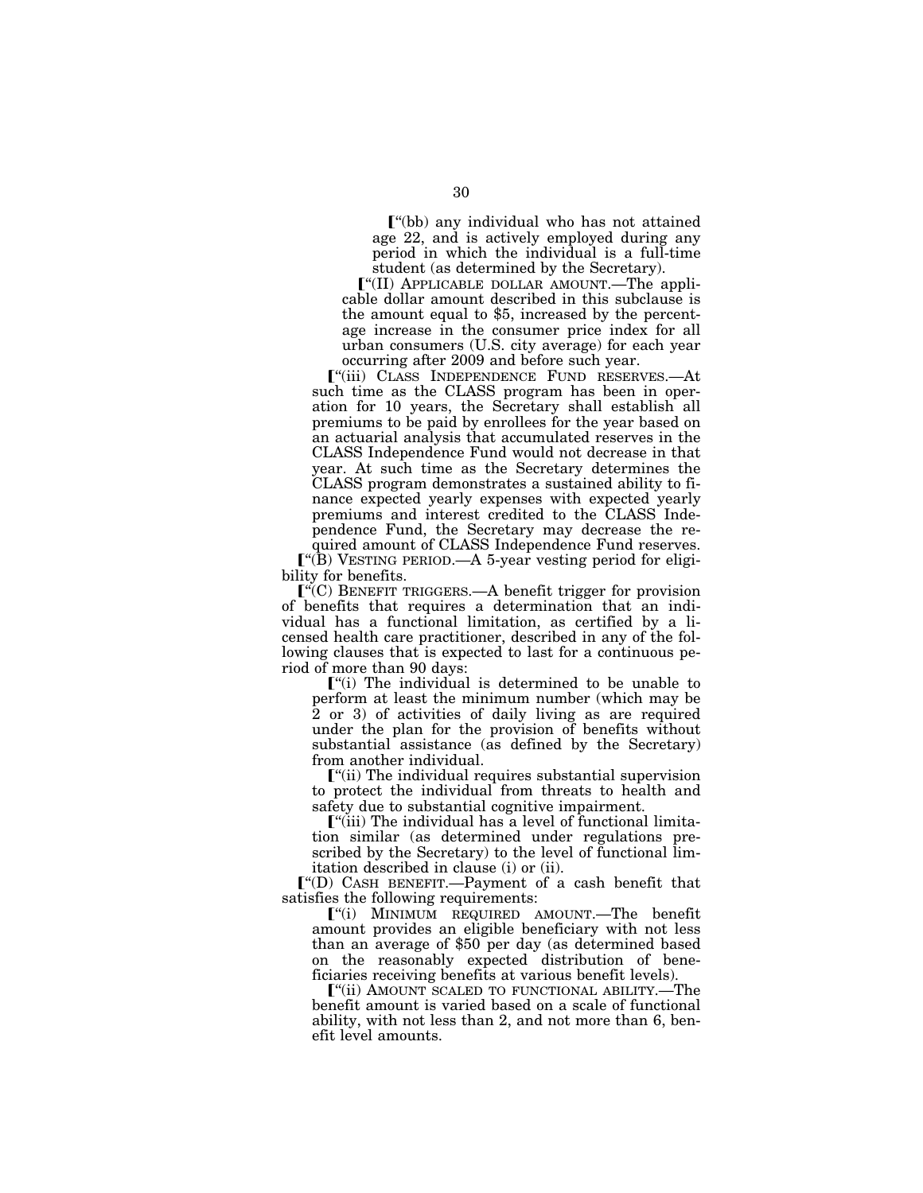[“(bb) any individual who has not attained age 22, and is actively employed during any period in which the individual is a full-time student (as determined by the Secretary).

[“(II) APPLICABLE DOLLAR AMOUNT.—The applicable dollar amount described in this subclause is the amount equal to $5, increased by the percentage increase in the consumer price index for all urban consumers (U.S. city average) for each year occurring after 2009 and before such year.

[“(iii) CLASS INDEPENDENCE FUND RESERVES.—At such time as the CLASS program has been in operation for 10 years, the Secretary shall establish all premiums to be paid by enrollees for the year based on an actuarial analysis that accumulated reserves in the CLASS Independence Fund would not decrease in that year. At such time as the Secretary determines the CLASS program demonstrates a sustained ability to finance expected yearly expenses with expected yearly premiums and interest credited to the CLASS Independence Fund, the Secretary may decrease the required amount of CLASS Independence Fund reserves.

[“(B) VESTING PERIOD.—A 5-year vesting period for eligibility for benefits.

[“(C) BENEFIT TRIGGERS.—A benefit trigger for provision of benefits that requires a determination that an individual has a functional limitation, as certified by a licensed health care practitioner, described in any of the following clauses that is expected to last for a continuous period of more than 90 days:

[“(i) The individual is determined to be unable to perform at least the minimum number (which may be 2 or 3) of activities of daily living as are required under the plan for the provision of benefits without substantial assistance (as defined by the Secretary) from another individual.

[“(ii) The individual requires substantial supervision to protect the individual from threats to health and safety due to substantial cognitive impairment.

[“(iii) The individual has a level of functional limitation similar (as determined under regulations prescribed by the Secretary) to the level of functional limitation described in clause (i) or (ii).

[“(D) CASH BENEFIT.—Payment of a cash benefit that satisfies the following requirements:

[“(i) MINIMUM REQUIRED AMOUNT.—The benefit amount provides an eligible beneficiary with not less than an average of $50 per day (as determined based on the reasonably expected distribution of beneficiaries receiving benefits at various benefit levels).

[“(ii) AMOUNT SCALED TO FUNCTIONAL ABILITY.—The benefit amount is varied based on a scale of functional ability, with not less than 2, and not more than 6, benefit level amounts.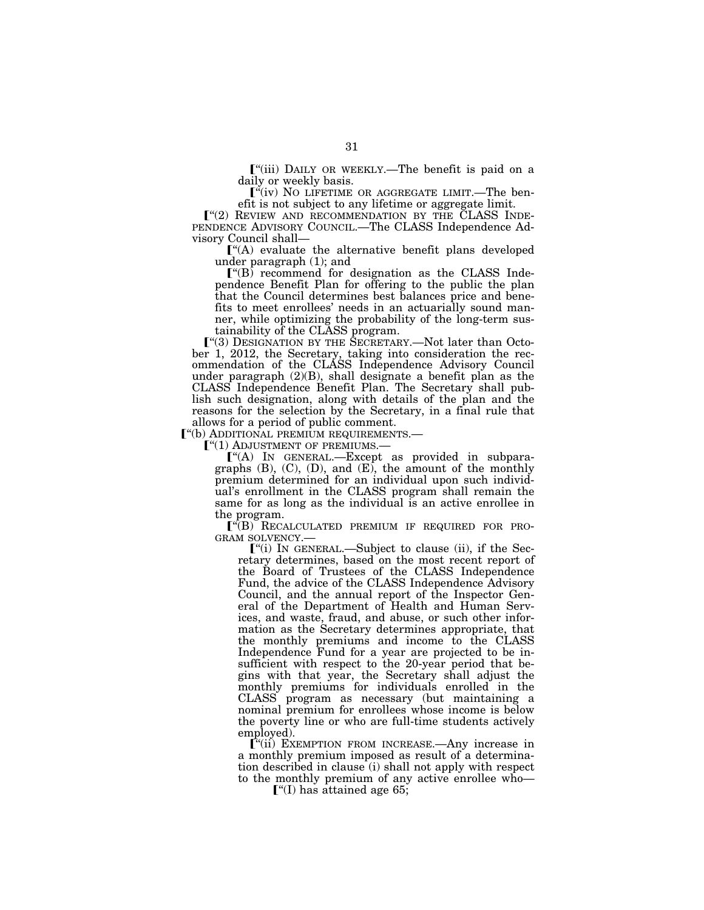⟦"(iii) DAILY OR WEEKLY.—The benefit is paid on a daily or weekly basis.

⟦"(iv) NO LIFETIME OR AGGREGATE LIMIT.—The benefit is not subject to any lifetime or aggregate limit.

⟦"(2) REVIEW AND RECOMMENDATION BY THE CLASS INDEPENDENCE ADVISORY COUNCIL.—The CLASS Independence Advisory Council shall—

⟦"(A) evaluate the alternative benefit plans developed under paragraph (1); and

⟦"(B) recommend for designation as the CLASS Independence Benefit Plan for offering to the public the plan that the Council determines best balances price and benefits to meet enrollees' needs in an actuarially sound manner, while optimizing the probability of the long-term sustainability of the CLASS program.

⟦"(3) DESIGNATION BY THE SECRETARY.—Not later than October 1, 2012, the Secretary, taking into consideration the recommendation of the CLASS Independence Advisory Council under paragraph (2)(B), shall designate a benefit plan as the CLASS Independence Benefit Plan. The Secretary shall publish such designation, along with details of the plan and the reasons for the selection by the Secretary, in a final rule that allows for a period of public comment.

⟦"(b) ADDITIONAL PREMIUM REQUIREMENTS.—

⟦"(1) ADJUSTMENT OF PREMIUMS.—

⟦"(A) IN GENERAL.—Except as provided in subparagraphs (B), (C), (D), and (E), the amount of the monthly premium determined for an individual upon such individual's enrollment in the CLASS program shall remain the same for as long as the individual is an active enrollee in the program.

⟦"(B) RECALCULATED PREMIUM IF REQUIRED FOR PROGRAM SOLVENCY.—

⟦"(i) IN GENERAL.—Subject to clause (ii), if the Secretary determines, based on the most recent report of the Board of Trustees of the CLASS Independence Fund, the advice of the CLASS Independence Advisory Council, and the annual report of the Inspector General of the Department of Health and Human Services, and waste, fraud, and abuse, or such other information as the Secretary determines appropriate, that the monthly premiums and income to the CLASS Independence Fund for a year are projected to be insufficient with respect to the 20-year period that begins with that year, the Secretary shall adjust the monthly premiums for individuals enrolled in the CLASS program as necessary (but maintaining a nominal premium for enrollees whose income is below the poverty line or who are full-time students actively employed).

⟦"(ii) EXEMPTION FROM INCREASE.—Any increase in a monthly premium imposed as result of a determination described in clause (i) shall not apply with respect to the monthly premium of any active enrollee who—

⟦"(I) has attained age 65;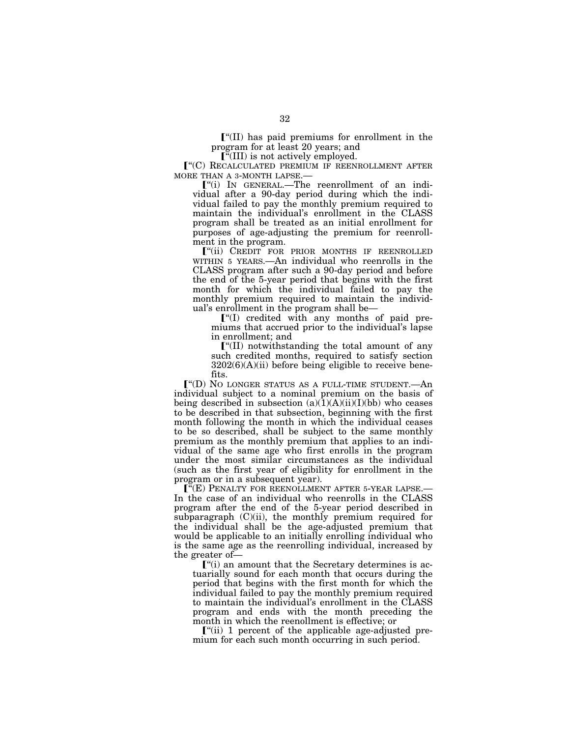[“(II) has paid premiums for enrollment in the program for at least 20 years; and

[“(III) is not actively employed.

[“(C) RECALCULATED PREMIUM IF REENROLLMENT AFTER MORE THAN A 3-MONTH LAPSE.—

[“(i) IN GENERAL.—The reenrollment of an individual after a 90-day period during which the individual failed to pay the monthly premium required to maintain the individual’s enrollment in the CLASS program shall be treated as an initial enrollment for purposes of age-adjusting the premium for reenrollment in the program.

[“(ii) CREDIT FOR PRIOR MONTHS IF REENROLLED WITHIN 5 YEARS.—An individual who reenrolls in the CLASS program after such a 90-day period and before the end of the 5-year period that begins with the first month for which the individual failed to pay the monthly premium required to maintain the individual’s enrollment in the program shall be—

[“(I) credited with any months of paid premiums that accrued prior to the individual’s lapse in enrollment; and

[“(II) notwithstanding the total amount of any such credited months, required to satisfy section 3202(6)(A)(ii) before being eligible to receive benefits.

[“(D) NO LONGER STATUS AS A FULL-TIME STUDENT.—An individual subject to a nominal premium on the basis of being described in subsection (a)(1)(A)(ii)(I)(bb) who ceases to be described in that subsection, beginning with the first month following the month in which the individual ceases to be so described, shall be subject to the same monthly premium as the monthly premium that applies to an individual of the same age who first enrolls in the program under the most similar circumstances as the individual (such as the first year of eligibility for enrollment in the program or in a subsequent year).

[“(E) PENALTY FOR REENOLLMENT AFTER 5-YEAR LAPSE.—In the case of an individual who reenrolls in the CLASS program after the end of the 5-year period described in subparagraph (C)(ii), the monthly premium required for the individual shall be the age-adjusted premium that would be applicable to an initially enrolling individual who is the same age as the reenrolling individual, increased by the greater of—

[“(i) an amount that the Secretary determines is actuarially sound for each month that occurs during the period that begins with the first month for which the individual failed to pay the monthly premium required to maintain the individual’s enrollment in the CLASS program and ends with the month preceding the month in which the reenollment is effective; or

[“(ii) 1 percent of the applicable age-adjusted premium for each such month occurring in such period.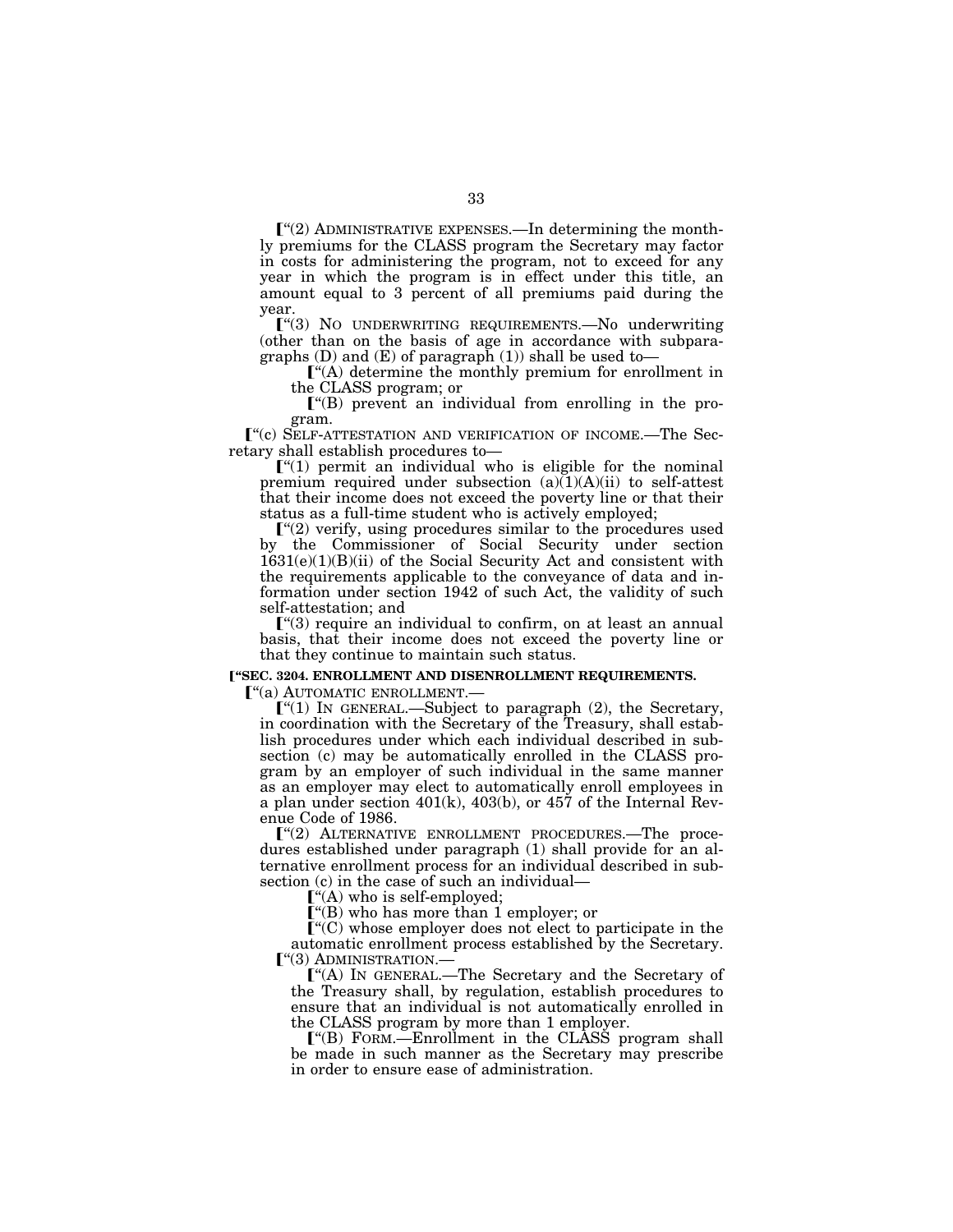[“(2) ADMINISTRATIVE EXPENSES.—In determining the monthly premiums for the CLASS program the Secretary may factor in costs for administering the program, not to exceed for any year in which the program is in effect under this title, an amount equal to 3 percent of all premiums paid during the year.

[“(3) NO UNDERWRITING REQUIREMENTS.—No underwriting (other than on the basis of age in accordance with subparagraphs (D) and (E) of paragraph (1)) shall be used to—

[“(A) determine the monthly premium for enrollment in the CLASS program; or

[“(B) prevent an individual from enrolling in the program.

[“(c) SELF-ATTESTATION AND VERIFICATION OF INCOME.—The Secretary shall establish procedures to—

[“(1) permit an individual who is eligible for the nominal premium required under subsection (a)(1)(A)(ii) to self-attest that their income does not exceed the poverty line or that their status as a full-time student who is actively employed;

[“(2) verify, using procedures similar to the procedures used by the Commissioner of Social Security under section 1631(e)(1)(B)(ii) of the Social Security Act and consistent with the requirements applicable to the conveyance of data and information under section 1942 of such Act, the validity of such self-attestation; and

[“(3) require an individual to confirm, on at least an annual basis, that their income does not exceed the poverty line or that they continue to maintain such status.

**[“SEC. 3204. ENROLLMENT AND DISENROLLMENT REQUIREMENTS.**

[“(a) AUTOMATIC ENROLLMENT.—

[“(1) IN GENERAL.—Subject to paragraph (2), the Secretary, in coordination with the Secretary of the Treasury, shall establish procedures under which each individual described in subsection (c) may be automatically enrolled in the CLASS program by an employer of such individual in the same manner as an employer may elect to automatically enroll employees in a plan under section 401(k), 403(b), or 457 of the Internal Revenue Code of 1986.

[“(2) ALTERNATIVE ENROLLMENT PROCEDURES.—The procedures established under paragraph (1) shall provide for an alternative enrollment process for an individual described in subsection (c) in the case of such an individual—

[“(A) who is self-employed;

[“(B) who has more than 1 employer; or

[“(C) whose employer does not elect to participate in the automatic enrollment process established by the Secretary.

[“(3) ADMINISTRATION.—

[“(A) IN GENERAL.—The Secretary and the Secretary of the Treasury shall, by regulation, establish procedures to ensure that an individual is not automatically enrolled in the CLASS program by more than 1 employer.

[“(B) FORM.—Enrollment in the CLASS program shall be made in such manner as the Secretary may prescribe in order to ensure ease of administration.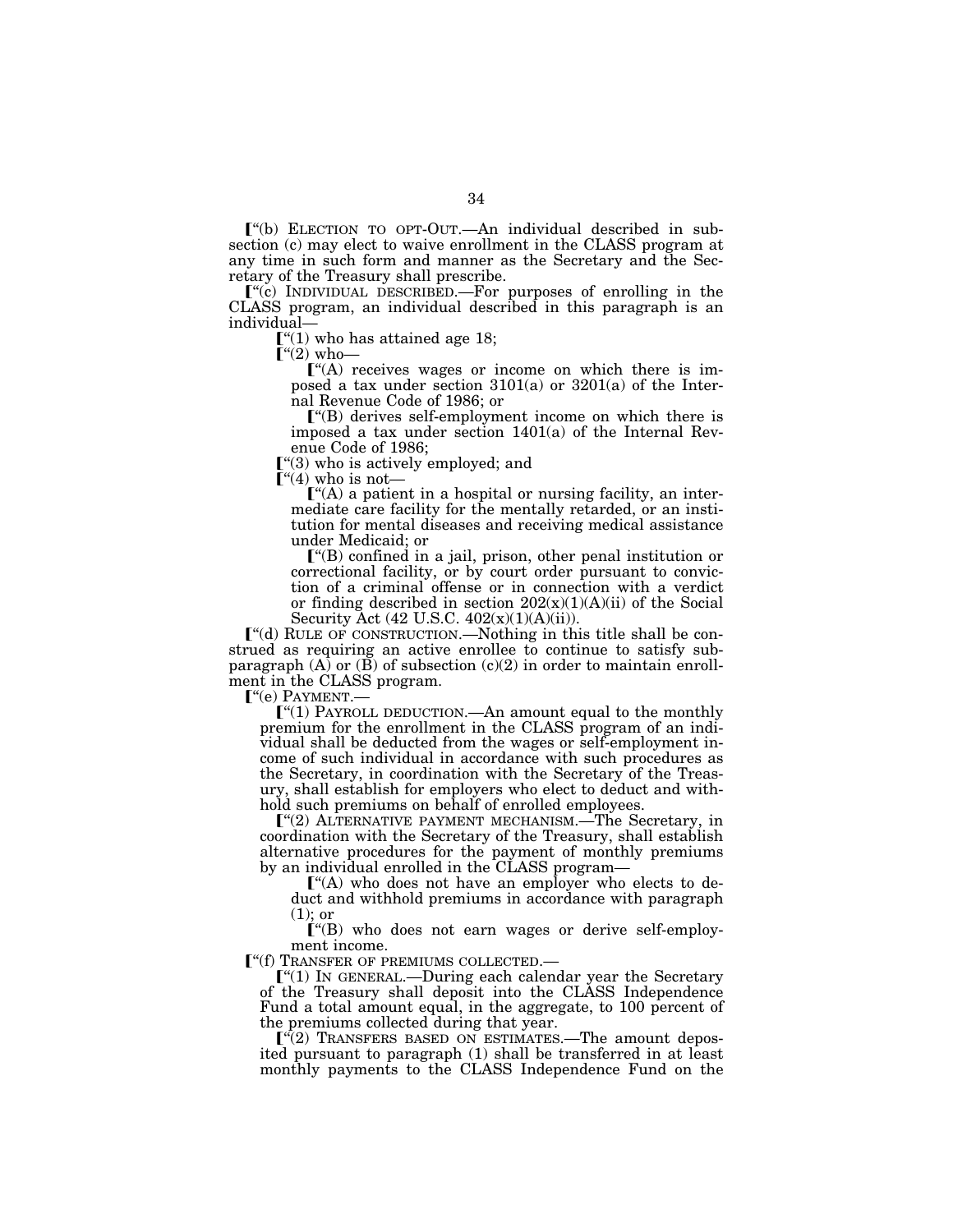【"(b) ELECTION TO OPT-OUT.—An individual described in subsection (c) may elect to waive enrollment in the CLASS program at any time in such form and manner as the Secretary and the Secretary of the Treasury shall prescribe.

【"(c) INDIVIDUAL DESCRIBED.—For purposes of enrolling in the CLASS program, an individual described in this paragraph is an individual—

【"(1) who has attained age 18;

【"(2) who—

【"(A) receives wages or income on which there is imposed a tax under section 3101(a) or 3201(a) of the Internal Revenue Code of 1986; or

【"(B) derives self-employment income on which there is imposed a tax under section 1401(a) of the Internal Revenue Code of 1986;

【"(3) who is actively employed; and

【"(4) who is not—

【"(A) a patient in a hospital or nursing facility, an intermediate care facility for the mentally retarded, or an institution for mental diseases and receiving medical assistance under Medicaid; or

【"(B) confined in a jail, prison, other penal institution or correctional facility, or by court order pursuant to conviction of a criminal offense or in connection with a verdict or finding described in section 202(x)(1)(A)(ii) of the Social Security Act (42 U.S.C. 402(x)(1)(A)(ii)).

【"(d) RULE OF CONSTRUCTION.—Nothing in this title shall be construed as requiring an active enrollee to continue to satisfy subparagraph (A) or (B) of subsection (c)(2) in order to maintain enrollment in the CLASS program.

【"(e) PAYMENT.—

【"(1) PAYROLL DEDUCTION.—An amount equal to the monthly premium for the enrollment in the CLASS program of an individual shall be deducted from the wages or self-employment income of such individual in accordance with such procedures as the Secretary, in coordination with the Secretary of the Treasury, shall establish for employers who elect to deduct and withhold such premiums on behalf of enrolled employees.

【"(2) ALTERNATIVE PAYMENT MECHANISM.—The Secretary, in coordination with the Secretary of the Treasury, shall establish alternative procedures for the payment of monthly premiums by an individual enrolled in the CLASS program—

【"(A) who does not have an employer who elects to deduct and withhold premiums in accordance with paragraph (1); or

【"(B) who does not earn wages or derive self-employment income.

【"(f) TRANSFER OF PREMIUMS COLLECTED.—

【"(1) IN GENERAL.—During each calendar year the Secretary of the Treasury shall deposit into the CLASS Independence Fund a total amount equal, in the aggregate, to 100 percent of the premiums collected during that year.

【"(2) TRANSFERS BASED ON ESTIMATES.—The amount deposited pursuant to paragraph (1) shall be transferred in at least monthly payments to the CLASS Independence Fund on the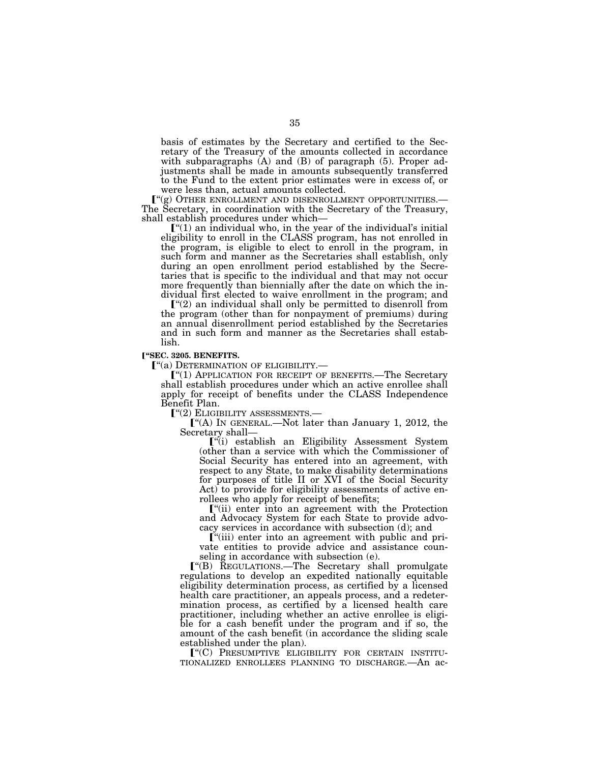basis of estimates by the Secretary and certified to the Secretary of the Treasury of the amounts collected in accordance with subparagraphs (A) and (B) of paragraph (5). Proper adjustments shall be made in amounts subsequently transferred to the Fund to the extent prior estimates were in excess of, or were less than, actual amounts collected.

⟦"(g) OTHER ENROLLMENT AND DISENROLLMENT OPPORTUNITIES.—The Secretary, in coordination with the Secretary of the Treasury, shall establish procedures under which—

⟦"(1) an individual who, in the year of the individual's initial eligibility to enroll in the CLASS program, has not enrolled in the program, is eligible to elect to enroll in the program, in such form and manner as the Secretaries shall establish, only during an open enrollment period established by the Secretaries that is specific to the individual and that may not occur more frequently than biennially after the date on which the individual first elected to waive enrollment in the program; and

⟦"(2) an individual shall only be permitted to disenroll from the program (other than for nonpayment of premiums) during an annual disenrollment period established by the Secretaries and in such form and manner as the Secretaries shall establish.

**⟦"SEC. 3205. BENEFITS.**

⟦"(a) DETERMINATION OF ELIGIBILITY.—

⟦"(1) APPLICATION FOR RECEIPT OF BENEFITS.—The Secretary shall establish procedures under which an active enrollee shall apply for receipt of benefits under the CLASS Independence Benefit Plan.

⟦"(2) ELIGIBILITY ASSESSMENTS.—

⟦"(A) IN GENERAL.—Not later than January 1, 2012, the Secretary shall—

⟦"(i) establish an Eligibility Assessment System (other than a service with which the Commissioner of Social Security has entered into an agreement, with respect to any State, to make disability determinations for purposes of title II or XVI of the Social Security Act) to provide for eligibility assessments of active enrollees who apply for receipt of benefits;

⟦"(ii) enter into an agreement with the Protection and Advocacy System for each State to provide advocacy services in accordance with subsection (d); and

⟦"(iii) enter into an agreement with public and private entities to provide advice and assistance counseling in accordance with subsection (e).

⟦"(B) REGULATIONS.—The Secretary shall promulgate regulations to develop an expedited nationally equitable eligibility determination process, as certified by a licensed health care practitioner, an appeals process, and a redetermination process, as certified by a licensed health care practitioner, including whether an active enrollee is eligible for a cash benefit under the program and if so, the amount of the cash benefit (in accordance the sliding scale established under the plan).

⟦"(C) PRESUMPTIVE ELIGIBILITY FOR CERTAIN INSTITUTIONALIZED ENROLLEES PLANNING TO DISCHARGE.—An ac-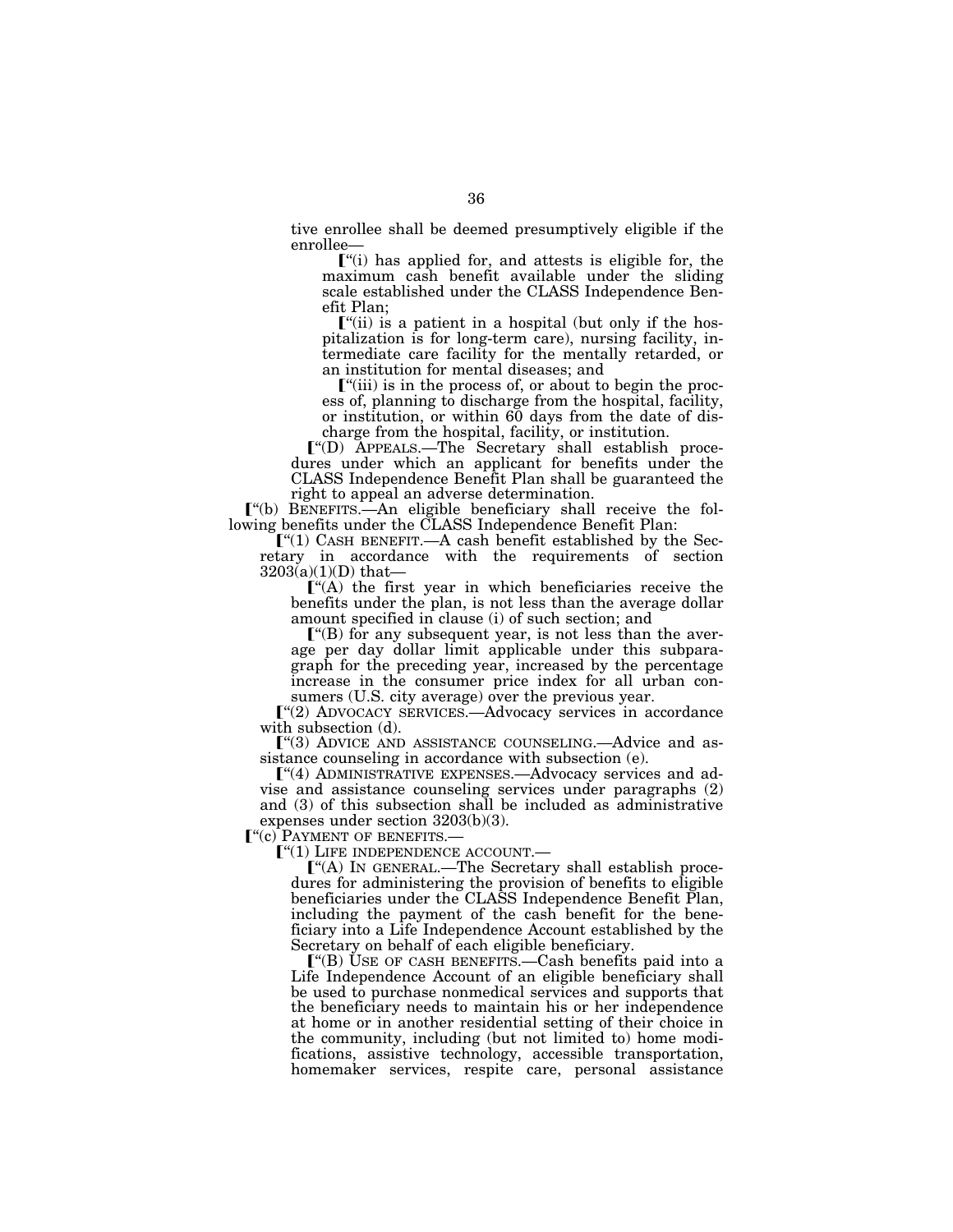tive enrollee shall be deemed presumptively eligible if the enrollee—

⟦"(i) has applied for, and attests is eligible for, the maximum cash benefit available under the sliding scale established under the CLASS Independence Benefit Plan;

⟦"(ii) is a patient in a hospital (but only if the hospitalization is for long-term care), nursing facility, intermediate care facility for the mentally retarded, or an institution for mental diseases; and

⟦"(iii) is in the process of, or about to begin the process of, planning to discharge from the hospital, facility, or institution, or within 60 days from the date of discharge from the hospital, facility, or institution.

⟦"(D) APPEALS.—The Secretary shall establish procedures under which an applicant for benefits under the CLASS Independence Benefit Plan shall be guaranteed the right to appeal an adverse determination.

⟦"(b) BENEFITS.—An eligible beneficiary shall receive the following benefits under the CLASS Independence Benefit Plan:

⟦"(1) CASH BENEFIT.—A cash benefit established by the Secretary in accordance with the requirements of section 3203(a)(1)(D) that—

⟦"(A) the first year in which beneficiaries receive the benefits under the plan, is not less than the average dollar amount specified in clause (i) of such section; and

⟦"(B) for any subsequent year, is not less than the average per day dollar limit applicable under this subparagraph for the preceding year, increased by the percentage increase in the consumer price index for all urban consumers (U.S. city average) over the previous year.

⟦"(2) ADVOCACY SERVICES.—Advocacy services in accordance with subsection (d).

⟦"(3) ADVICE AND ASSISTANCE COUNSELING.—Advice and assistance counseling in accordance with subsection (e).

⟦"(4) ADMINISTRATIVE EXPENSES.—Advocacy services and advise and assistance counseling services under paragraphs (2) and (3) of this subsection shall be included as administrative expenses under section 3203(b)(3).

⟦"(c) PAYMENT OF BENEFITS.—

⟦"(1) LIFE INDEPENDENCE ACCOUNT.—

⟦"(A) IN GENERAL.—The Secretary shall establish procedures for administering the provision of benefits to eligible beneficiaries under the CLASS Independence Benefit Plan, including the payment of the cash benefit for the beneficiary into a Life Independence Account established by the Secretary on behalf of each eligible beneficiary.

⟦"(B) USE OF CASH BENEFITS.—Cash benefits paid into a Life Independence Account of an eligible beneficiary shall be used to purchase nonmedical services and supports that the beneficiary needs to maintain his or her independence at home or in another residential setting of their choice in the community, including (but not limited to) home modifications, assistive technology, accessible transportation, homemaker services, respite care, personal assistance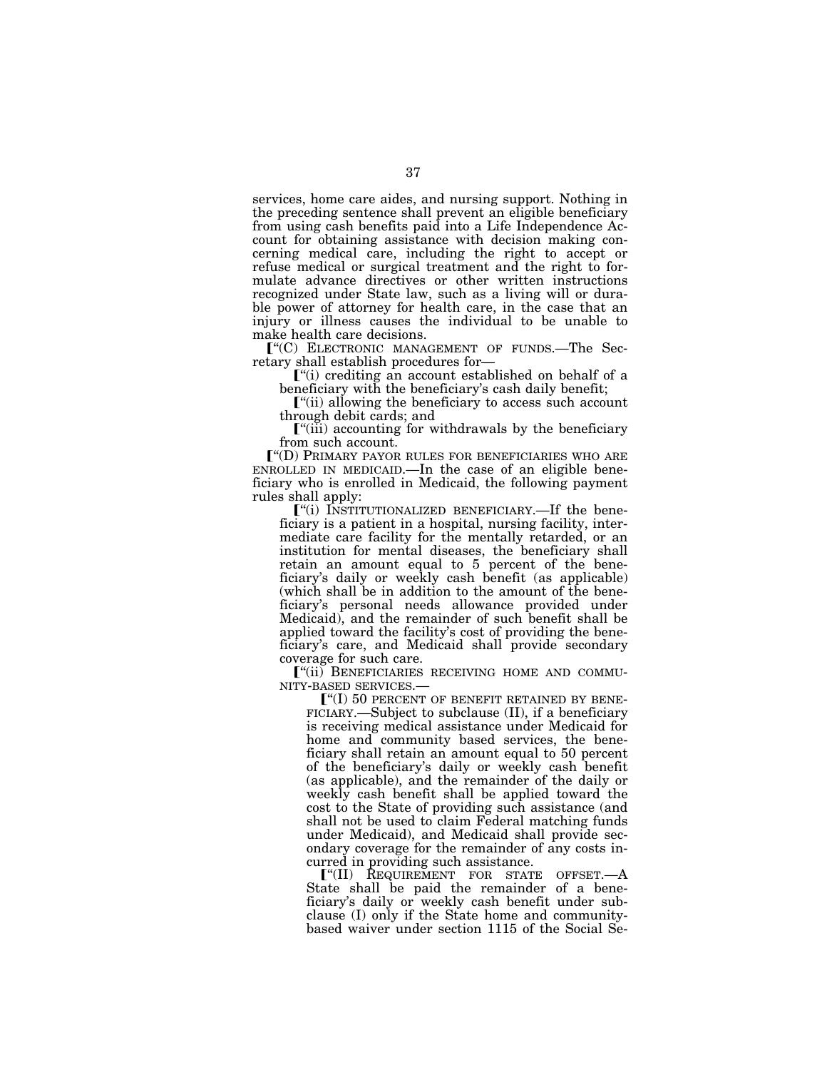services, home care aides, and nursing support. Nothing in the preceding sentence shall prevent an eligible beneficiary from using cash benefits paid into a Life Independence Account for obtaining assistance with decision making concerning medical care, including the right to accept or refuse medical or surgical treatment and the right to formulate advance directives or other written instructions recognized under State law, such as a living will or durable power of attorney for health care, in the case that an injury or illness causes the individual to be unable to make health care decisions.

⟦"(C) ELECTRONIC MANAGEMENT OF FUNDS.—The Secretary shall establish procedures for—

⟦"(i) crediting an account established on behalf of a beneficiary with the beneficiary's cash daily benefit;

⟦"(ii) allowing the beneficiary to access such account through debit cards; and

⟦"(iii) accounting for withdrawals by the beneficiary from such account.

⟦"(D) PRIMARY PAYOR RULES FOR BENEFICIARIES WHO ARE ENROLLED IN MEDICAID.—In the case of an eligible beneficiary who is enrolled in Medicaid, the following payment rules shall apply:

⟦"(i) INSTITUTIONALIZED BENEFICIARY.—If the beneficiary is a patient in a hospital, nursing facility, intermediate care facility for the mentally retarded, or an institution for mental diseases, the beneficiary shall retain an amount equal to 5 percent of the beneficiary's daily or weekly cash benefit (as applicable) (which shall be in addition to the amount of the beneficiary's personal needs allowance provided under Medicaid), and the remainder of such benefit shall be applied toward the facility's cost of providing the beneficiary's care, and Medicaid shall provide secondary coverage for such care.

⟦"(ii) BENEFICIARIES RECEIVING HOME AND COMMUNITY-BASED SERVICES.—

⟦"(I) 50 PERCENT OF BENEFIT RETAINED BY BENEFICIARY.—Subject to subclause (II), if a beneficiary is receiving medical assistance under Medicaid for home and community based services, the beneficiary shall retain an amount equal to 50 percent of the beneficiary's daily or weekly cash benefit (as applicable), and the remainder of the daily or weekly cash benefit shall be applied toward the cost to the State of providing such assistance (and shall not be used to claim Federal matching funds under Medicaid), and Medicaid shall provide secondary coverage for the remainder of any costs incurred in providing such assistance.

⟦"(II) REQUIREMENT FOR STATE OFFSET.—A State shall be paid the remainder of a beneficiary's daily or weekly cash benefit under subclause (I) only if the State home and community-based waiver under section 1115 of the Social Se-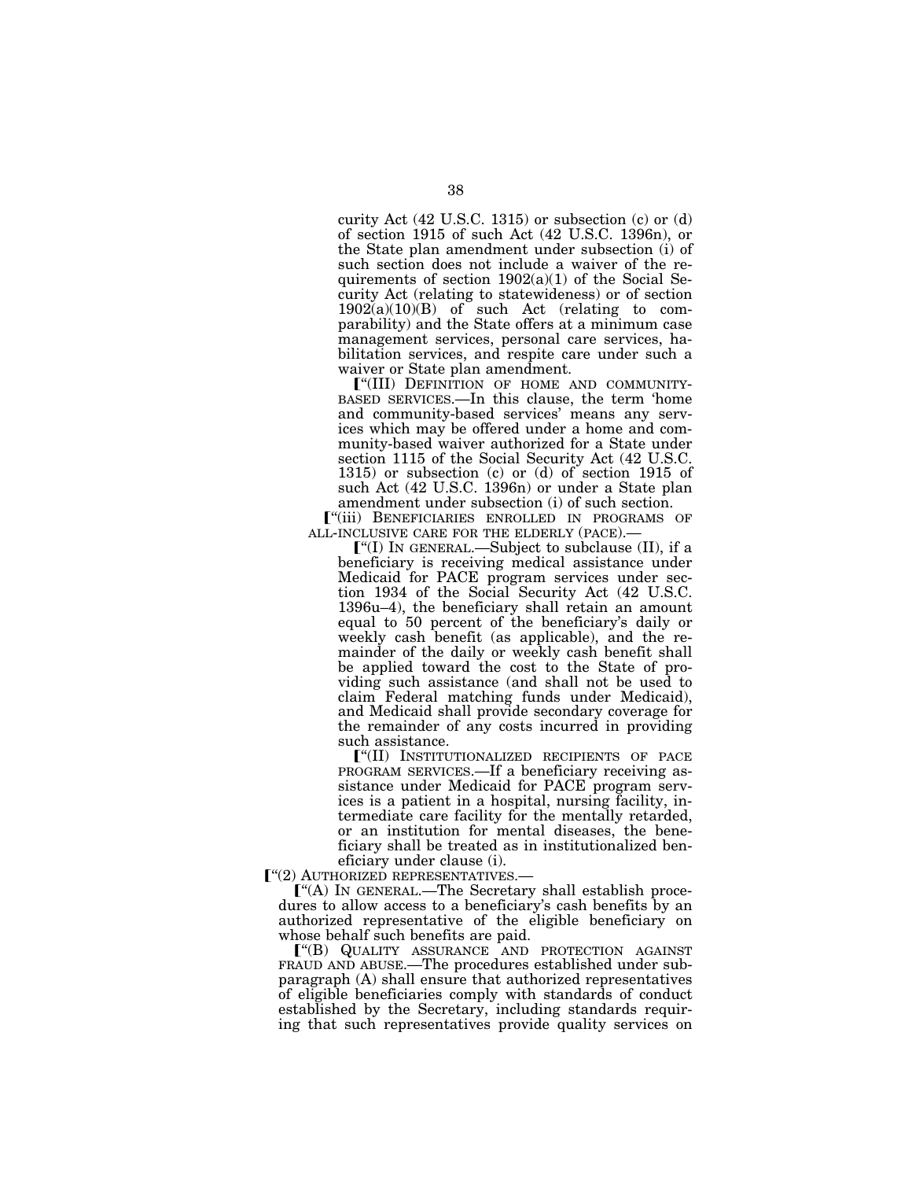curity Act (42 U.S.C. 1315) or subsection (c) or (d) of section 1915 of such Act (42 U.S.C. 1396n), or the State plan amendment under subsection (i) of such section does not include a waiver of the requirements of section 1902(a)(1) of the Social Security Act (relating to statewideness) or of section 1902(a)(10)(B) of such Act (relating to comparability) and the State offers at a minimum case management services, personal care services, habilitation services, and respite care under such a waiver or State plan amendment.

[“(III) DEFINITION OF HOME AND COMMUNITY-BASED SERVICES.—In this clause, the term ‘home and community-based services’ means any services which may be offered under a home and community-based waiver authorized for a State under section 1115 of the Social Security Act (42 U.S.C. 1315) or subsection (c) or (d) of section 1915 of such Act (42 U.S.C. 1396n) or under a State plan amendment under subsection (i) of such section.

[“(iii) BENEFICIARIES ENROLLED IN PROGRAMS OF ALL-INCLUSIVE CARE FOR THE ELDERLY (PACE).—

[“(I) IN GENERAL.—Subject to subclause (II), if a beneficiary is receiving medical assistance under Medicaid for PACE program services under section 1934 of the Social Security Act (42 U.S.C. 1396u–4), the beneficiary shall retain an amount equal to 50 percent of the beneficiary's daily or weekly cash benefit (as applicable), and the remainder of the daily or weekly cash benefit shall be applied toward the cost to the State of providing such assistance (and shall not be used to claim Federal matching funds under Medicaid), and Medicaid shall provide secondary coverage for the remainder of any costs incurred in providing such assistance.

[“(II) INSTITUTIONALIZED RECIPIENTS OF PACE PROGRAM SERVICES.—If a beneficiary receiving assistance under Medicaid for PACE program services is a patient in a hospital, nursing facility, intermediate care facility for the mentally retarded, or an institution for mental diseases, the beneficiary shall be treated as in institutionalized beneficiary under clause (i).

[“(2) AUTHORIZED REPRESENTATIVES.—

[“(A) IN GENERAL.—The Secretary shall establish procedures to allow access to a beneficiary's cash benefits by an authorized representative of the eligible beneficiary on whose behalf such benefits are paid.

[“(B) QUALITY ASSURANCE AND PROTECTION AGAINST FRAUD AND ABUSE.—The procedures established under subparagraph (A) shall ensure that authorized representatives of eligible beneficiaries comply with standards of conduct established by the Secretary, including standards requiring that such representatives provide quality services on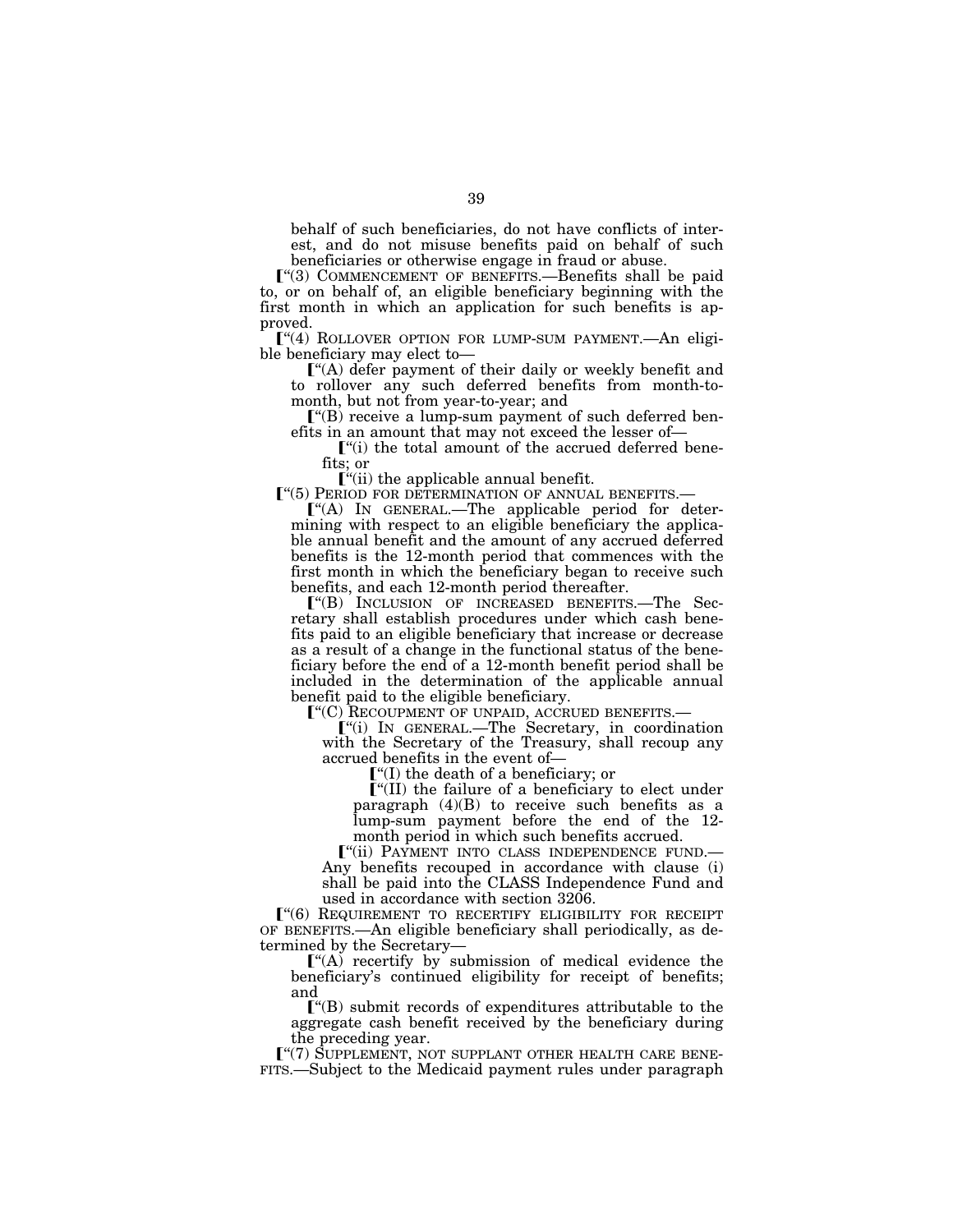behalf of such beneficiaries, do not have conflicts of interest, and do not misuse benefits paid on behalf of such beneficiaries or otherwise engage in fraud or abuse.

❲"(3) COMMENCEMENT OF BENEFITS.—Benefits shall be paid to, or on behalf of, an eligible beneficiary beginning with the first month in which an application for such benefits is approved.

❲"(4) ROLLOVER OPTION FOR LUMP-SUM PAYMENT.—An eligible beneficiary may elect to—

❲"(A) defer payment of their daily or weekly benefit and to rollover any such deferred benefits from month-to-month, but not from year-to-year; and

❲"(B) receive a lump-sum payment of such deferred benefits in an amount that may not exceed the lesser of—

❲"(i) the total amount of the accrued deferred benefits; or

❲"(ii) the applicable annual benefit.

❲"(5) PERIOD FOR DETERMINATION OF ANNUAL BENEFITS.—

❲"(A) IN GENERAL.—The applicable period for determining with respect to an eligible beneficiary the applicable annual benefit and the amount of any accrued deferred benefits is the 12-month period that commences with the first month in which the beneficiary began to receive such benefits, and each 12-month period thereafter.

❲"(B) INCLUSION OF INCREASED BENEFITS.—The Secretary shall establish procedures under which cash benefits paid to an eligible beneficiary that increase or decrease as a result of a change in the functional status of the beneficiary before the end of a 12-month benefit period shall be included in the determination of the applicable annual benefit paid to the eligible beneficiary.

❲"(C) RECOUPMENT OF UNPAID, ACCRUED BENEFITS.—

❲"(i) IN GENERAL.—The Secretary, in coordination with the Secretary of the Treasury, shall recoup any accrued benefits in the event of—

❲"(I) the death of a beneficiary; or

❲"(II) the failure of a beneficiary to elect under paragraph (4)(B) to receive such benefits as a lump-sum payment before the end of the 12-month period in which such benefits accrued.

❲"(ii) PAYMENT INTO CLASS INDEPENDENCE FUND.—Any benefits recouped in accordance with clause (i) shall be paid into the CLASS Independence Fund and used in accordance with section 3206.

❲"(6) REQUIREMENT TO RECERTIFY ELIGIBILITY FOR RECEIPT OF BENEFITS.—An eligible beneficiary shall periodically, as determined by the Secretary—

❲"(A) recertify by submission of medical evidence the beneficiary's continued eligibility for receipt of benefits; and

❲"(B) submit records of expenditures attributable to the aggregate cash benefit received by the beneficiary during the preceding year.

❲"(7) SUPPLEMENT, NOT SUPPLANT OTHER HEALTH CARE BENEFITS.—Subject to the Medicaid payment rules under paragraph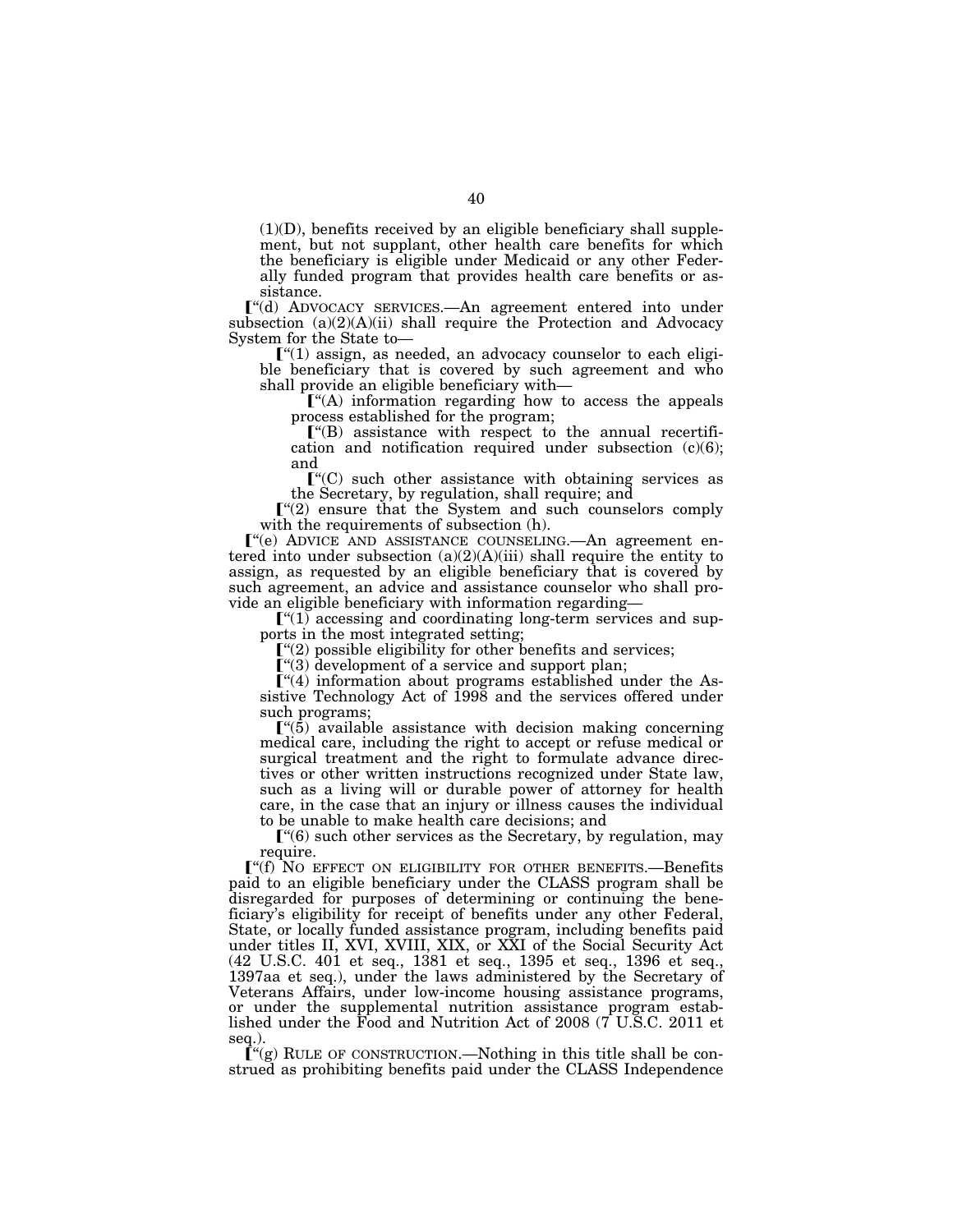(1)(D), benefits received by an eligible beneficiary shall supplement, but not supplant, other health care benefits for which the beneficiary is eligible under Medicaid or any other Federally funded program that provides health care benefits or assistance.

[“(d) ADVOCACY SERVICES.—An agreement entered into under subsection (a)(2)(A)(ii) shall require the Protection and Advocacy System for the State to—

[“(1) assign, as needed, an advocacy counselor to each eligible beneficiary that is covered by such agreement and who shall provide an eligible beneficiary with—

[“(A) information regarding how to access the appeals process established for the program;

[“(B) assistance with respect to the annual recertification and notification required under subsection (c)(6); and

[“(C) such other assistance with obtaining services as the Secretary, by regulation, shall require; and

[“(2) ensure that the System and such counselors comply with the requirements of subsection (h).

[“(e) ADVICE AND ASSISTANCE COUNSELING.—An agreement entered into under subsection (a)(2)(A)(iii) shall require the entity to assign, as requested by an eligible beneficiary that is covered by such agreement, an advice and assistance counselor who shall provide an eligible beneficiary with information regarding—

[“(1) accessing and coordinating long-term services and supports in the most integrated setting;

[“(2) possible eligibility for other benefits and services;

[“(3) development of a service and support plan;

[“(4) information about programs established under the Assistive Technology Act of 1998 and the services offered under such programs;

[“(5) available assistance with decision making concerning medical care, including the right to accept or refuse medical or surgical treatment and the right to formulate advance directives or other written instructions recognized under State law, such as a living will or durable power of attorney for health care, in the case that an injury or illness causes the individual to be unable to make health care decisions; and

[“(6) such other services as the Secretary, by regulation, may require.

[“(f) NO EFFECT ON ELIGIBILITY FOR OTHER BENEFITS.—Benefits paid to an eligible beneficiary under the CLASS program shall be disregarded for purposes of determining or continuing the beneficiary's eligibility for receipt of benefits under any other Federal, State, or locally funded assistance program, including benefits paid under titles II, XVI, XVIII, XIX, or XXI of the Social Security Act (42 U.S.C. 401 et seq., 1381 et seq., 1395 et seq., 1396 et seq., 1397aa et seq.), under the laws administered by the Secretary of Veterans Affairs, under low-income housing assistance programs, or under the supplemental nutrition assistance program established under the Food and Nutrition Act of 2008 (7 U.S.C. 2011 et seq.).

[“(g) RULE OF CONSTRUCTION.—Nothing in this title shall be construed as prohibiting benefits paid under the CLASS Independence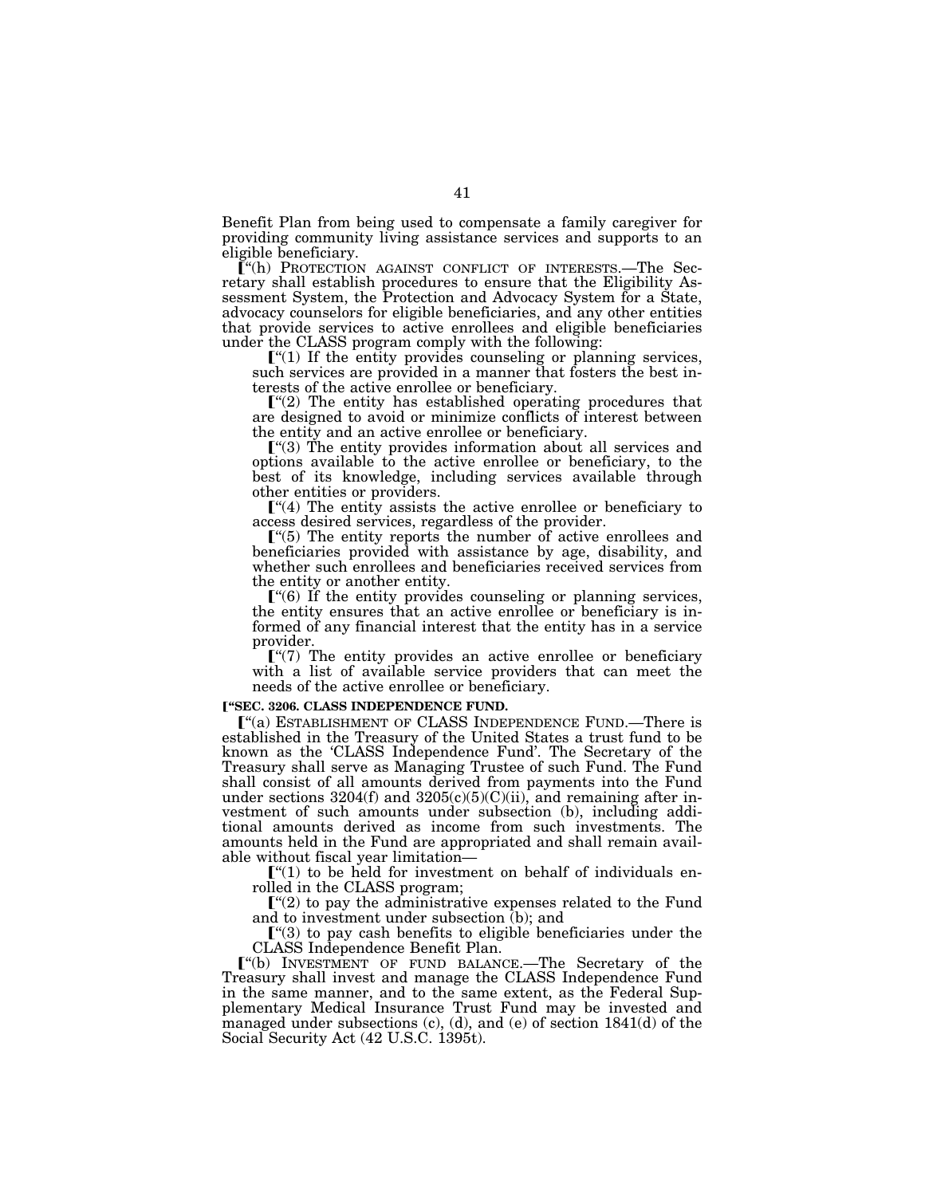Benefit Plan from being used to compensate a family caregiver for providing community living assistance services and supports to an eligible beneficiary.

⟦"(h) PROTECTION AGAINST CONFLICT OF INTERESTS.—The Secretary shall establish procedures to ensure that the Eligibility Assessment System, the Protection and Advocacy System for a State, advocacy counselors for eligible beneficiaries, and any other entities that provide services to active enrollees and eligible beneficiaries under the CLASS program comply with the following:

⟦"(1) If the entity provides counseling or planning services, such services are provided in a manner that fosters the best interests of the active enrollee or beneficiary.

⟦"(2) The entity has established operating procedures that are designed to avoid or minimize conflicts of interest between the entity and an active enrollee or beneficiary.

⟦"(3) The entity provides information about all services and options available to the active enrollee or beneficiary, to the best of its knowledge, including services available through other entities or providers.

⟦"(4) The entity assists the active enrollee or beneficiary to access desired services, regardless of the provider.

⟦"(5) The entity reports the number of active enrollees and beneficiaries provided with assistance by age, disability, and whether such enrollees and beneficiaries received services from the entity or another entity.

⟦"(6) If the entity provides counseling or planning services, the entity ensures that an active enrollee or beneficiary is informed of any financial interest that the entity has in a service provider.

⟦"(7) The entity provides an active enrollee or beneficiary with a list of available service providers that can meet the needs of the active enrollee or beneficiary.

**⟦"SEC. 3206. CLASS INDEPENDENCE FUND.**

⟦"(a) ESTABLISHMENT OF CLASS INDEPENDENCE FUND.—There is established in the Treasury of the United States a trust fund to be known as the 'CLASS Independence Fund'. The Secretary of the Treasury shall serve as Managing Trustee of such Fund. The Fund shall consist of all amounts derived from payments into the Fund under sections 3204(f) and 3205(c)(5)(C)(ii), and remaining after investment of such amounts under subsection (b), including additional amounts derived as income from such investments. The amounts held in the Fund are appropriated and shall remain available without fiscal year limitation—

⟦"(1) to be held for investment on behalf of individuals enrolled in the CLASS program;

⟦"(2) to pay the administrative expenses related to the Fund and to investment under subsection (b); and

⟦"(3) to pay cash benefits to eligible beneficiaries under the CLASS Independence Benefit Plan.

⟦"(b) INVESTMENT OF FUND BALANCE.—The Secretary of the Treasury shall invest and manage the CLASS Independence Fund in the same manner, and to the same extent, as the Federal Supplementary Medical Insurance Trust Fund may be invested and managed under subsections (c), (d), and (e) of section 1841(d) of the Social Security Act (42 U.S.C. 1395t).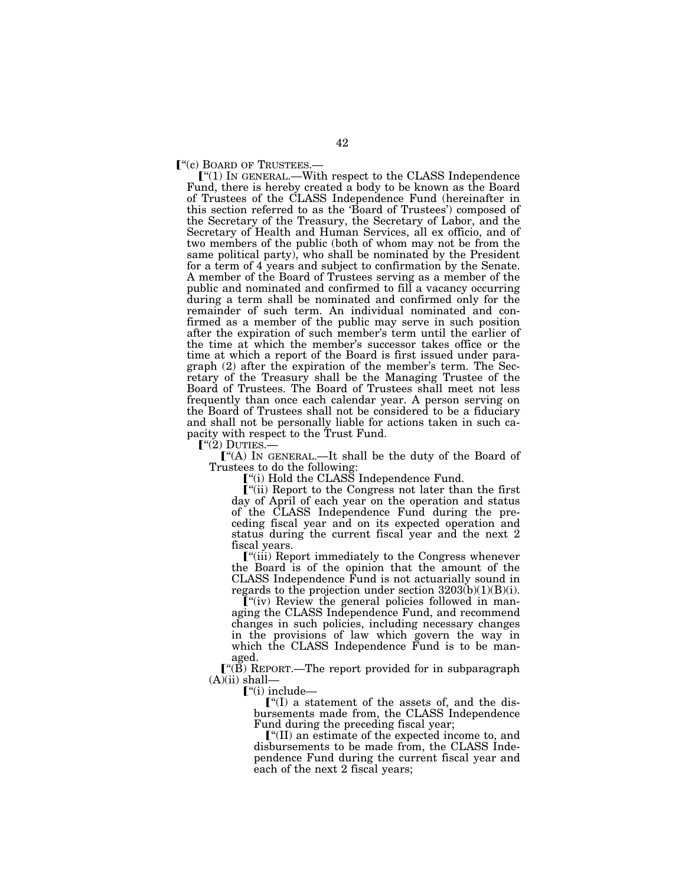⟦"(c) BOARD OF TRUSTEES.—

⟦"(1) IN GENERAL.—With respect to the CLASS Independence Fund, there is hereby created a body to be known as the Board of Trustees of the CLASS Independence Fund (hereinafter in this section referred to as the 'Board of Trustees') composed of the Secretary of the Treasury, the Secretary of Labor, and the Secretary of Health and Human Services, all ex officio, and of two members of the public (both of whom may not be from the same political party), who shall be nominated by the President for a term of 4 years and subject to confirmation by the Senate. A member of the Board of Trustees serving as a member of the public and nominated and confirmed to fill a vacancy occurring during a term shall be nominated and confirmed only for the remainder of such term. An individual nominated and confirmed as a member of the public may serve in such position after the expiration of such member's term until the earlier of the time at which the member's successor takes office or the time at which a report of the Board is first issued under paragraph (2) after the expiration of the member's term. The Secretary of the Treasury shall be the Managing Trustee of the Board of Trustees. The Board of Trustees shall meet not less frequently than once each calendar year. A person serving on the Board of Trustees shall not be considered to be a fiduciary and shall not be personally liable for actions taken in such capacity with respect to the Trust Fund.

⟦"(2) DUTIES.—

⟦"(A) IN GENERAL.—It shall be the duty of the Board of Trustees to do the following:

⟦"(i) Hold the CLASS Independence Fund.

⟦"(ii) Report to the Congress not later than the first day of April of each year on the operation and status of the CLASS Independence Fund during the preceding fiscal year and on its expected operation and status during the current fiscal year and the next 2 fiscal years.

⟦"(iii) Report immediately to the Congress whenever the Board is of the opinion that the amount of the CLASS Independence Fund is not actuarially sound in regards to the projection under section 3203(b)(1)(B)(i).

⟦"(iv) Review the general policies followed in managing the CLASS Independence Fund, and recommend changes in such policies, including necessary changes in the provisions of law which govern the way in which the CLASS Independence Fund is to be managed.

⟦"(B) REPORT.—The report provided for in subparagraph (A)(ii) shall—

⟦"(i) include—

⟦"(I) a statement of the assets of, and the disbursements made from, the CLASS Independence Fund during the preceding fiscal year;

⟦"(II) an estimate of the expected income to, and disbursements to be made from, the CLASS Independence Fund during the current fiscal year and each of the next 2 fiscal years;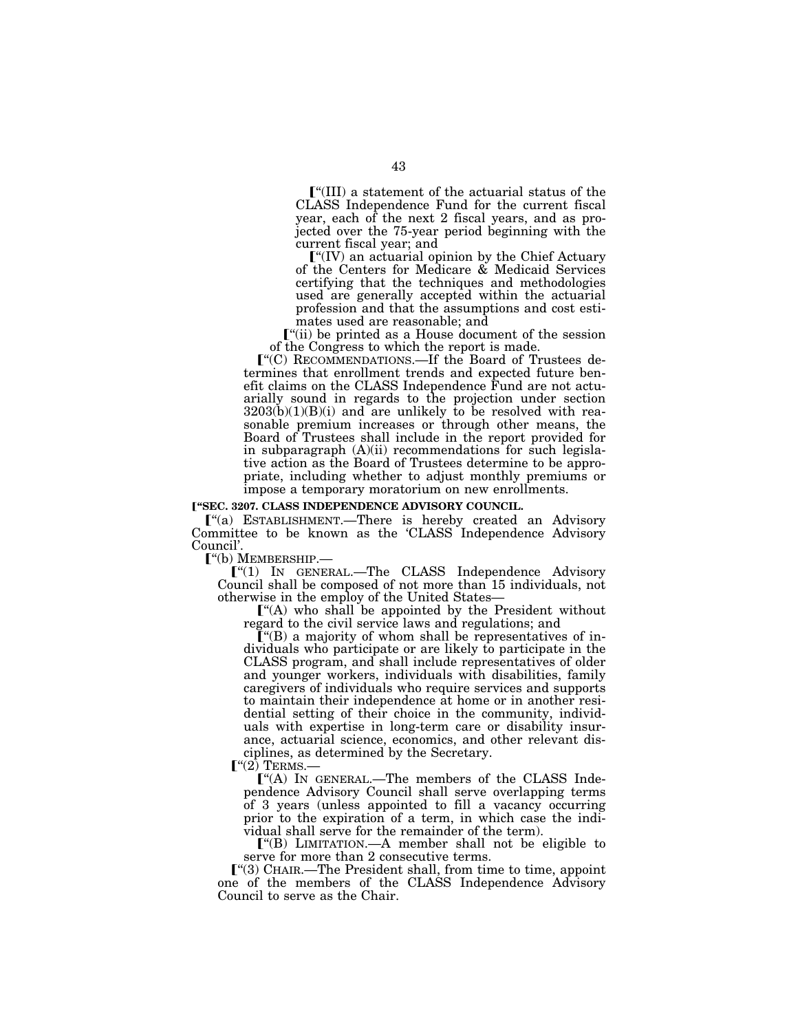❲"(III) a statement of the actuarial status of the CLASS Independence Fund for the current fiscal year, each of the next 2 fiscal years, and as projected over the 75-year period beginning with the current fiscal year; and

❲"(IV) an actuarial opinion by the Chief Actuary of the Centers for Medicare & Medicaid Services certifying that the techniques and methodologies used are generally accepted within the actuarial profession and that the assumptions and cost estimates used are reasonable; and

❲"(ii) be printed as a House document of the session of the Congress to which the report is made.

❲"(C) RECOMMENDATIONS.—If the Board of Trustees determines that enrollment trends and expected future benefit claims on the CLASS Independence Fund are not actuarially sound in regards to the projection under section 3203(b)(1)(B)(i) and are unlikely to be resolved with reasonable premium increases or through other means, the Board of Trustees shall include in the report provided for in subparagraph (A)(ii) recommendations for such legislative action as the Board of Trustees determine to be appropriate, including whether to adjust monthly premiums or impose a temporary moratorium on new enrollments.

**❲"SEC. 3207. CLASS INDEPENDENCE ADVISORY COUNCIL.**

❲"(a) ESTABLISHMENT.—There is hereby created an Advisory Committee to be known as the 'CLASS Independence Advisory Council'.

❲"(b) MEMBERSHIP.—

❲"(1) IN GENERAL.—The CLASS Independence Advisory Council shall be composed of not more than 15 individuals, not otherwise in the employ of the United States—

❲"(A) who shall be appointed by the President without regard to the civil service laws and regulations; and

❲"(B) a majority of whom shall be representatives of individuals who participate or are likely to participate in the CLASS program, and shall include representatives of older and younger workers, individuals with disabilities, family caregivers of individuals who require services and supports to maintain their independence at home or in another residential setting of their choice in the community, individuals with expertise in long-term care or disability insurance, actuarial science, economics, and other relevant disciplines, as determined by the Secretary.

❲"(2) TERMS.—

❲"(A) IN GENERAL.—The members of the CLASS Independence Advisory Council shall serve overlapping terms of 3 years (unless appointed to fill a vacancy occurring prior to the expiration of a term, in which case the individual shall serve for the remainder of the term).

❲"(B) LIMITATION.—A member shall not be eligible to serve for more than 2 consecutive terms.

❲"(3) CHAIR.—The President shall, from time to time, appoint one of the members of the CLASS Independence Advisory Council to serve as the Chair.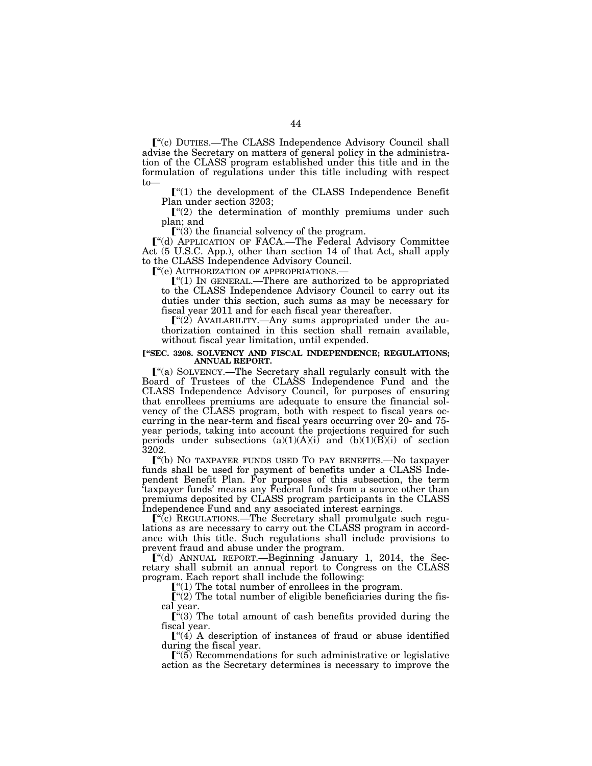⁅"(c) DUTIES.—The CLASS Independence Advisory Council shall advise the Secretary on matters of general policy in the administration of the CLASS program established under this title and in the formulation of regulations under this title including with respect to—

⁅"(1) the development of the CLASS Independence Benefit Plan under section 3203;

⁅"(2) the determination of monthly premiums under such plan; and

⁅"(3) the financial solvency of the program.

⁅"(d) APPLICATION OF FACA.—The Federal Advisory Committee Act (5 U.S.C. App.), other than section 14 of that Act, shall apply to the CLASS Independence Advisory Council.

⁅"(e) AUTHORIZATION OF APPROPRIATIONS.—

⁅"(1) IN GENERAL.—There are authorized to be appropriated to the CLASS Independence Advisory Council to carry out its duties under this section, such sums as may be necessary for fiscal year 2011 and for each fiscal year thereafter.

⁅"(2) AVAILABILITY.—Any sums appropriated under the authorization contained in this section shall remain available, without fiscal year limitation, until expended.

**⁅"SEC. 3208. SOLVENCY AND FISCAL INDEPENDENCE; REGULATIONS; ANNUAL REPORT.**

⁅"(a) SOLVENCY.—The Secretary shall regularly consult with the Board of Trustees of the CLASS Independence Fund and the CLASS Independence Advisory Council, for purposes of ensuring that enrollees premiums are adequate to ensure the financial solvency of the CLASS program, both with respect to fiscal years occurring in the near-term and fiscal years occurring over 20- and 75-year periods, taking into account the projections required for such periods under subsections (a)(1)(A)(i) and (b)(1)(B)(i) of section 3202.

⁅"(b) NO TAXPAYER FUNDS USED TO PAY BENEFITS.—No taxpayer funds shall be used for payment of benefits under a CLASS Independent Benefit Plan. For purposes of this subsection, the term 'taxpayer funds' means any Federal funds from a source other than premiums deposited by CLASS program participants in the CLASS Independence Fund and any associated interest earnings.

⁅"(c) REGULATIONS.—The Secretary shall promulgate such regulations as are necessary to carry out the CLASS program in accordance with this title. Such regulations shall include provisions to prevent fraud and abuse under the program.

⁅"(d) ANNUAL REPORT.—Beginning January 1, 2014, the Secretary shall submit an annual report to Congress on the CLASS program. Each report shall include the following:

⁅"(1) The total number of enrollees in the program.

⁅"(2) The total number of eligible beneficiaries during the fiscal year.

⁅"(3) The total amount of cash benefits provided during the fiscal year.

⁅"(4) A description of instances of fraud or abuse identified during the fiscal year.

⁅"(5) Recommendations for such administrative or legislative action as the Secretary determines is necessary to improve the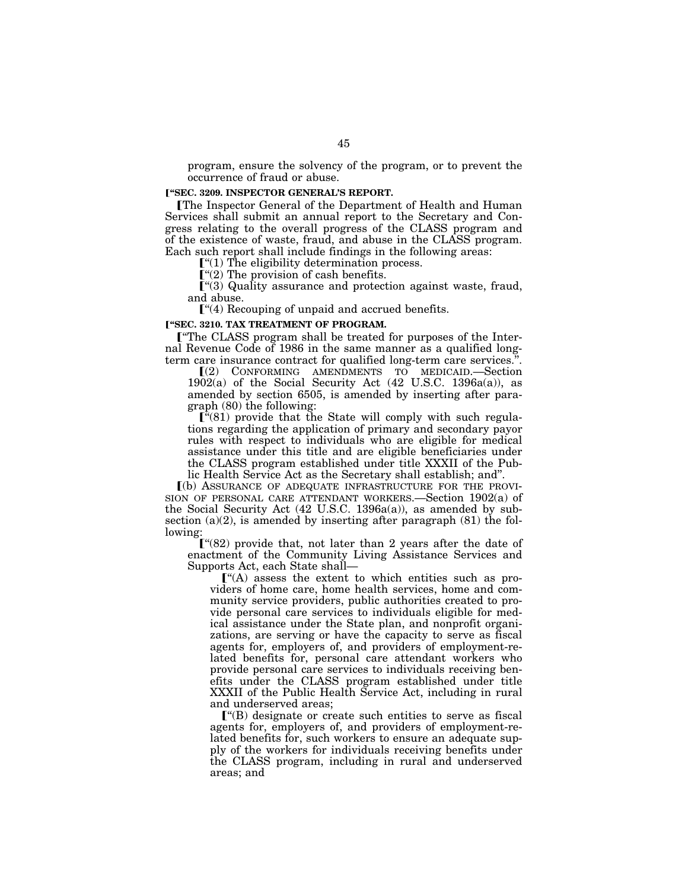program, ensure the solvency of the program, or to prevent the occurrence of fraud or abuse.

**[“SEC. 3209. INSPECTOR GENERAL’S REPORT.**

[The Inspector General of the Department of Health and Human Services shall submit an annual report to the Secretary and Congress relating to the overall progress of the CLASS program and of the existence of waste, fraud, and abuse in the CLASS program. Each such report shall include findings in the following areas:

[“(1) The eligibility determination process.

[“(2) The provision of cash benefits.

[“(3) Quality assurance and protection against waste, fraud, and abuse.

[“(4) Recouping of unpaid and accrued benefits.

**[“SEC. 3210. TAX TREATMENT OF PROGRAM.**

[“The CLASS program shall be treated for purposes of the Internal Revenue Code of 1986 in the same manner as a qualified long-term care insurance contract for qualified long-term care services.”.

[(2) CONFORMING AMENDMENTS TO MEDICAID.—Section 1902(a) of the Social Security Act (42 U.S.C. 1396a(a)), as amended by section 6505, is amended by inserting after paragraph (80) the following:

[“(81) provide that the State will comply with such regulations regarding the application of primary and secondary payor rules with respect to individuals who are eligible for medical assistance under this title and are eligible beneficiaries under the CLASS program established under title XXXII of the Public Health Service Act as the Secretary shall establish; and”.

[(b) ASSURANCE OF ADEQUATE INFRASTRUCTURE FOR THE PROVISION OF PERSONAL CARE ATTENDANT WORKERS.—Section 1902(a) of the Social Security Act (42 U.S.C. 1396a(a)), as amended by subsection (a)(2), is amended by inserting after paragraph (81) the following:

[“(82) provide that, not later than 2 years after the date of enactment of the Community Living Assistance Services and Supports Act, each State shall—

[“(A) assess the extent to which entities such as providers of home care, home health services, home and community service providers, public authorities created to provide personal care services to individuals eligible for medical assistance under the State plan, and nonprofit organizations, are serving or have the capacity to serve as fiscal agents for, employers of, and providers of employment-related benefits for, personal care attendant workers who provide personal care services to individuals receiving benefits under the CLASS program established under title XXXII of the Public Health Service Act, including in rural and underserved areas;

[“(B) designate or create such entities to serve as fiscal agents for, employers of, and providers of employment-related benefits for, such workers to ensure an adequate supply of the workers for individuals receiving benefits under the CLASS program, including in rural and underserved areas; and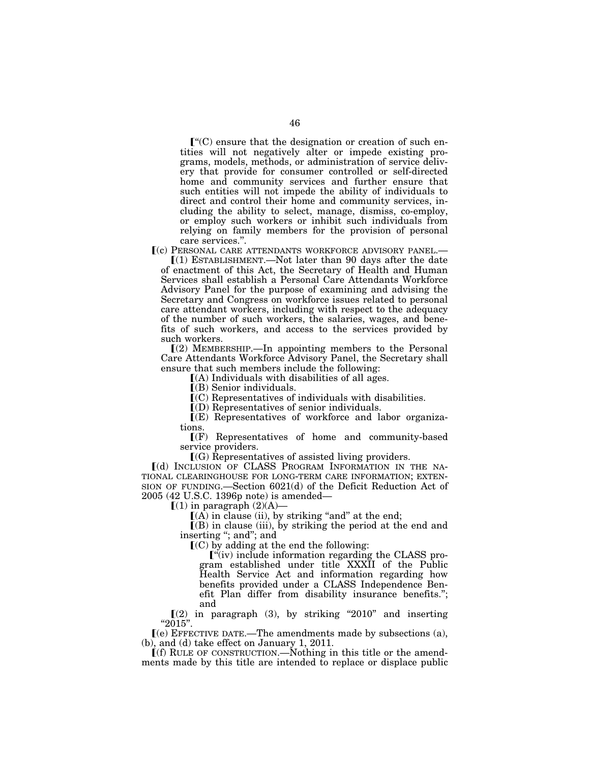⟦"(C) ensure that the designation or creation of such entities will not negatively alter or impede existing programs, models, methods, or administration of service delivery that provide for consumer controlled or self-directed home and community services and further ensure that such entities will not impede the ability of individuals to direct and control their home and community services, including the ability to select, manage, dismiss, co-employ, or employ such workers or inhibit such individuals from relying on family members for the provision of personal care services.".

⟦(c) PERSONAL CARE ATTENDANTS WORKFORCE ADVISORY PANEL.—

⟦(1) ESTABLISHMENT.—Not later than 90 days after the date of enactment of this Act, the Secretary of Health and Human Services shall establish a Personal Care Attendants Workforce Advisory Panel for the purpose of examining and advising the Secretary and Congress on workforce issues related to personal care attendant workers, including with respect to the adequacy of the number of such workers, the salaries, wages, and benefits of such workers, and access to the services provided by such workers.

⟦(2) MEMBERSHIP.—In appointing members to the Personal Care Attendants Workforce Advisory Panel, the Secretary shall ensure that such members include the following:

⟦(A) Individuals with disabilities of all ages.

⟦(B) Senior individuals.

⟦(C) Representatives of individuals with disabilities.

⟦(D) Representatives of senior individuals.

⟦(E) Representatives of workforce and labor organizations.

⟦(F) Representatives of home and community-based service providers.

⟦(G) Representatives of assisted living providers.

⟦(d) INCLUSION OF CLASS PROGRAM INFORMATION IN THE NATIONAL CLEARINGHOUSE FOR LONG-TERM CARE INFORMATION; EXTENSION OF FUNDING.—Section 6021(d) of the Deficit Reduction Act of 2005 (42 U.S.C. 1396p note) is amended—

⟦(1) in paragraph (2)(A)—

⟦(A) in clause (ii), by striking "and" at the end;

⟦(B) in clause (iii), by striking the period at the end and inserting "; and"; and

⟦(C) by adding at the end the following:

⟦"(iv) include information regarding the CLASS program established under title XXXII of the Public Health Service Act and information regarding how benefits provided under a CLASS Independence Benefit Plan differ from disability insurance benefits."; and

⟦(2) in paragraph (3), by striking "2010" and inserting "2015".

⟦(e) EFFECTIVE DATE.—The amendments made by subsections (a), (b), and (d) take effect on January 1, 2011.

⟦(f) RULE OF CONSTRUCTION.—Nothing in this title or the amendments made by this title are intended to replace or displace public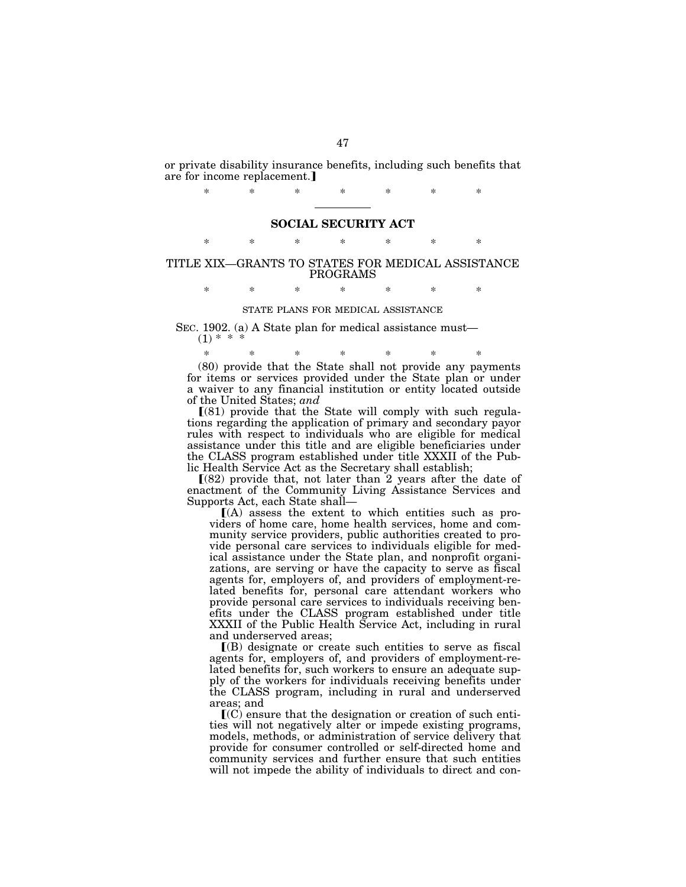or private disability insurance benefits, including such benefits that are for income replacement.】

\* \* \* \* \* \* \*

## SOCIAL SECURITY ACT

\* \* \* \* \* \* \*

### TITLE XIX—GRANTS TO STATES FOR MEDICAL ASSISTANCE PROGRAMS

\* \* \* \* \* \* \*

STATE PLANS FOR MEDICAL ASSISTANCE

SEC. 1902. (a) A State plan for medical assistance must—

(1) \* \* \*

\* \* \* \* \* \* \*

(80) provide that the State shall not provide any payments for items or services provided under the State plan or under a waiver to any financial institution or entity located outside of the United States; *and*

【(81) provide that the State will comply with such regulations regarding the application of primary and secondary payor rules with respect to individuals who are eligible for medical assistance under this title and are eligible beneficiaries under the CLASS program established under title XXXII of the Public Health Service Act as the Secretary shall establish;

【(82) provide that, not later than 2 years after the date of enactment of the Community Living Assistance Services and Supports Act, each State shall—

【(A) assess the extent to which entities such as providers of home care, home health services, home and community service providers, public authorities created to provide personal care services to individuals eligible for medical assistance under the State plan, and nonprofit organizations, are serving or have the capacity to serve as fiscal agents for, employers of, and providers of employment-related benefits for, personal care attendant workers who provide personal care services to individuals receiving benefits under the CLASS program established under title XXXII of the Public Health Service Act, including in rural and underserved areas;

【(B) designate or create such entities to serve as fiscal agents for, employers of, and providers of employment-related benefits for, such workers to ensure an adequate supply of the workers for individuals receiving benefits under the CLASS program, including in rural and underserved areas; and

【(C) ensure that the designation or creation of such entities will not negatively alter or impede existing programs, models, methods, or administration of service delivery that provide for consumer controlled or self-directed home and community services and further ensure that such entities will not impede the ability of individuals to direct and con-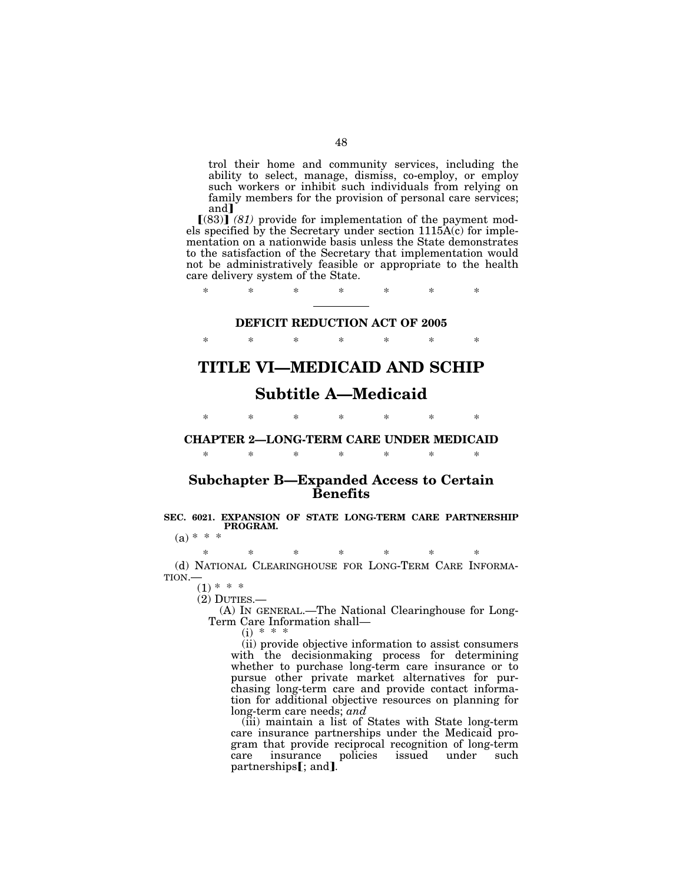trol their home and community services, including the ability to select, manage, dismiss, co-employ, or employ such workers or inhibit such individuals from relying on family members for the provision of personal care services; and】

【(83)】 *(81)* provide for implementation of the payment models specified by the Secretary under section 1115A(c) for implementation on a nationwide basis unless the State demonstrates to the satisfaction of the Secretary that implementation would not be administratively feasible or appropriate to the health care delivery system of the State.

\* \* \* \* \* \* \*

---

**DEFICIT REDUCTION ACT OF 2005**

\* \* \* \* \* \* \*

# TITLE VI—MEDICAID AND SCHIP

## Subtitle A—Medicaid

\* \* \* \* \* \* \*

**CHAPTER 2—LONG-TERM CARE UNDER MEDICAID**

\* \* \* \* \* \* \*

### Subchapter B—Expanded Access to Certain Benefits

**SEC. 6021. EXPANSION OF STATE LONG-TERM CARE PARTNERSHIP PROGRAM.**

(a) \* \* \*

\* \* \* \* \* \* \*

(d) NATIONAL CLEARINGHOUSE FOR LONG-TERM CARE INFORMATION.—

(1) \* \* \*

(2) DUTIES.—

(A) IN GENERAL.—The National Clearinghouse for Long-Term Care Information shall—

(i) \* \* \*

(ii) provide objective information to assist consumers with the decisionmaking process for determining whether to purchase long-term care insurance or to pursue other private market alternatives for purchasing long-term care and provide contact information for additional objective resources on planning for long-term care needs; *and*

(iii) maintain a list of States with State long-term care insurance partnerships under the Medicaid program that provide reciprocal recognition of long-term care insurance policies issued under such partnerships【; and】.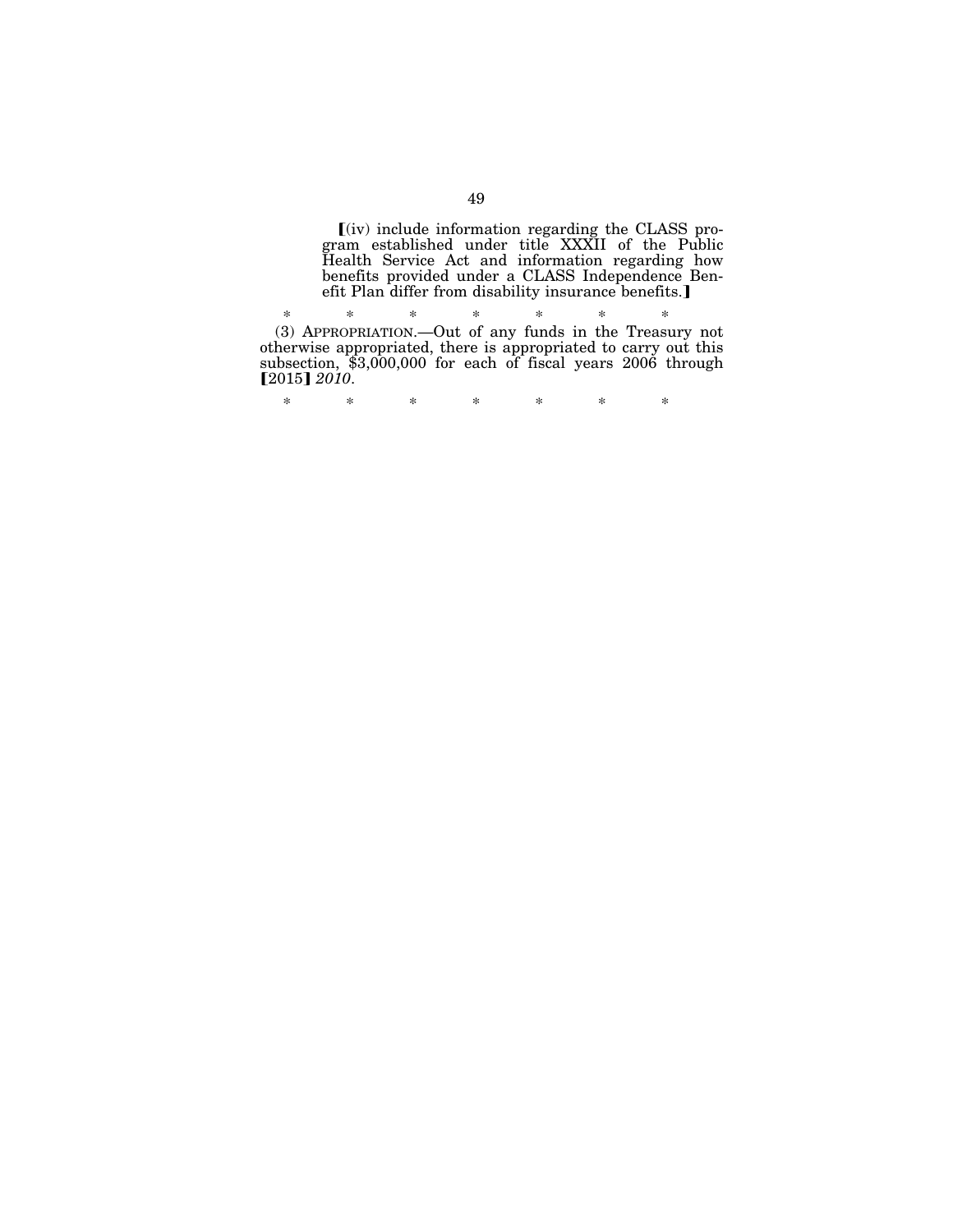⟦(iv) include information regarding the CLASS program established under title XXXII of the Public Health Service Act and information regarding how benefits provided under a CLASS Independence Benefit Plan differ from disability insurance benefits.⟧

\* \* \* \* \* \* \*

(3) APPROPRIATION.—Out of any funds in the Treasury not otherwise appropriated, there is appropriated to carry out this subsection, $3,000,000 for each of fiscal years 2006 through ⟦2015⟧ *2010*.

\* \* \* \* \* \* \*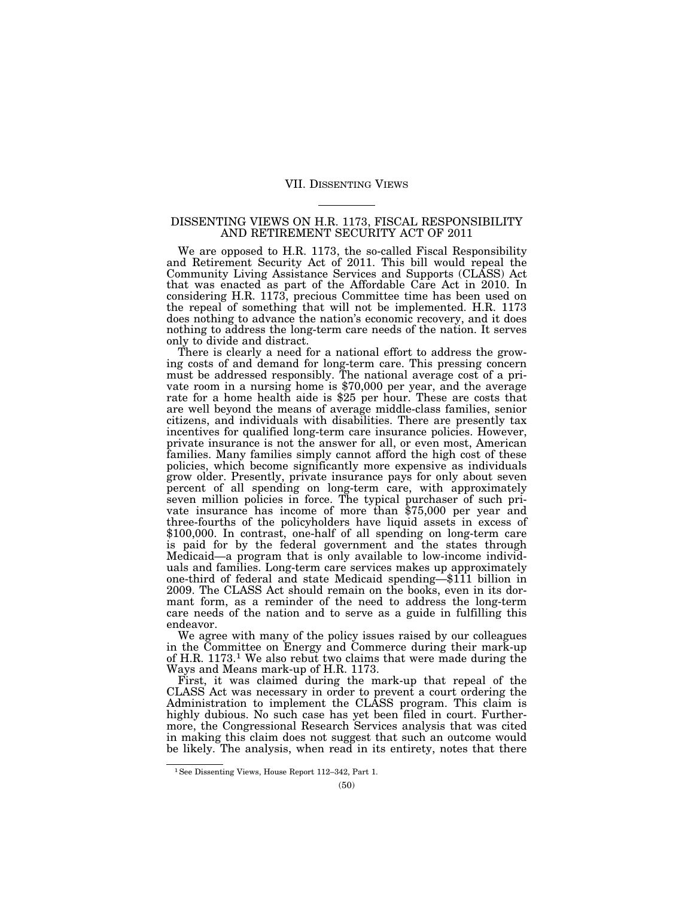## VII. Dissenting Views

### DISSENTING VIEWS ON H.R. 1173, FISCAL RESPONSIBILITY AND RETIREMENT SECURITY ACT OF 2011

We are opposed to H.R. 1173, the so-called Fiscal Responsibility and Retirement Security Act of 2011. This bill would repeal the Community Living Assistance Services and Supports (CLASS) Act that was enacted as part of the Affordable Care Act in 2010. In considering H.R. 1173, precious Committee time has been used on the repeal of something that will not be implemented. H.R. 1173 does nothing to advance the nation's economic recovery, and it does nothing to address the long-term care needs of the nation. It serves only to divide and distract.

There is clearly a need for a national effort to address the growing costs of and demand for long-term care. This pressing concern must be addressed responsibly. The national average cost of a private room in a nursing home is $70,000 per year, and the average rate for a home health aide is $25 per hour. These are costs that are well beyond the means of average middle-class families, senior citizens, and individuals with disabilities. There are presently tax incentives for qualified long-term care insurance policies. However, private insurance is not the answer for all, or even most, American families. Many families simply cannot afford the high cost of these policies, which become significantly more expensive as individuals grow older. Presently, private insurance pays for only about seven percent of all spending on long-term care, with approximately seven million policies in force. The typical purchaser of such private insurance has income of more than $75,000 per year and three-fourths of the policyholders have liquid assets in excess of $100,000. In contrast, one-half of all spending on long-term care is paid for by the federal government and the states through Medicaid—a program that is only available to low-income individuals and families. Long-term care services makes up approximately one-third of federal and state Medicaid spending—$111 billion in 2009. The CLASS Act should remain on the books, even in its dormant form, as a reminder of the need to address the long-term care needs of the nation and to serve as a guide in fulfilling this endeavor.

We agree with many of the policy issues raised by our colleagues in the Committee on Energy and Commerce during their mark-up of H.R. 1173.[1] We also rebut two claims that were made during the Ways and Means mark-up of H.R. 1173.

First, it was claimed during the mark-up that repeal of the CLASS Act was necessary in order to prevent a court ordering the Administration to implement the CLASS program. This claim is highly dubious. No such case has yet been filed in court. Furthermore, the Congressional Research Services analysis that was cited in making this claim does not suggest that such an outcome would be likely. The analysis, when read in its entirety, notes that there

[1] See Dissenting Views, House Report 112–342, Part 1.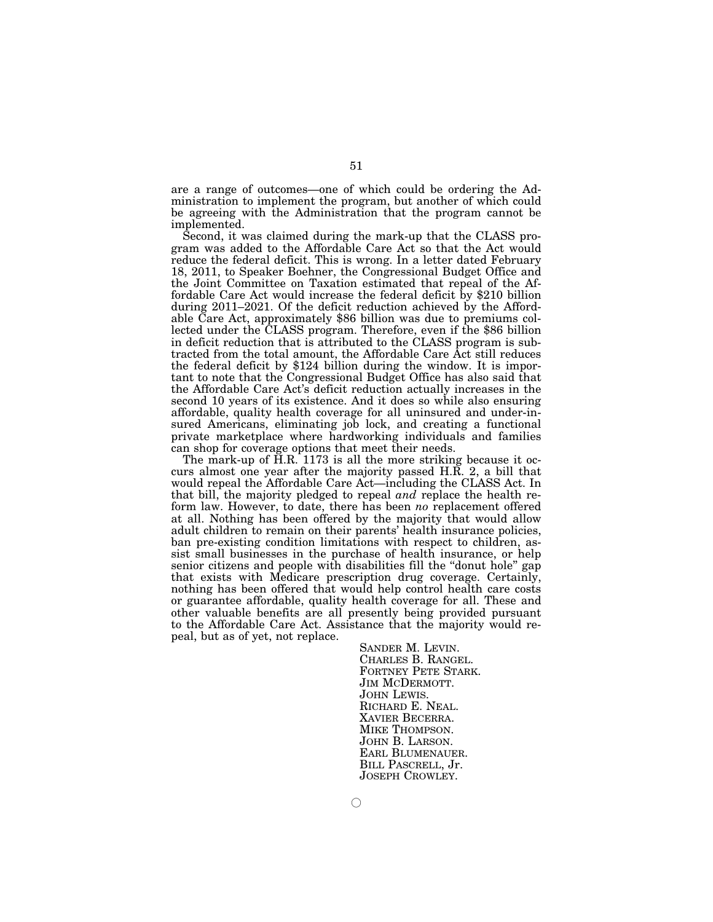are a range of outcomes—one of which could be ordering the Administration to implement the program, but another of which could be agreeing with the Administration that the program cannot be implemented.

Second, it was claimed during the mark-up that the CLASS program was added to the Affordable Care Act so that the Act would reduce the federal deficit. This is wrong. In a letter dated February 18, 2011, to Speaker Boehner, the Congressional Budget Office and the Joint Committee on Taxation estimated that repeal of the Affordable Care Act would increase the federal deficit by $210 billion during 2011–2021. Of the deficit reduction achieved by the Affordable Care Act, approximately $86 billion was due to premiums collected under the CLASS program. Therefore, even if the $86 billion in deficit reduction that is attributed to the CLASS program is subtracted from the total amount, the Affordable Care Act still reduces the federal deficit by $124 billion during the window. It is important to note that the Congressional Budget Office has also said that the Affordable Care Act's deficit reduction actually increases in the second 10 years of its existence. And it does so while also ensuring affordable, quality health coverage for all uninsured and under-insured Americans, eliminating job lock, and creating a functional private marketplace where hardworking individuals and families can shop for coverage options that meet their needs.

The mark-up of H.R. 1173 is all the more striking because it occurs almost one year after the majority passed H.R. 2, a bill that would repeal the Affordable Care Act—including the CLASS Act. In that bill, the majority pledged to repeal *and* replace the health reform law. However, to date, there has been *no* replacement offered at all. Nothing has been offered by the majority that would allow adult children to remain on their parents' health insurance policies, ban pre-existing condition limitations with respect to children, assist small businesses in the purchase of health insurance, or help senior citizens and people with disabilities fill the "donut hole" gap that exists with Medicare prescription drug coverage. Certainly, nothing has been offered that would help control health care costs or guarantee affordable, quality health coverage for all. These and other valuable benefits are all presently being provided pursuant to the Affordable Care Act. Assistance that the majority would repeal, but as of yet, not replace.

SANDER M. LEVIN.
CHARLES B. RANGEL.
FORTNEY PETE STARK.
JIM MCDERMOTT.
JOHN LEWIS.
RICHARD E. NEAL.
XAVIER BECERRA.
MIKE THOMPSON.
JOHN B. LARSON.
EARL BLUMENAUER.
BILL PASCRELL, Jr.
JOSEPH CROWLEY.